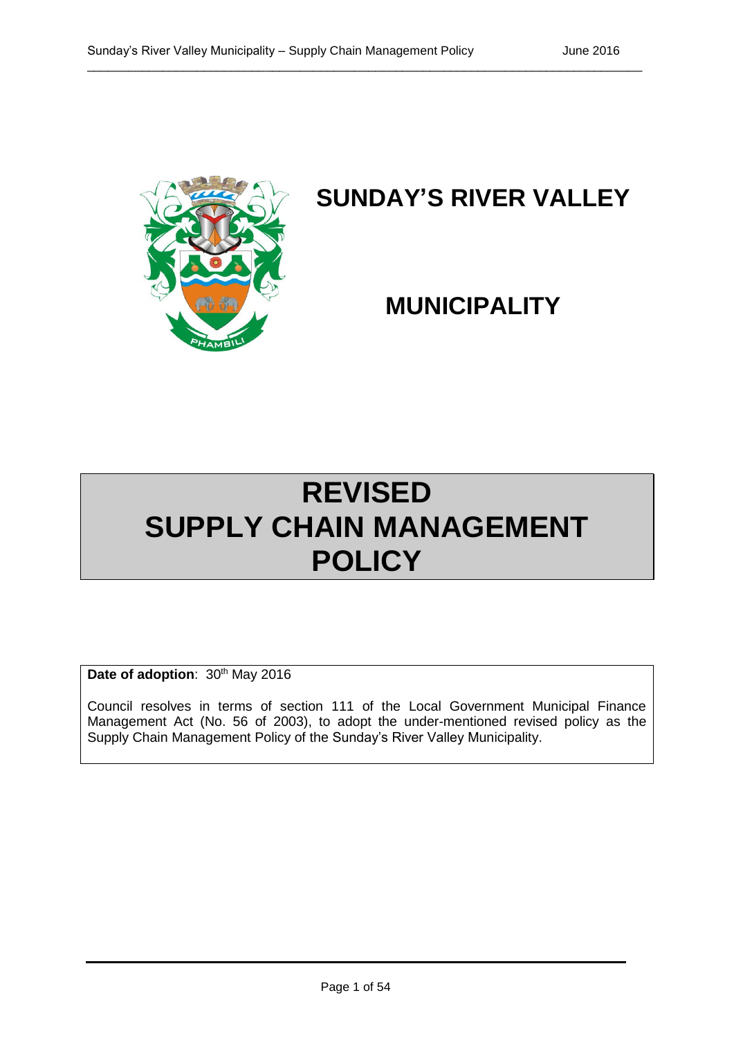# SUNDAY'S RIVER VALLEY

# MUNICIPALITY

# REVISED SUPPLY CHAIN MANAGEMENT POLICY

**Date of adoption**: 30th May 2016

Council resolves in terms of section 111 of the Local Government Municipal Finance Management Act (No. 56 of 2003), to adopt the under-mentioned revised policy as the Supply Chain Management Policy of the Sunday's River Valley Municipality.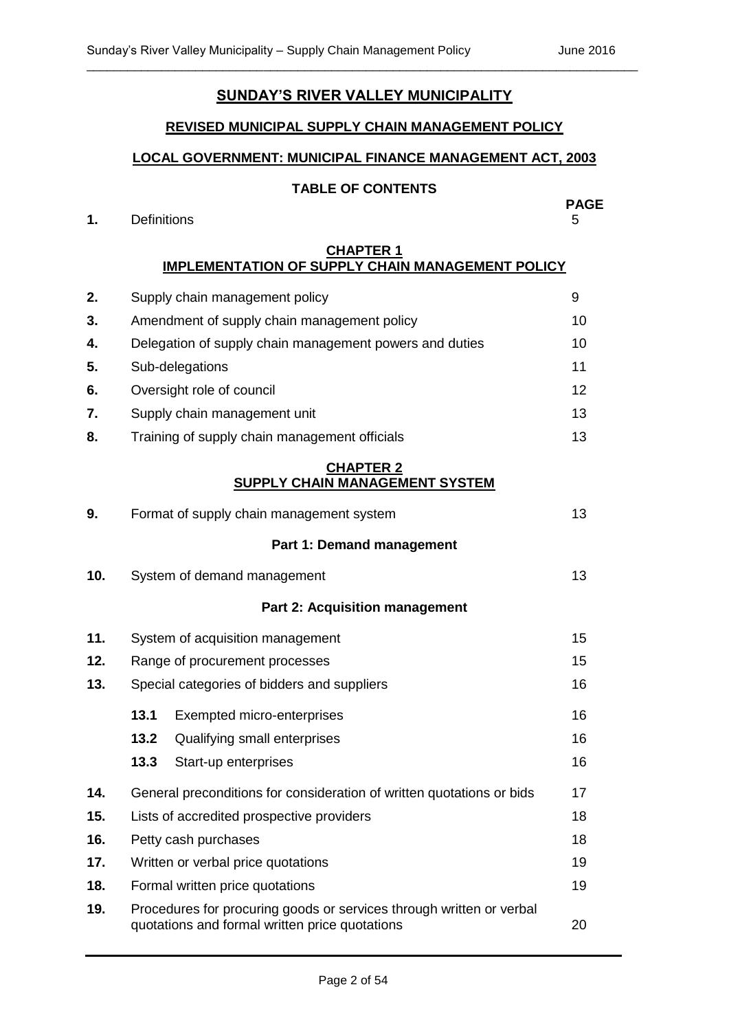# SUNDAY'S RIVER VALLEY MUNICIPALITY

## REVISED MUNICIPAL SUPPLY CHAIN MANAGEMENT POLICY

## LOCAL GOVERNMENT: MUNICIPAL FINANCE MANAGEMENT ACT, 2003

### TABLE OF CONTENTS

| | | PAGE |
|---|---|---|
| **1.** | Definitions | 5 |

**CHAPTER 1**
**IMPLEMENTATION OF SUPPLY CHAIN MANAGEMENT POLICY**

| | | |
|---|---|---|
| **2.** | Supply chain management policy | 9 |
| **3.** | Amendment of supply chain management policy | 10 |
| **4.** | Delegation of supply chain management powers and duties | 10 |
| **5.** | Sub-delegations | 11 |
| **6.** | Oversight role of council | 12 |
| **7.** | Supply chain management unit | 13 |
| **8.** | Training of supply chain management officials | 13 |

**CHAPTER 2**
**SUPPLY CHAIN MANAGEMENT SYSTEM**

| | | |
|---|---|---|
| **9.** | Format of supply chain management system | 13 |

**Part 1: Demand management**

| | | |
|---|---|---|
| **10.** | System of demand management | 13 |

**Part 2: Acquisition management**

| | | |
|---|---|---|
| **11.** | System of acquisition management | 15 |
| **12.** | Range of procurement processes | 15 |
| **13.** | Special categories of bidders and suppliers | 16 |
| | **13.1** Exempted micro-enterprises | 16 |
| | **13.2** Qualifying small enterprises | 16 |
| | **13.3** Start-up enterprises | 16 |
| **14.** | General preconditions for consideration of written quotations or bids | 17 |
| **15.** | Lists of accredited prospective providers | 18 |
| **16.** | Petty cash purchases | 18 |
| **17.** | Written or verbal price quotations | 19 |
| **18.** | Formal written price quotations | 19 |
| **19.** | Procedures for procuring goods or services through written or verbal quotations and formal written price quotations | 20 |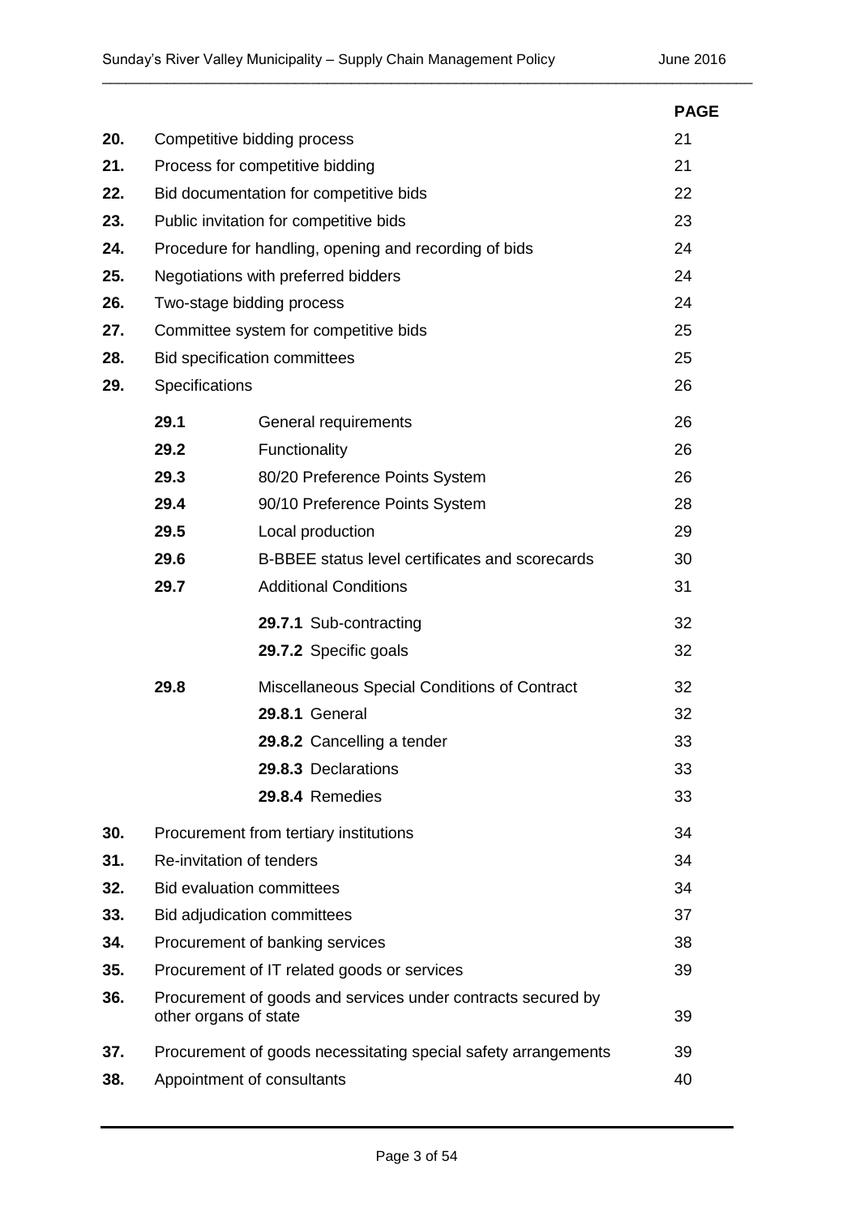| | | | PAGE |
|---|---|---|---|
| **20.** | Competitive bidding process | | 21 |
| **21.** | Process for competitive bidding | | 21 |
| **22.** | Bid documentation for competitive bids | | 22 |
| **23.** | Public invitation for competitive bids | | 23 |
| **24.** | Procedure for handling, opening and recording of bids | | 24 |
| **25.** | Negotiations with preferred bidders | | 24 |
| **26.** | Two-stage bidding process | | 24 |
| **27.** | Committee system for competitive bids | | 25 |
| **28.** | Bid specification committees | | 25 |
| **29.** | Specifications | | 26 |
| | **29.1** | General requirements | 26 |
| | **29.2** | Functionality | 26 |
| | **29.3** | 80/20 Preference Points System | 26 |
| | **29.4** | 90/10 Preference Points System | 28 |
| | **29.5** | Local production | 29 |
| | **29.6** | B-BBEE status level certificates and scorecards | 30 |
| | **29.7** | Additional Conditions | 31 |
| | | **29.7.1** Sub-contracting | 32 |
| | | **29.7.2** Specific goals | 32 |
| | **29.8** | Miscellaneous Special Conditions of Contract | 32 |
| | | **29.8.1** General | 32 |
| | | **29.8.2** Cancelling a tender | 33 |
| | | **29.8.3** Declarations | 33 |
| | | **29.8.4** Remedies | 33 |
| **30.** | Procurement from tertiary institutions | | 34 |
| **31.** | Re-invitation of tenders | | 34 |
| **32.** | Bid evaluation committees | | 34 |
| **33.** | Bid adjudication committees | | 37 |
| **34.** | Procurement of banking services | | 38 |
| **35.** | Procurement of IT related goods or services | | 39 |
| **36.** | Procurement of goods and services under contracts secured by other organs of state | | 39 |
| **37.** | Procurement of goods necessitating special safety arrangements | | 39 |
| **38.** | Appointment of consultants | | 40 |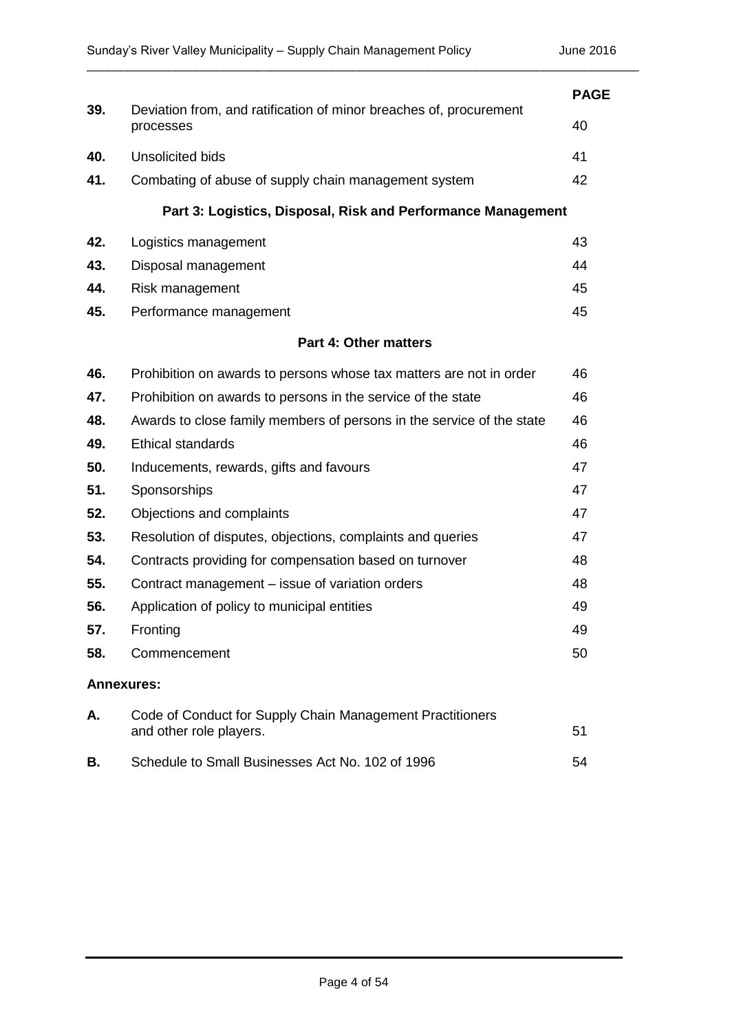| | | **PAGE** |
|---|---|---|
| **39.** | Deviation from, and ratification of minor breaches of, procurement processes | 40 |
| **40.** | Unsolicited bids | 41 |
| **41.** | Combating of abuse of supply chain management system | 42 |

**Part 3: Logistics, Disposal, Risk and Performance Management**

| | | |
|---|---|---|
| **42.** | Logistics management | 43 |
| **43.** | Disposal management | 44 |
| **44.** | Risk management | 45 |
| **45.** | Performance management | 45 |

**Part 4: Other matters**

| | | |
|---|---|---|
| **46.** | Prohibition on awards to persons whose tax matters are not in order | 46 |
| **47.** | Prohibition on awards to persons in the service of the state | 46 |
| **48.** | Awards to close family members of persons in the service of the state | 46 |
| **49.** | Ethical standards | 46 |
| **50.** | Inducements, rewards, gifts and favours | 47 |
| **51.** | Sponsorships | 47 |
| **52.** | Objections and complaints | 47 |
| **53.** | Resolution of disputes, objections, complaints and queries | 47 |
| **54.** | Contracts providing for compensation based on turnover | 48 |
| **55.** | Contract management – issue of variation orders | 48 |
| **56.** | Application of policy to municipal entities | 49 |
| **57.** | Fronting | 49 |
| **58.** | Commencement | 50 |

**Annexures:**

| | | |
|---|---|---|
| **A.** | Code of Conduct for Supply Chain Management Practitioners and other role players. | 51 |
| **B.** | Schedule to Small Businesses Act No. 102 of 1996 | 54 |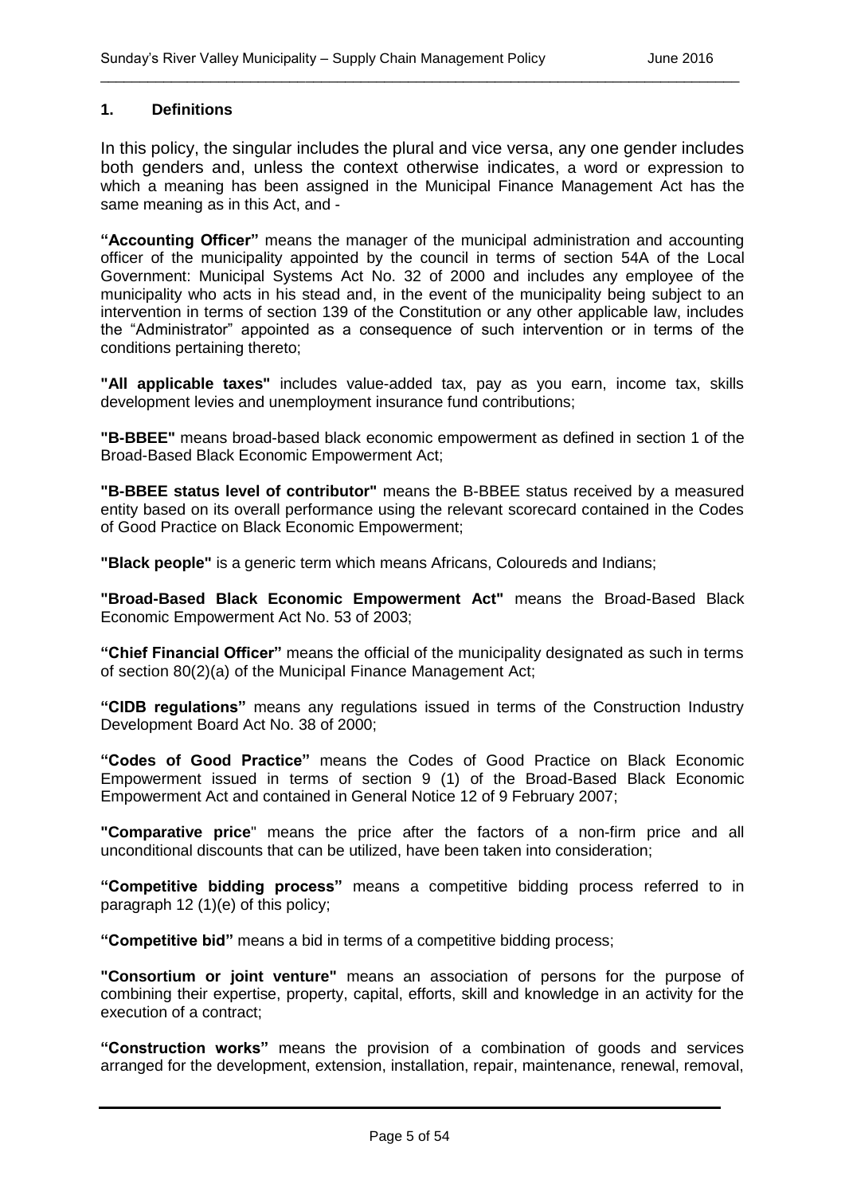## 1. Definitions

In this policy, the singular includes the plural and vice versa, any one gender includes both genders and, unless the context otherwise indicates, a word or expression to which a meaning has been assigned in the Municipal Finance Management Act has the same meaning as in this Act, and -

**"Accounting Officer"** means the manager of the municipal administration and accounting officer of the municipality appointed by the council in terms of section 54A of the Local Government: Municipal Systems Act No. 32 of 2000 and includes any employee of the municipality who acts in his stead and, in the event of the municipality being subject to an intervention in terms of section 139 of the Constitution or any other applicable law, includes the "Administrator" appointed as a consequence of such intervention or in terms of the conditions pertaining thereto;

**"All applicable taxes"** includes value-added tax, pay as you earn, income tax, skills development levies and unemployment insurance fund contributions;

**"B-BBEE"** means broad-based black economic empowerment as defined in section 1 of the Broad-Based Black Economic Empowerment Act;

**"B-BBEE status level of contributor"** means the B-BBEE status received by a measured entity based on its overall performance using the relevant scorecard contained in the Codes of Good Practice on Black Economic Empowerment;

**"Black people"** is a generic term which means Africans, Coloureds and Indians;

**"Broad-Based Black Economic Empowerment Act"** means the Broad-Based Black Economic Empowerment Act No. 53 of 2003;

**"Chief Financial Officer"** means the official of the municipality designated as such in terms of section 80(2)(a) of the Municipal Finance Management Act;

**"CIDB regulations"** means any regulations issued in terms of the Construction Industry Development Board Act No. 38 of 2000;

**"Codes of Good Practice"** means the Codes of Good Practice on Black Economic Empowerment issued in terms of section 9 (1) of the Broad-Based Black Economic Empowerment Act and contained in General Notice 12 of 9 February 2007;

**"Comparative price"** means the price after the factors of a non-firm price and all unconditional discounts that can be utilized, have been taken into consideration;

**"Competitive bidding process"** means a competitive bidding process referred to in paragraph 12 (1)(e) of this policy;

**"Competitive bid"** means a bid in terms of a competitive bidding process;

**"Consortium or joint venture"** means an association of persons for the purpose of combining their expertise, property, capital, efforts, skill and knowledge in an activity for the execution of a contract;

**"Construction works"** means the provision of a combination of goods and services arranged for the development, extension, installation, repair, maintenance, renewal, removal,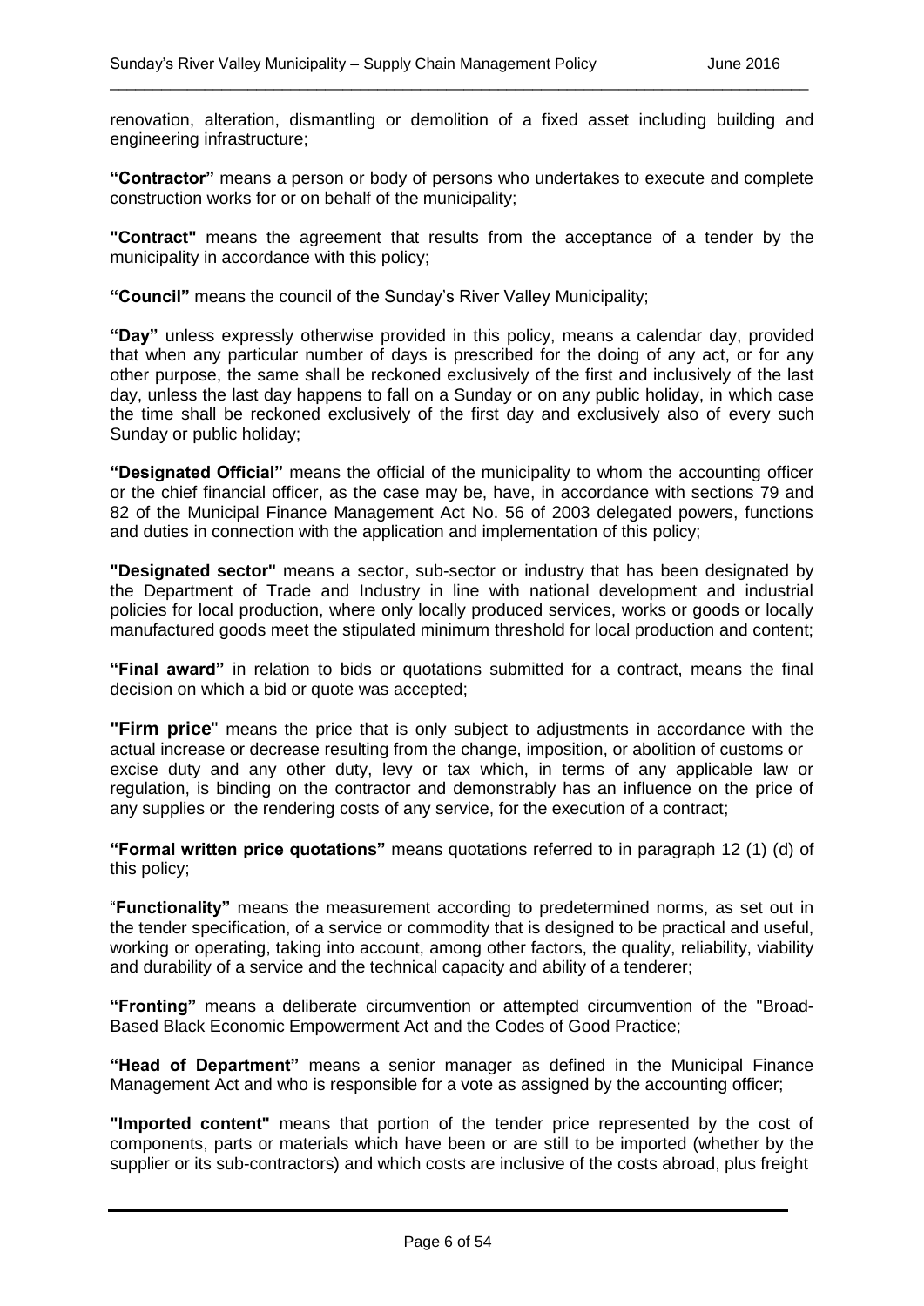renovation, alteration, dismantling or demolition of a fixed asset including building and engineering infrastructure;

**"Contractor"** means a person or body of persons who undertakes to execute and complete construction works for or on behalf of the municipality;

**"Contract"** means the agreement that results from the acceptance of a tender by the municipality in accordance with this policy;

**"Council"** means the council of the Sunday's River Valley Municipality;

**"Day"** unless expressly otherwise provided in this policy, means a calendar day, provided that when any particular number of days is prescribed for the doing of any act, or for any other purpose, the same shall be reckoned exclusively of the first and inclusively of the last day, unless the last day happens to fall on a Sunday or on any public holiday, in which case the time shall be reckoned exclusively of the first day and exclusively also of every such Sunday or public holiday;

**"Designated Official"** means the official of the municipality to whom the accounting officer or the chief financial officer, as the case may be, have, in accordance with sections 79 and 82 of the Municipal Finance Management Act No. 56 of 2003 delegated powers, functions and duties in connection with the application and implementation of this policy;

**"Designated sector"** means a sector, sub-sector or industry that has been designated by the Department of Trade and Industry in line with national development and industrial policies for local production, where only locally produced services, works or goods or locally manufactured goods meet the stipulated minimum threshold for local production and content;

**"Final award"** in relation to bids or quotations submitted for a contract, means the final decision on which a bid or quote was accepted;

**"Firm price"** means the price that is only subject to adjustments in accordance with the actual increase or decrease resulting from the change, imposition, or abolition of customs or excise duty and any other duty, levy or tax which, in terms of any applicable law or regulation, is binding on the contractor and demonstrably has an influence on the price of any supplies or the rendering costs of any service, for the execution of a contract;

**"Formal written price quotations"** means quotations referred to in paragraph 12 (1) (d) of this policy;

"**Functionality"** means the measurement according to predetermined norms, as set out in the tender specification, of a service or commodity that is designed to be practical and useful, working or operating, taking into account, among other factors, the quality, reliability, viability and durability of a service and the technical capacity and ability of a tenderer;

**"Fronting"** means a deliberate circumvention or attempted circumvention of the "Broad-Based Black Economic Empowerment Act and the Codes of Good Practice;

**"Head of Department"** means a senior manager as defined in the Municipal Finance Management Act and who is responsible for a vote as assigned by the accounting officer;

**"Imported content"** means that portion of the tender price represented by the cost of components, parts or materials which have been or are still to be imported (whether by the supplier or its sub-contractors) and which costs are inclusive of the costs abroad, plus freight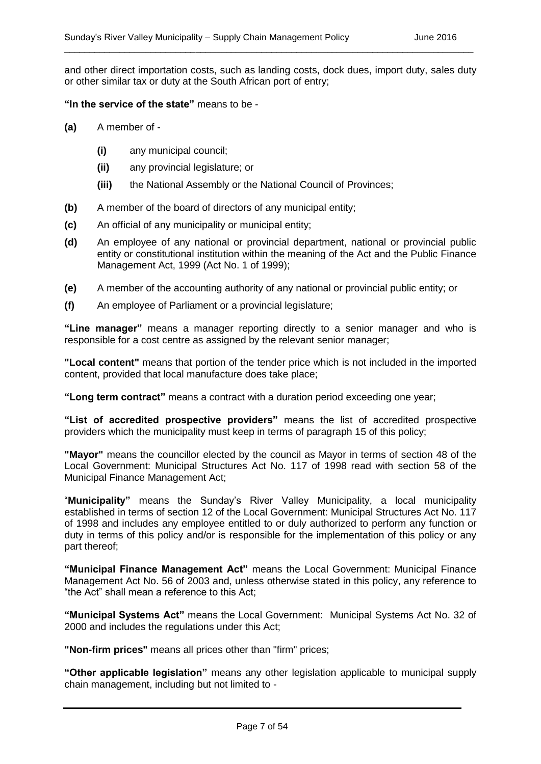and other direct importation costs, such as landing costs, dock dues, import duty, sales duty or other similar tax or duty at the South African port of entry;

**"In the service of the state"** means to be -

**(a)** A member of -

- **(i)** any municipal council;
- **(ii)** any provincial legislature; or
- **(iii)** the National Assembly or the National Council of Provinces;

**(b)** A member of the board of directors of any municipal entity;

**(c)** An official of any municipality or municipal entity;

**(d)** An employee of any national or provincial department, national or provincial public entity or constitutional institution within the meaning of the Act and the Public Finance Management Act, 1999 (Act No. 1 of 1999);

**(e)** A member of the accounting authority of any national or provincial public entity; or

**(f)** An employee of Parliament or a provincial legislature;

**"Line manager"** means a manager reporting directly to a senior manager and who is responsible for a cost centre as assigned by the relevant senior manager;

**"Local content"** means that portion of the tender price which is not included in the imported content, provided that local manufacture does take place;

**"Long term contract"** means a contract with a duration period exceeding one year;

**"List of accredited prospective providers"** means the list of accredited prospective providers which the municipality must keep in terms of paragraph 15 of this policy;

**"Mayor"** means the councillor elected by the council as Mayor in terms of section 48 of the Local Government: Municipal Structures Act No. 117 of 1998 read with section 58 of the Municipal Finance Management Act;

"**Municipality"** means the Sunday's River Valley Municipality, a local municipality established in terms of section 12 of the Local Government: Municipal Structures Act No. 117 of 1998 and includes any employee entitled to or duly authorized to perform any function or duty in terms of this policy and/or is responsible for the implementation of this policy or any part thereof;

**"Municipal Finance Management Act"** means the Local Government: Municipal Finance Management Act No. 56 of 2003 and, unless otherwise stated in this policy, any reference to "the Act" shall mean a reference to this Act;

**"Municipal Systems Act"** means the Local Government: Municipal Systems Act No. 32 of 2000 and includes the regulations under this Act;

**"Non-firm prices"** means all prices other than "firm" prices;

**"Other applicable legislation"** means any other legislation applicable to municipal supply chain management, including but not limited to -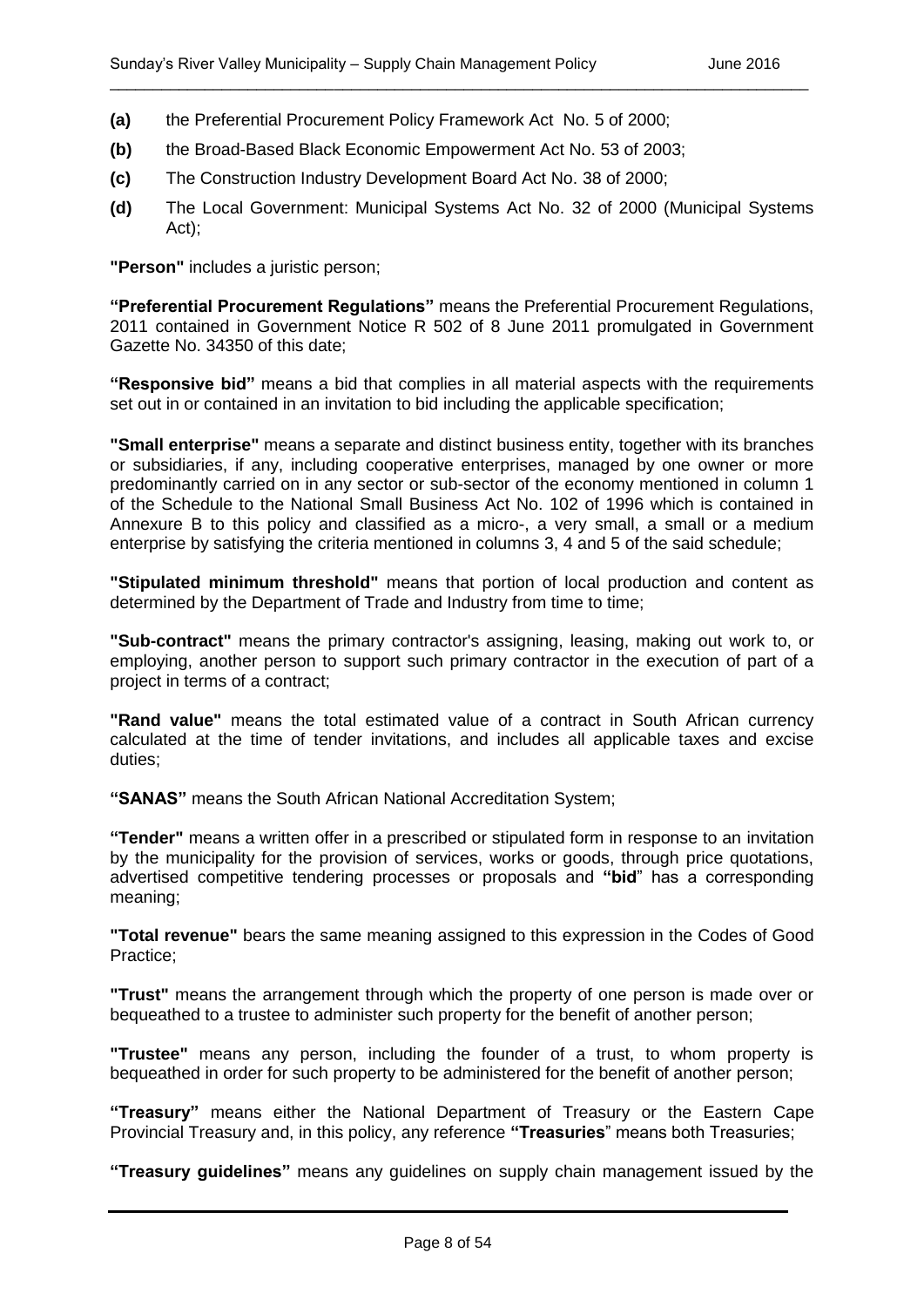**(a)** the Preferential Procurement Policy Framework Act No. 5 of 2000;

**(b)** the Broad-Based Black Economic Empowerment Act No. 53 of 2003;

**(c)** The Construction Industry Development Board Act No. 38 of 2000;

**(d)** The Local Government: Municipal Systems Act No. 32 of 2000 (Municipal Systems Act);

**"Person"** includes a juristic person;

**"Preferential Procurement Regulations"** means the Preferential Procurement Regulations, 2011 contained in Government Notice R 502 of 8 June 2011 promulgated in Government Gazette No. 34350 of this date;

**"Responsive bid"** means a bid that complies in all material aspects with the requirements set out in or contained in an invitation to bid including the applicable specification;

**"Small enterprise"** means a separate and distinct business entity, together with its branches or subsidiaries, if any, including cooperative enterprises, managed by one owner or more predominantly carried on in any sector or sub-sector of the economy mentioned in column 1 of the Schedule to the National Small Business Act No. 102 of 1996 which is contained in Annexure B to this policy and classified as a micro-, a very small, a small or a medium enterprise by satisfying the criteria mentioned in columns 3, 4 and 5 of the said schedule;

**"Stipulated minimum threshold"** means that portion of local production and content as determined by the Department of Trade and Industry from time to time;

**"Sub-contract"** means the primary contractor's assigning, leasing, making out work to, or employing, another person to support such primary contractor in the execution of part of a project in terms of a contract;

**"Rand value"** means the total estimated value of a contract in South African currency calculated at the time of tender invitations, and includes all applicable taxes and excise duties;

**"SANAS"** means the South African National Accreditation System;

**"Tender"** means a written offer in a prescribed or stipulated form in response to an invitation by the municipality for the provision of services, works or goods, through price quotations, advertised competitive tendering processes or proposals and **"bid"** has a corresponding meaning;

**"Total revenue"** bears the same meaning assigned to this expression in the Codes of Good Practice;

**"Trust"** means the arrangement through which the property of one person is made over or bequeathed to a trustee to administer such property for the benefit of another person;

**"Trustee"** means any person, including the founder of a trust, to whom property is bequeathed in order for such property to be administered for the benefit of another person;

**"Treasury"** means either the National Department of Treasury or the Eastern Cape Provincial Treasury and, in this policy, any reference **"Treasuries"** means both Treasuries;

**"Treasury guidelines"** means any guidelines on supply chain management issued by the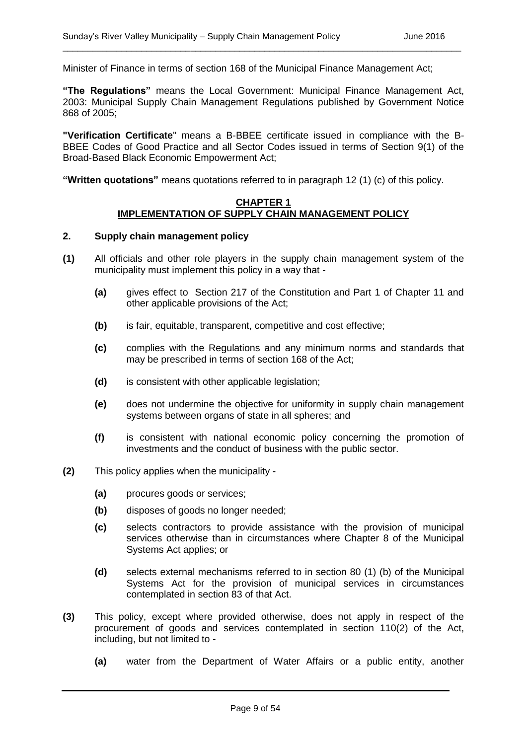Minister of Finance in terms of section 168 of the Municipal Finance Management Act;

**"The Regulations"** means the Local Government: Municipal Finance Management Act, 2003: Municipal Supply Chain Management Regulations published by Government Notice 868 of 2005;

**"Verification Certificate"** means a B-BBEE certificate issued in compliance with the B-BBEE Codes of Good Practice and all Sector Codes issued in terms of Section 9(1) of the Broad-Based Black Economic Empowerment Act;

**"Written quotations"** means quotations referred to in paragraph 12 (1) (c) of this policy.

## CHAPTER 1
## IMPLEMENTATION OF SUPPLY CHAIN MANAGEMENT POLICY

### 2. Supply chain management policy

**(1)** All officials and other role players in the supply chain management system of the municipality must implement this policy in a way that -

- **(a)** gives effect to Section 217 of the Constitution and Part 1 of Chapter 11 and other applicable provisions of the Act;
- **(b)** is fair, equitable, transparent, competitive and cost effective;
- **(c)** complies with the Regulations and any minimum norms and standards that may be prescribed in terms of section 168 of the Act;
- **(d)** is consistent with other applicable legislation;
- **(e)** does not undermine the objective for uniformity in supply chain management systems between organs of state in all spheres; and
- **(f)** is consistent with national economic policy concerning the promotion of investments and the conduct of business with the public sector.

**(2)** This policy applies when the municipality -

- **(a)** procures goods or services;
- **(b)** disposes of goods no longer needed;
- **(c)** selects contractors to provide assistance with the provision of municipal services otherwise than in circumstances where Chapter 8 of the Municipal Systems Act applies; or
- **(d)** selects external mechanisms referred to in section 80 (1) (b) of the Municipal Systems Act for the provision of municipal services in circumstances contemplated in section 83 of that Act.

**(3)** This policy, except where provided otherwise, does not apply in respect of the procurement of goods and services contemplated in section 110(2) of the Act, including, but not limited to -

- **(a)** water from the Department of Water Affairs or a public entity, another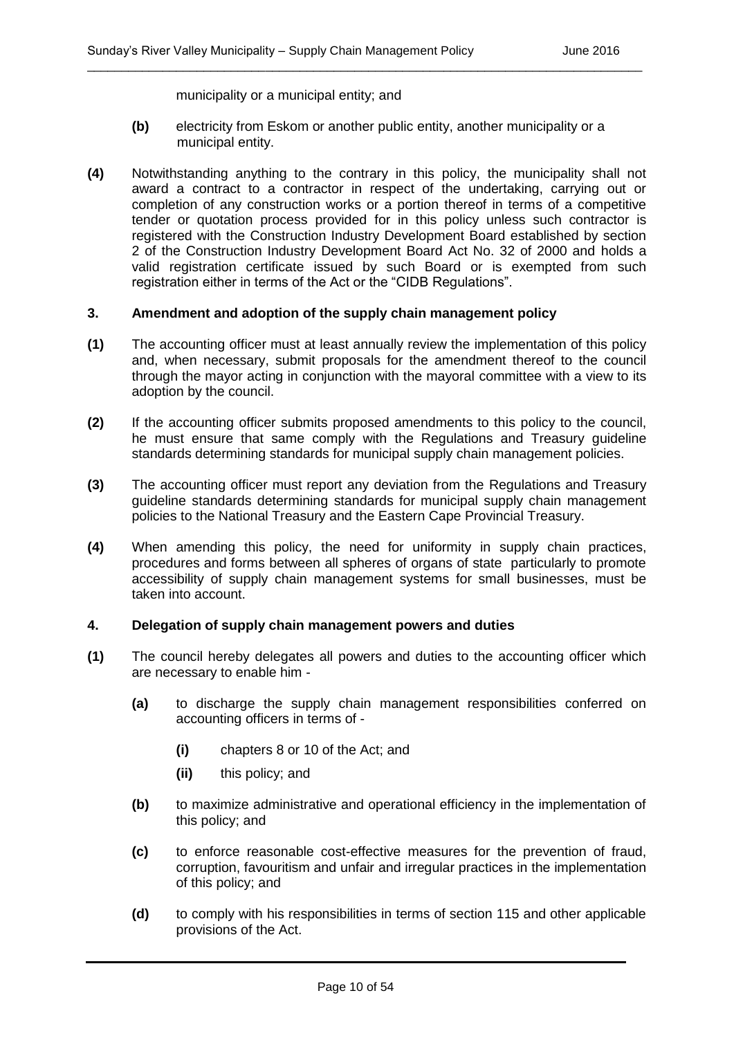municipality or a municipal entity; and

**(b)** electricity from Eskom or another public entity, another municipality or a municipal entity.

**(4)** Notwithstanding anything to the contrary in this policy, the municipality shall not award a contract to a contractor in respect of the undertaking, carrying out or completion of any construction works or a portion thereof in terms of a competitive tender or quotation process provided for in this policy unless such contractor is registered with the Construction Industry Development Board established by section 2 of the Construction Industry Development Board Act No. 32 of 2000 and holds a valid registration certificate issued by such Board or is exempted from such registration either in terms of the Act or the "CIDB Regulations".

### 3. Amendment and adoption of the supply chain management policy

**(1)** The accounting officer must at least annually review the implementation of this policy and, when necessary, submit proposals for the amendment thereof to the council through the mayor acting in conjunction with the mayoral committee with a view to its adoption by the council.

**(2)** If the accounting officer submits proposed amendments to this policy to the council, he must ensure that same comply with the Regulations and Treasury guideline standards determining standards for municipal supply chain management policies.

**(3)** The accounting officer must report any deviation from the Regulations and Treasury guideline standards determining standards for municipal supply chain management policies to the National Treasury and the Eastern Cape Provincial Treasury.

**(4)** When amending this policy, the need for uniformity in supply chain practices, procedures and forms between all spheres of organs of state particularly to promote accessibility of supply chain management systems for small businesses, must be taken into account.

### 4. Delegation of supply chain management powers and duties

**(1)** The council hereby delegates all powers and duties to the accounting officer which are necessary to enable him -

**(a)** to discharge the supply chain management responsibilities conferred on accounting officers in terms of -

**(i)** chapters 8 or 10 of the Act; and

**(ii)** this policy; and

**(b)** to maximize administrative and operational efficiency in the implementation of this policy; and

**(c)** to enforce reasonable cost-effective measures for the prevention of fraud, corruption, favouritism and unfair and irregular practices in the implementation of this policy; and

**(d)** to comply with his responsibilities in terms of section 115 and other applicable provisions of the Act.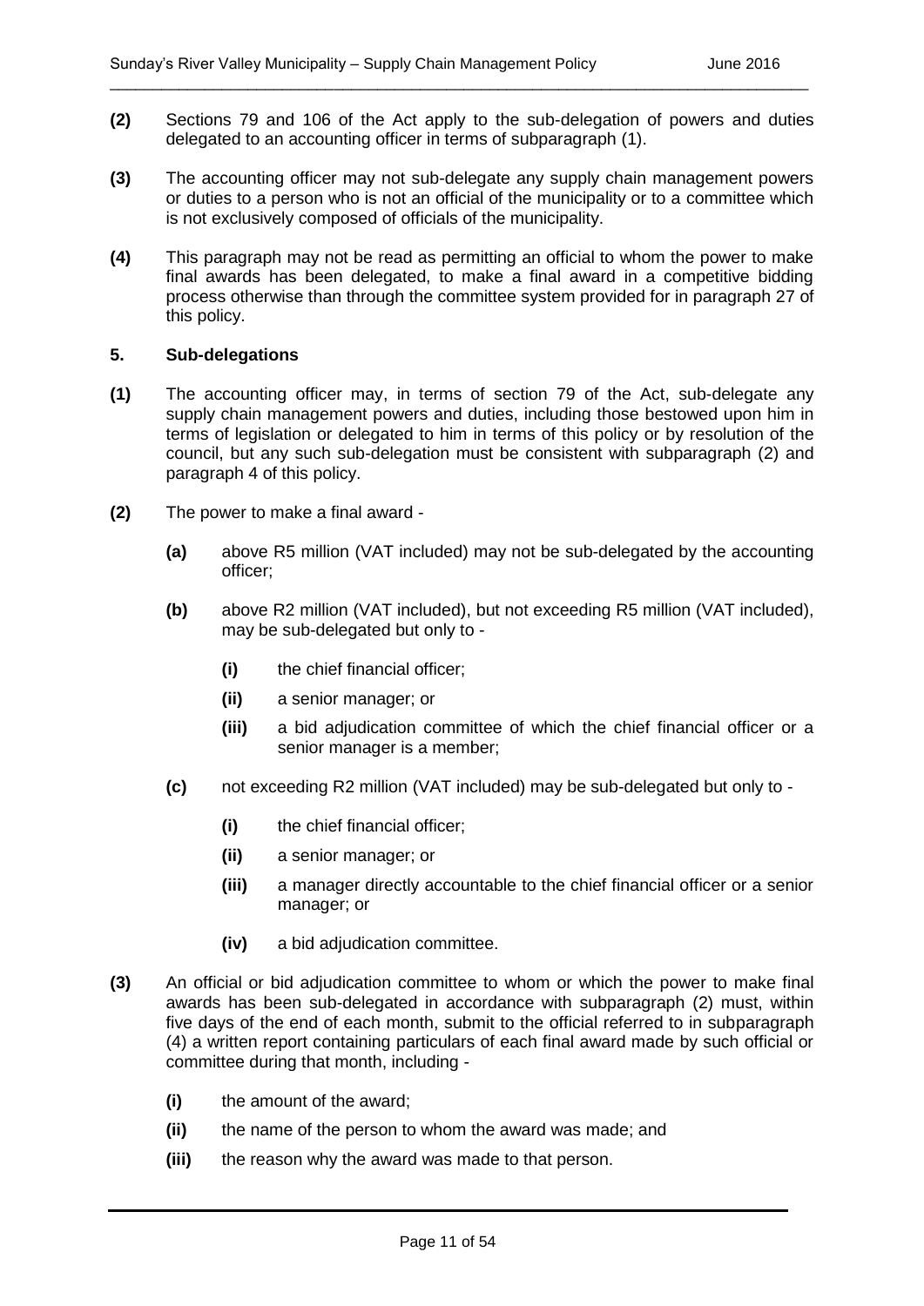**(2)** Sections 79 and 106 of the Act apply to the sub-delegation of powers and duties delegated to an accounting officer in terms of subparagraph (1).

**(3)** The accounting officer may not sub-delegate any supply chain management powers or duties to a person who is not an official of the municipality or to a committee which is not exclusively composed of officials of the municipality.

**(4)** This paragraph may not be read as permitting an official to whom the power to make final awards has been delegated, to make a final award in a competitive bidding process otherwise than through the committee system provided for in paragraph 27 of this policy.

### 5. Sub-delegations

**(1)** The accounting officer may, in terms of section 79 of the Act, sub-delegate any supply chain management powers and duties, including those bestowed upon him in terms of legislation or delegated to him in terms of this policy or by resolution of the council, but any such sub-delegation must be consistent with subparagraph (2) and paragraph 4 of this policy.

**(2)** The power to make a final award -

- **(a)** above R5 million (VAT included) may not be sub-delegated by the accounting officer;
- **(b)** above R2 million (VAT included), but not exceeding R5 million (VAT included), may be sub-delegated but only to -
  - **(i)** the chief financial officer;
  - **(ii)** a senior manager; or
  - **(iii)** a bid adjudication committee of which the chief financial officer or a senior manager is a member;
- **(c)** not exceeding R2 million (VAT included) may be sub-delegated but only to -
  - **(i)** the chief financial officer;
  - **(ii)** a senior manager; or
  - **(iii)** a manager directly accountable to the chief financial officer or a senior manager; or
  - **(iv)** a bid adjudication committee.

**(3)** An official or bid adjudication committee to whom or which the power to make final awards has been sub-delegated in accordance with subparagraph (2) must, within five days of the end of each month, submit to the official referred to in subparagraph (4) a written report containing particulars of each final award made by such official or committee during that month, including -

- **(i)** the amount of the award;
- **(ii)** the name of the person to whom the award was made; and
- **(iii)** the reason why the award was made to that person.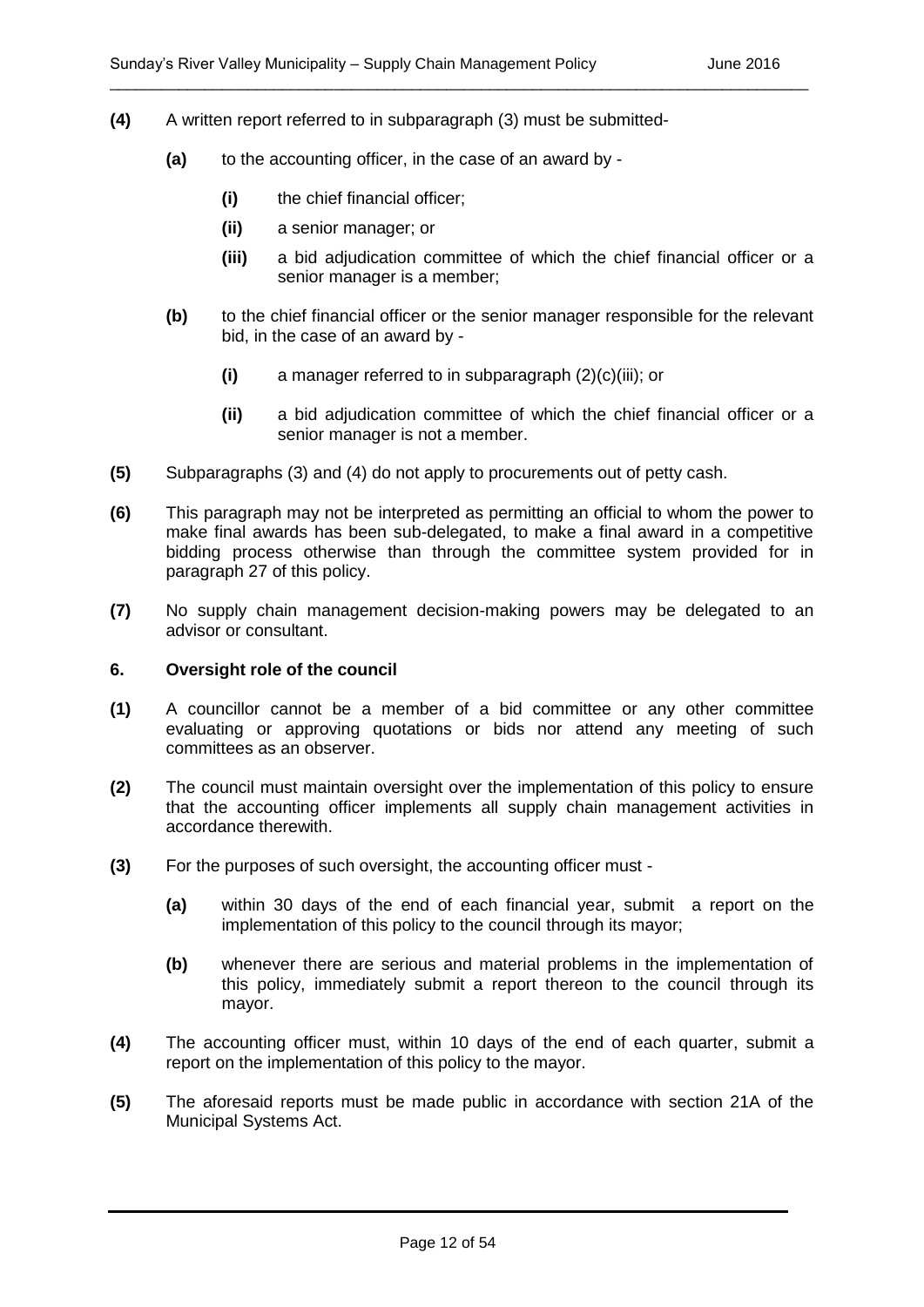**(4)** A written report referred to in subparagraph (3) must be submitted-

**(a)** to the accounting officer, in the case of an award by -

**(i)** the chief financial officer;

**(ii)** a senior manager; or

**(iii)** a bid adjudication committee of which the chief financial officer or a senior manager is a member;

**(b)** to the chief financial officer or the senior manager responsible for the relevant bid, in the case of an award by -

**(i)** a manager referred to in subparagraph (2)(c)(iii); or

**(ii)** a bid adjudication committee of which the chief financial officer or a senior manager is not a member.

**(5)** Subparagraphs (3) and (4) do not apply to procurements out of petty cash.

**(6)** This paragraph may not be interpreted as permitting an official to whom the power to make final awards has been sub-delegated, to make a final award in a competitive bidding process otherwise than through the committee system provided for in paragraph 27 of this policy.

**(7)** No supply chain management decision-making powers may be delegated to an advisor or consultant.

### 6. Oversight role of the council

**(1)** A councillor cannot be a member of a bid committee or any other committee evaluating or approving quotations or bids nor attend any meeting of such committees as an observer.

**(2)** The council must maintain oversight over the implementation of this policy to ensure that the accounting officer implements all supply chain management activities in accordance therewith.

**(3)** For the purposes of such oversight, the accounting officer must -

**(a)** within 30 days of the end of each financial year, submit a report on the implementation of this policy to the council through its mayor;

**(b)** whenever there are serious and material problems in the implementation of this policy, immediately submit a report thereon to the council through its mayor.

**(4)** The accounting officer must, within 10 days of the end of each quarter, submit a report on the implementation of this policy to the mayor.

**(5)** The aforesaid reports must be made public in accordance with section 21A of the Municipal Systems Act.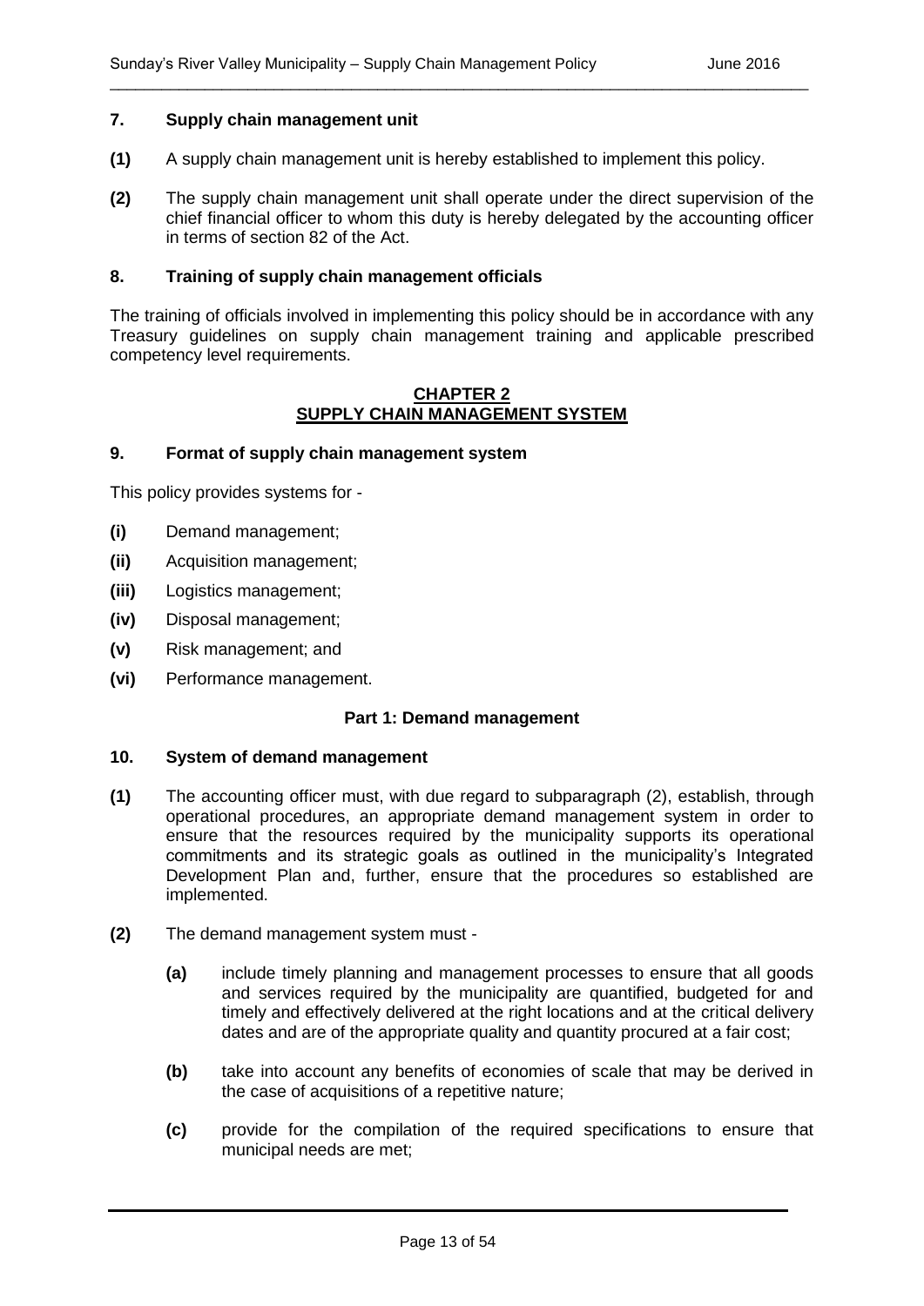### 7. Supply chain management unit

**(1)** A supply chain management unit is hereby established to implement this policy.

**(2)** The supply chain management unit shall operate under the direct supervision of the chief financial officer to whom this duty is hereby delegated by the accounting officer in terms of section 82 of the Act.

### 8. Training of supply chain management officials

The training of officials involved in implementing this policy should be in accordance with any Treasury guidelines on supply chain management training and applicable prescribed competency level requirements.

## CHAPTER 2
## SUPPLY CHAIN MANAGEMENT SYSTEM

### 9. Format of supply chain management system

This policy provides systems for -

**(i)** Demand management;

**(ii)** Acquisition management;

**(iii)** Logistics management;

**(iv)** Disposal management;

**(v)** Risk management; and

**(vi)** Performance management.

### Part 1: Demand management

### 10. System of demand management

**(1)** The accounting officer must, with due regard to subparagraph (2), establish, through operational procedures, an appropriate demand management system in order to ensure that the resources required by the municipality supports its operational commitments and its strategic goals as outlined in the municipality's Integrated Development Plan and, further, ensure that the procedures so established are implemented.

**(2)** The demand management system must -

**(a)** include timely planning and management processes to ensure that all goods and services required by the municipality are quantified, budgeted for and timely and effectively delivered at the right locations and at the critical delivery dates and are of the appropriate quality and quantity procured at a fair cost;

**(b)** take into account any benefits of economies of scale that may be derived in the case of acquisitions of a repetitive nature;

**(c)** provide for the compilation of the required specifications to ensure that municipal needs are met;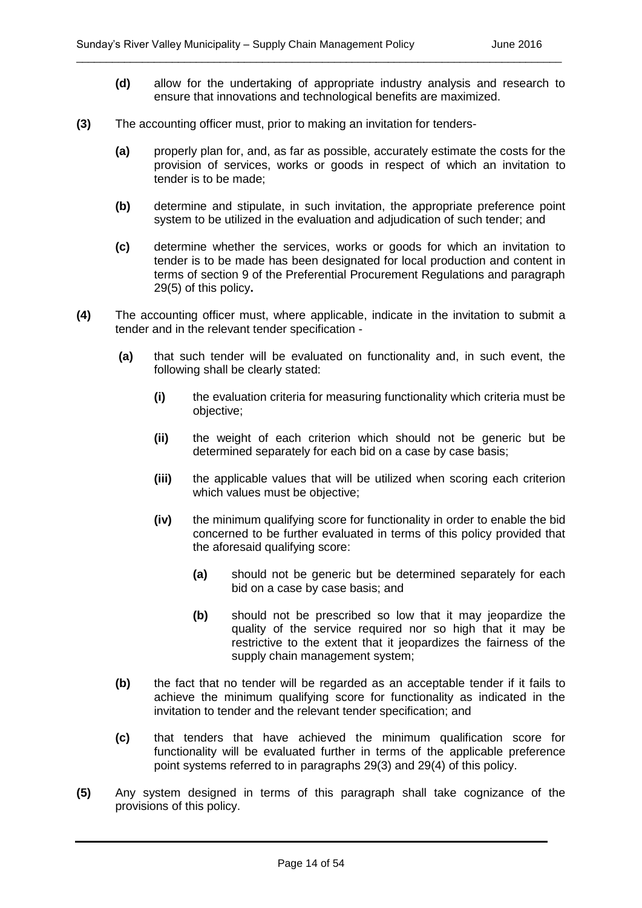**(d)** allow for the undertaking of appropriate industry analysis and research to ensure that innovations and technological benefits are maximized.

**(3)** The accounting officer must, prior to making an invitation for tenders-

**(a)** properly plan for, and, as far as possible, accurately estimate the costs for the provision of services, works or goods in respect of which an invitation to tender is to be made;

**(b)** determine and stipulate, in such invitation, the appropriate preference point system to be utilized in the evaluation and adjudication of such tender; and

**(c)** determine whether the services, works or goods for which an invitation to tender is to be made has been designated for local production and content in terms of section 9 of the Preferential Procurement Regulations and paragraph 29(5) of this policy**.**

**(4)** The accounting officer must, where applicable, indicate in the invitation to submit a tender and in the relevant tender specification -

**(a)** that such tender will be evaluated on functionality and, in such event, the following shall be clearly stated:

**(i)** the evaluation criteria for measuring functionality which criteria must be objective;

**(ii)** the weight of each criterion which should not be generic but be determined separately for each bid on a case by case basis;

**(iii)** the applicable values that will be utilized when scoring each criterion which values must be objective;

**(iv)** the minimum qualifying score for functionality in order to enable the bid concerned to be further evaluated in terms of this policy provided that the aforesaid qualifying score:

**(a)** should not be generic but be determined separately for each bid on a case by case basis; and

**(b)** should not be prescribed so low that it may jeopardize the quality of the service required nor so high that it may be restrictive to the extent that it jeopardizes the fairness of the supply chain management system;

**(b)** the fact that no tender will be regarded as an acceptable tender if it fails to achieve the minimum qualifying score for functionality as indicated in the invitation to tender and the relevant tender specification; and

**(c)** that tenders that have achieved the minimum qualification score for functionality will be evaluated further in terms of the applicable preference point systems referred to in paragraphs 29(3) and 29(4) of this policy.

**(5)** Any system designed in terms of this paragraph shall take cognizance of the provisions of this policy.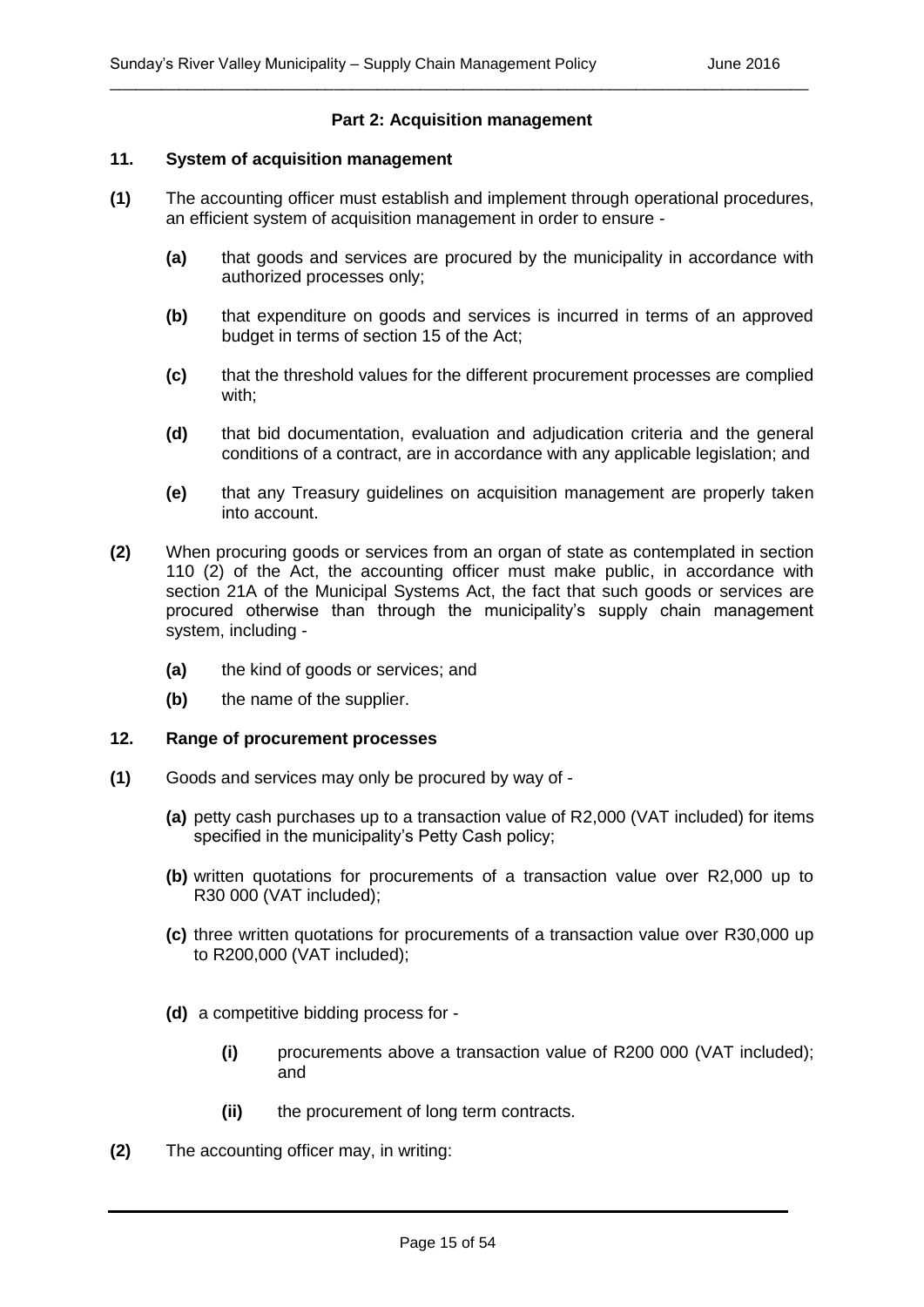**Part 2: Acquisition management**

**11. System of acquisition management**

**(1)** The accounting officer must establish and implement through operational procedures, an efficient system of acquisition management in order to ensure -

**(a)** that goods and services are procured by the municipality in accordance with authorized processes only;

**(b)** that expenditure on goods and services is incurred in terms of an approved budget in terms of section 15 of the Act;

**(c)** that the threshold values for the different procurement processes are complied with;

**(d)** that bid documentation, evaluation and adjudication criteria and the general conditions of a contract, are in accordance with any applicable legislation; and

**(e)** that any Treasury guidelines on acquisition management are properly taken into account.

**(2)** When procuring goods or services from an organ of state as contemplated in section 110 (2) of the Act, the accounting officer must make public, in accordance with section 21A of the Municipal Systems Act, the fact that such goods or services are procured otherwise than through the municipality's supply chain management system, including -

**(a)** the kind of goods or services; and

**(b)** the name of the supplier.

**12. Range of procurement processes**

**(1)** Goods and services may only be procured by way of -

**(a)** petty cash purchases up to a transaction value of R2,000 (VAT included) for items specified in the municipality's Petty Cash policy;

**(b)** written quotations for procurements of a transaction value over R2,000 up to R30 000 (VAT included);

**(c)** three written quotations for procurements of a transaction value over R30,000 up to R200,000 (VAT included);

**(d)** a competitive bidding process for -

**(i)** procurements above a transaction value of R200 000 (VAT included); and

**(ii)** the procurement of long term contracts.

**(2)** The accounting officer may, in writing: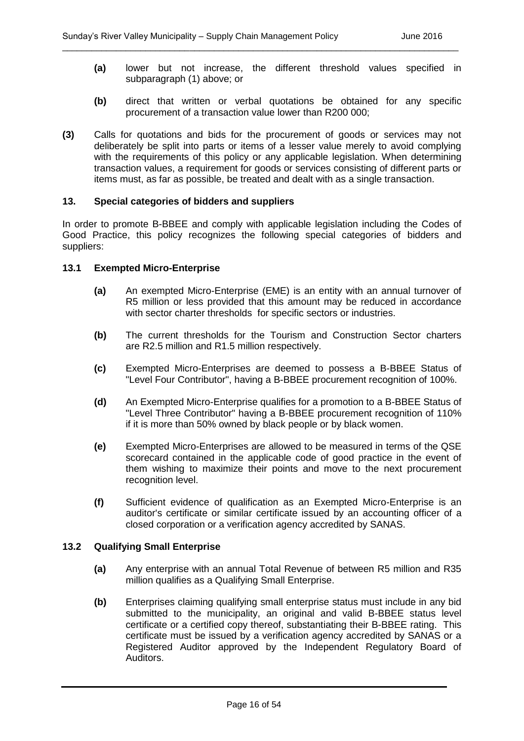**(a)** lower but not increase, the different threshold values specified in subparagraph (1) above; or

**(b)** direct that written or verbal quotations be obtained for any specific procurement of a transaction value lower than R200 000;

**(3)** Calls for quotations and bids for the procurement of goods or services may not deliberately be split into parts or items of a lesser value merely to avoid complying with the requirements of this policy or any applicable legislation. When determining transaction values, a requirement for goods or services consisting of different parts or items must, as far as possible, be treated and dealt with as a single transaction.

## 13. Special categories of bidders and suppliers

In order to promote B-BBEE and comply with applicable legislation including the Codes of Good Practice, this policy recognizes the following special categories of bidders and suppliers:

### 13.1 Exempted Micro-Enterprise

**(a)** An exempted Micro-Enterprise (EME) is an entity with an annual turnover of R5 million or less provided that this amount may be reduced in accordance with sector charter thresholds for specific sectors or industries.

**(b)** The current thresholds for the Tourism and Construction Sector charters are R2.5 million and R1.5 million respectively.

**(c)** Exempted Micro-Enterprises are deemed to possess a B-BBEE Status of "Level Four Contributor", having a B-BBEE procurement recognition of 100%.

**(d)** An Exempted Micro-Enterprise qualifies for a promotion to a B-BBEE Status of "Level Three Contributor" having a B-BBEE procurement recognition of 110% if it is more than 50% owned by black people or by black women.

**(e)** Exempted Micro-Enterprises are allowed to be measured in terms of the QSE scorecard contained in the applicable code of good practice in the event of them wishing to maximize their points and move to the next procurement recognition level.

**(f)** Sufficient evidence of qualification as an Exempted Micro-Enterprise is an auditor's certificate or similar certificate issued by an accounting officer of a closed corporation or a verification agency accredited by SANAS.

### 13.2 Qualifying Small Enterprise

**(a)** Any enterprise with an annual Total Revenue of between R5 million and R35 million qualifies as a Qualifying Small Enterprise.

**(b)** Enterprises claiming qualifying small enterprise status must include in any bid submitted to the municipality, an original and valid B-BBEE status level certificate or a certified copy thereof, substantiating their B-BBEE rating. This certificate must be issued by a verification agency accredited by SANAS or a Registered Auditor approved by the Independent Regulatory Board of Auditors.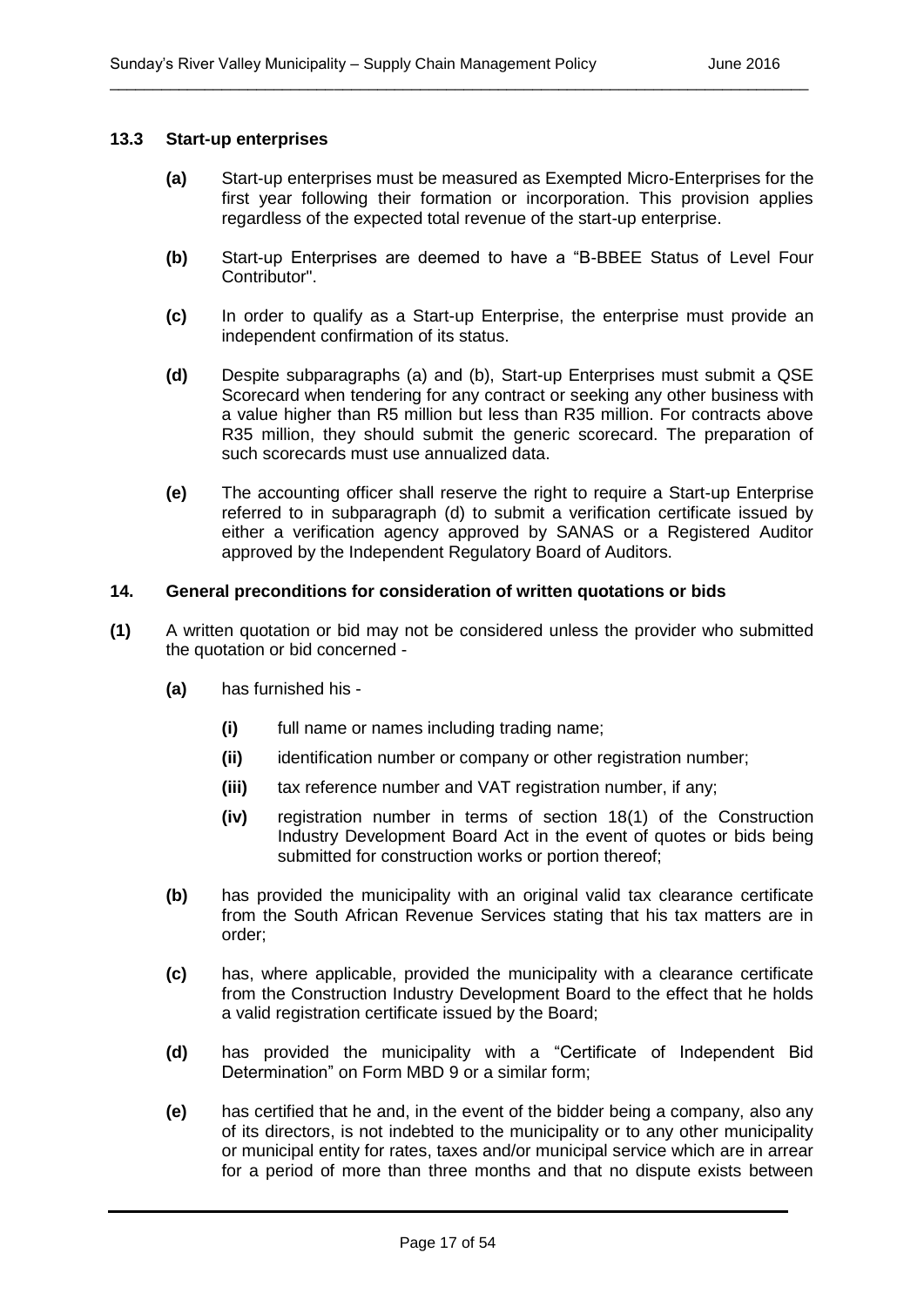### 13.3 Start-up enterprises

**(a)** Start-up enterprises must be measured as Exempted Micro-Enterprises for the first year following their formation or incorporation. This provision applies regardless of the expected total revenue of the start-up enterprise.

**(b)** Start-up Enterprises are deemed to have a "B-BBEE Status of Level Four Contributor".

**(c)** In order to qualify as a Start-up Enterprise, the enterprise must provide an independent confirmation of its status.

**(d)** Despite subparagraphs (a) and (b), Start-up Enterprises must submit a QSE Scorecard when tendering for any contract or seeking any other business with a value higher than R5 million but less than R35 million. For contracts above R35 million, they should submit the generic scorecard. The preparation of such scorecards must use annualized data.

**(e)** The accounting officer shall reserve the right to require a Start-up Enterprise referred to in subparagraph (d) to submit a verification certificate issued by either a verification agency approved by SANAS or a Registered Auditor approved by the Independent Regulatory Board of Auditors.

### 14. General preconditions for consideration of written quotations or bids

**(1)** A written quotation or bid may not be considered unless the provider who submitted the quotation or bid concerned -

**(a)** has furnished his -

**(i)** full name or names including trading name;

**(ii)** identification number or company or other registration number;

**(iii)** tax reference number and VAT registration number, if any;

**(iv)** registration number in terms of section 18(1) of the Construction Industry Development Board Act in the event of quotes or bids being submitted for construction works or portion thereof;

**(b)** has provided the municipality with an original valid tax clearance certificate from the South African Revenue Services stating that his tax matters are in order;

**(c)** has, where applicable, provided the municipality with a clearance certificate from the Construction Industry Development Board to the effect that he holds a valid registration certificate issued by the Board;

**(d)** has provided the municipality with a "Certificate of Independent Bid Determination" on Form MBD 9 or a similar form;

**(e)** has certified that he and, in the event of the bidder being a company, also any of its directors, is not indebted to the municipality or to any other municipality or municipal entity for rates, taxes and/or municipal service which are in arrear for a period of more than three months and that no dispute exists between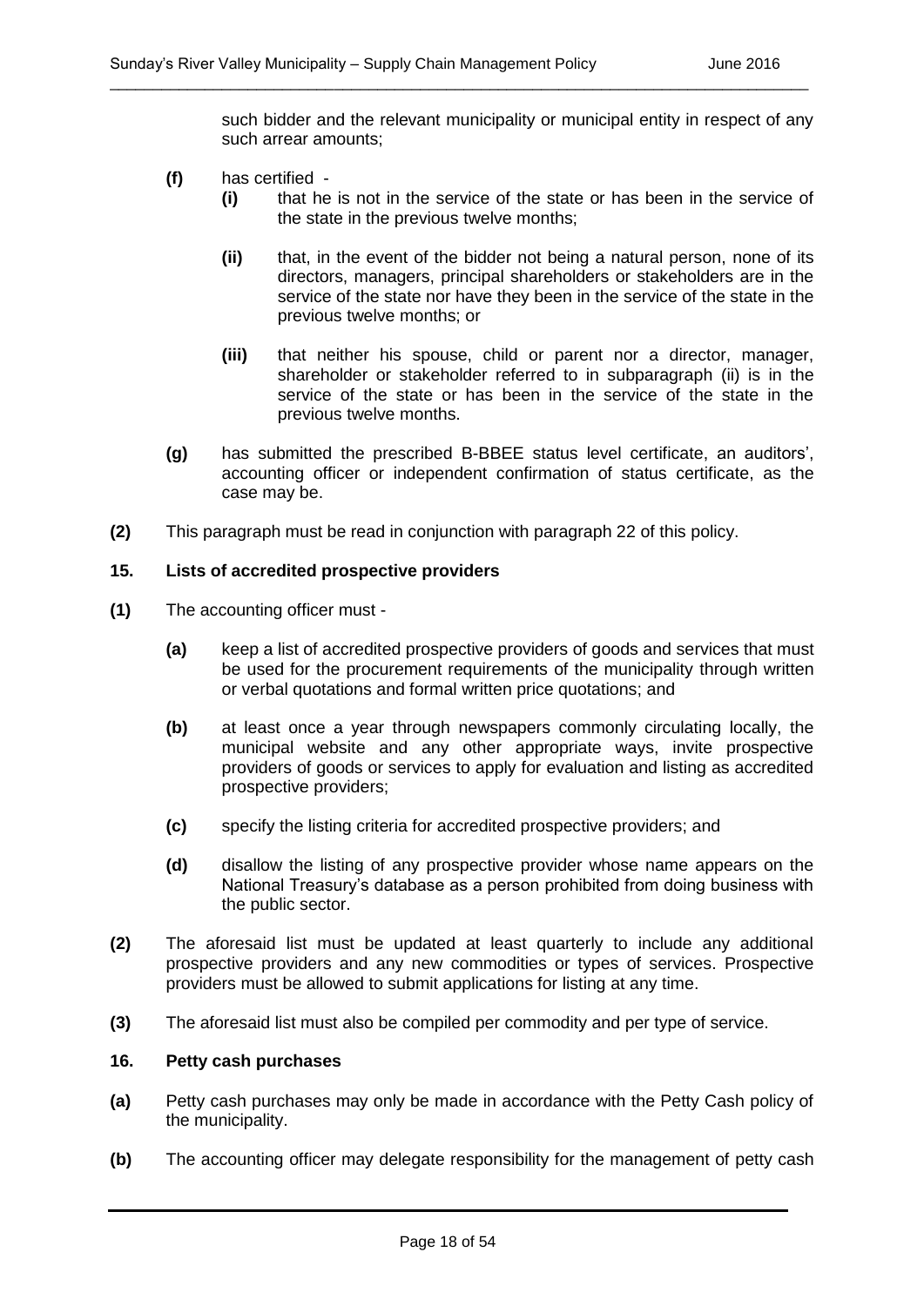such bidder and the relevant municipality or municipal entity in respect of any such arrear amounts;

**(f)** has certified -

**(i)** that he is not in the service of the state or has been in the service of the state in the previous twelve months;

**(ii)** that, in the event of the bidder not being a natural person, none of its directors, managers, principal shareholders or stakeholders are in the service of the state nor have they been in the service of the state in the previous twelve months; or

**(iii)** that neither his spouse, child or parent nor a director, manager, shareholder or stakeholder referred to in subparagraph (ii) is in the service of the state or has been in the service of the state in the previous twelve months.

**(g)** has submitted the prescribed B-BBEE status level certificate, an auditors', accounting officer or independent confirmation of status certificate, as the case may be.

**(2)** This paragraph must be read in conjunction with paragraph 22 of this policy.

### 15. Lists of accredited prospective providers

**(1)** The accounting officer must -

**(a)** keep a list of accredited prospective providers of goods and services that must be used for the procurement requirements of the municipality through written or verbal quotations and formal written price quotations; and

**(b)** at least once a year through newspapers commonly circulating locally, the municipal website and any other appropriate ways, invite prospective providers of goods or services to apply for evaluation and listing as accredited prospective providers;

**(c)** specify the listing criteria for accredited prospective providers; and

**(d)** disallow the listing of any prospective provider whose name appears on the National Treasury's database as a person prohibited from doing business with the public sector.

**(2)** The aforesaid list must be updated at least quarterly to include any additional prospective providers and any new commodities or types of services. Prospective providers must be allowed to submit applications for listing at any time.

**(3)** The aforesaid list must also be compiled per commodity and per type of service.

### 16. Petty cash purchases

**(a)** Petty cash purchases may only be made in accordance with the Petty Cash policy of the municipality.

**(b)** The accounting officer may delegate responsibility for the management of petty cash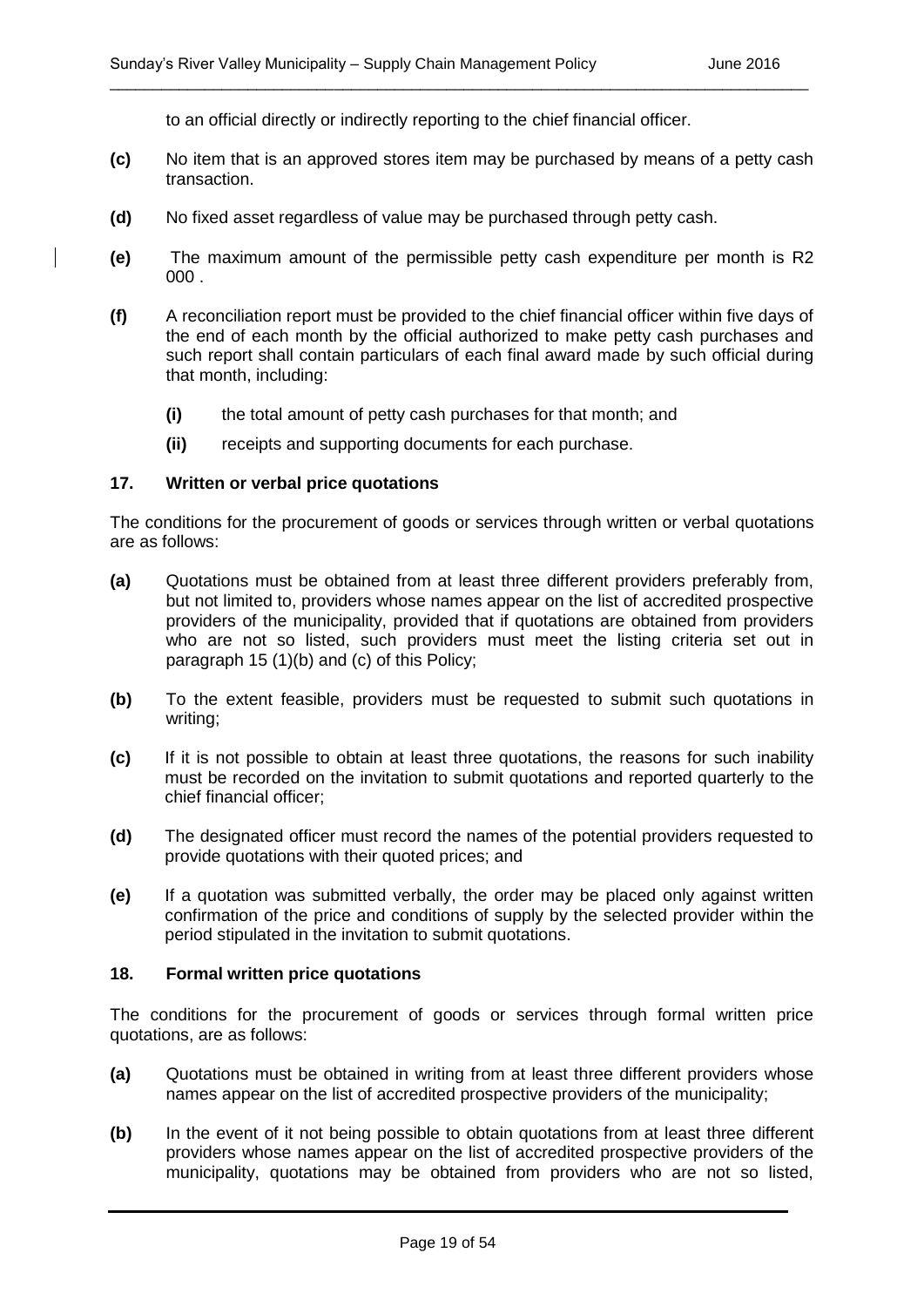to an official directly or indirectly reporting to the chief financial officer.

**(c)** No item that is an approved stores item may be purchased by means of a petty cash transaction.

**(d)** No fixed asset regardless of value may be purchased through petty cash.

**(e)** The maximum amount of the permissible petty cash expenditure per month is R2 000 .

**(f)** A reconciliation report must be provided to the chief financial officer within five days of the end of each month by the official authorized to make petty cash purchases and such report shall contain particulars of each final award made by such official during that month, including:

**(i)** the total amount of petty cash purchases for that month; and

**(ii)** receipts and supporting documents for each purchase.

### 17. Written or verbal price quotations

The conditions for the procurement of goods or services through written or verbal quotations are as follows:

**(a)** Quotations must be obtained from at least three different providers preferably from, but not limited to, providers whose names appear on the list of accredited prospective providers of the municipality, provided that if quotations are obtained from providers who are not so listed, such providers must meet the listing criteria set out in paragraph 15 (1)(b) and (c) of this Policy;

**(b)** To the extent feasible, providers must be requested to submit such quotations in writing;

**(c)** If it is not possible to obtain at least three quotations, the reasons for such inability must be recorded on the invitation to submit quotations and reported quarterly to the chief financial officer;

**(d)** The designated officer must record the names of the potential providers requested to provide quotations with their quoted prices; and

**(e)** If a quotation was submitted verbally, the order may be placed only against written confirmation of the price and conditions of supply by the selected provider within the period stipulated in the invitation to submit quotations.

### 18. Formal written price quotations

The conditions for the procurement of goods or services through formal written price quotations, are as follows:

**(a)** Quotations must be obtained in writing from at least three different providers whose names appear on the list of accredited prospective providers of the municipality;

**(b)** In the event of it not being possible to obtain quotations from at least three different providers whose names appear on the list of accredited prospective providers of the municipality, quotations may be obtained from providers who are not so listed,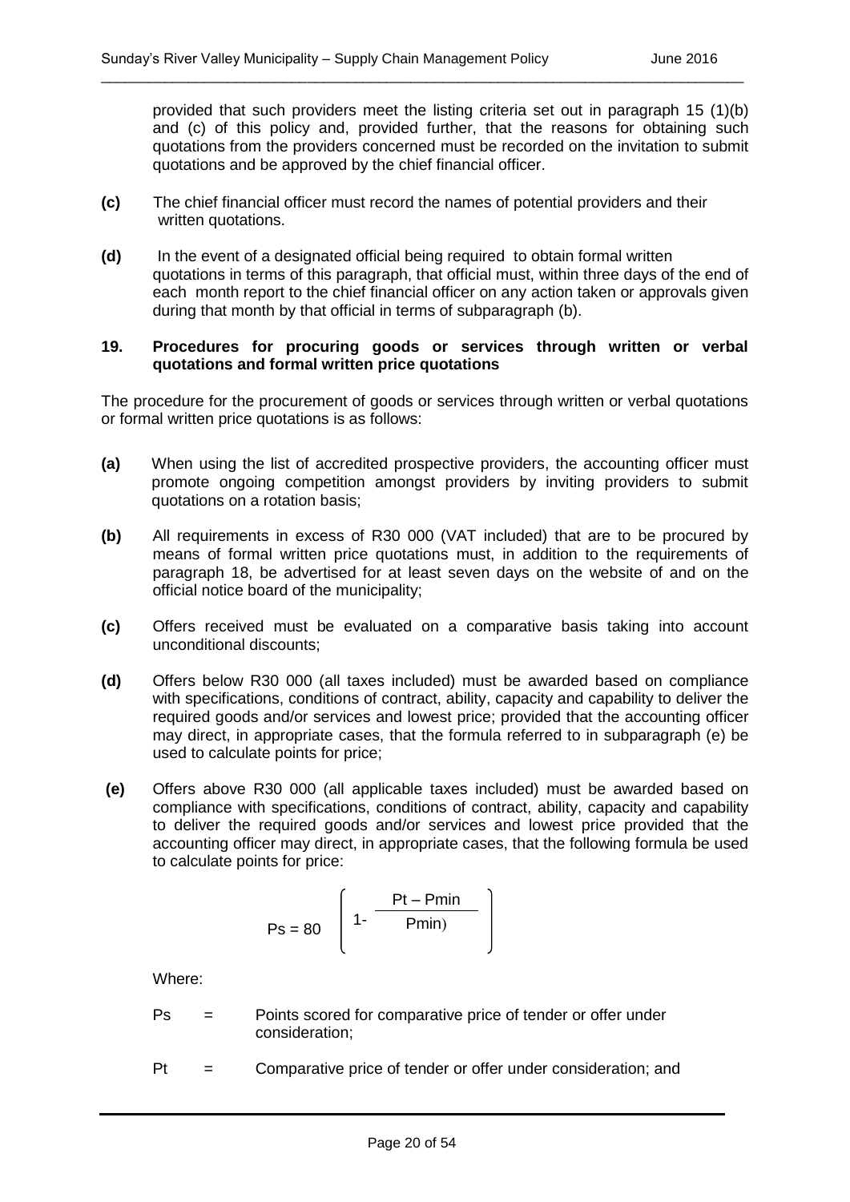provided that such providers meet the listing criteria set out in paragraph 15 (1)(b) and (c) of this policy and, provided further, that the reasons for obtaining such quotations from the providers concerned must be recorded on the invitation to submit quotations and be approved by the chief financial officer.

**(c)** The chief financial officer must record the names of potential providers and their written quotations.

**(d)** In the event of a designated official being required to obtain formal written quotations in terms of this paragraph, that official must, within three days of the end of each month report to the chief financial officer on any action taken or approvals given during that month by that official in terms of subparagraph (b).

## 19. Procedures for procuring goods or services through written or verbal quotations and formal written price quotations

The procedure for the procurement of goods or services through written or verbal quotations or formal written price quotations is as follows:

**(a)** When using the list of accredited prospective providers, the accounting officer must promote ongoing competition amongst providers by inviting providers to submit quotations on a rotation basis;

**(b)** All requirements in excess of R30 000 (VAT included) that are to be procured by means of formal written price quotations must, in addition to the requirements of paragraph 18, be advertised for at least seven days on the website of and on the official notice board of the municipality;

**(c)** Offers received must be evaluated on a comparative basis taking into account unconditional discounts;

**(d)** Offers below R30 000 (all taxes included) must be awarded based on compliance with specifications, conditions of contract, ability, capacity and capability to deliver the required goods and/or services and lowest price; provided that the accounting officer may direct, in appropriate cases, that the formula referred to in subparagraph (e) be used to calculate points for price;

**(e)** Offers above R30 000 (all applicable taxes included) must be awarded based on compliance with specifications, conditions of contract, ability, capacity and capability to deliver the required goods and/or services and lowest price provided that the accounting officer may direct, in appropriate cases, that the following formula be used to calculate points for price:

$$Ps = 80 \left( 1 - \frac{Pt - Pmin}{Pmin} \right)$$

Where:

Ps = Points scored for comparative price of tender or offer under consideration;

Pt = Comparative price of tender or offer under consideration; and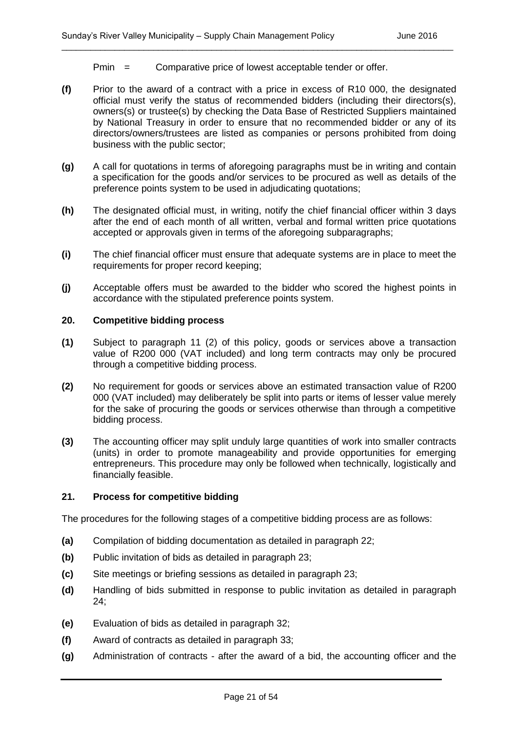Pmin = Comparative price of lowest acceptable tender or offer.

**(f)** Prior to the award of a contract with a price in excess of R10 000, the designated official must verify the status of recommended bidders (including their directors(s), owners(s) or trustee(s) by checking the Data Base of Restricted Suppliers maintained by National Treasury in order to ensure that no recommended bidder or any of its directors/owners/trustees are listed as companies or persons prohibited from doing business with the public sector;

**(g)** A call for quotations in terms of aforegoing paragraphs must be in writing and contain a specification for the goods and/or services to be procured as well as details of the preference points system to be used in adjudicating quotations;

**(h)** The designated official must, in writing, notify the chief financial officer within 3 days after the end of each month of all written, verbal and formal written price quotations accepted or approvals given in terms of the aforegoing subparagraphs;

**(i)** The chief financial officer must ensure that adequate systems are in place to meet the requirements for proper record keeping;

**(j)** Acceptable offers must be awarded to the bidder who scored the highest points in accordance with the stipulated preference points system.

### 20. Competitive bidding process

**(1)** Subject to paragraph 11 (2) of this policy, goods or services above a transaction value of R200 000 (VAT included) and long term contracts may only be procured through a competitive bidding process.

**(2)** No requirement for goods or services above an estimated transaction value of R200 000 (VAT included) may deliberately be split into parts or items of lesser value merely for the sake of procuring the goods or services otherwise than through a competitive bidding process.

**(3)** The accounting officer may split unduly large quantities of work into smaller contracts (units) in order to promote manageability and provide opportunities for emerging entrepreneurs. This procedure may only be followed when technically, logistically and financially feasible.

### 21. Process for competitive bidding

The procedures for the following stages of a competitive bidding process are as follows:

**(a)** Compilation of bidding documentation as detailed in paragraph 22;

**(b)** Public invitation of bids as detailed in paragraph 23;

**(c)** Site meetings or briefing sessions as detailed in paragraph 23;

**(d)** Handling of bids submitted in response to public invitation as detailed in paragraph 24;

**(e)** Evaluation of bids as detailed in paragraph 32;

**(f)** Award of contracts as detailed in paragraph 33;

**(g)** Administration of contracts - after the award of a bid, the accounting officer and the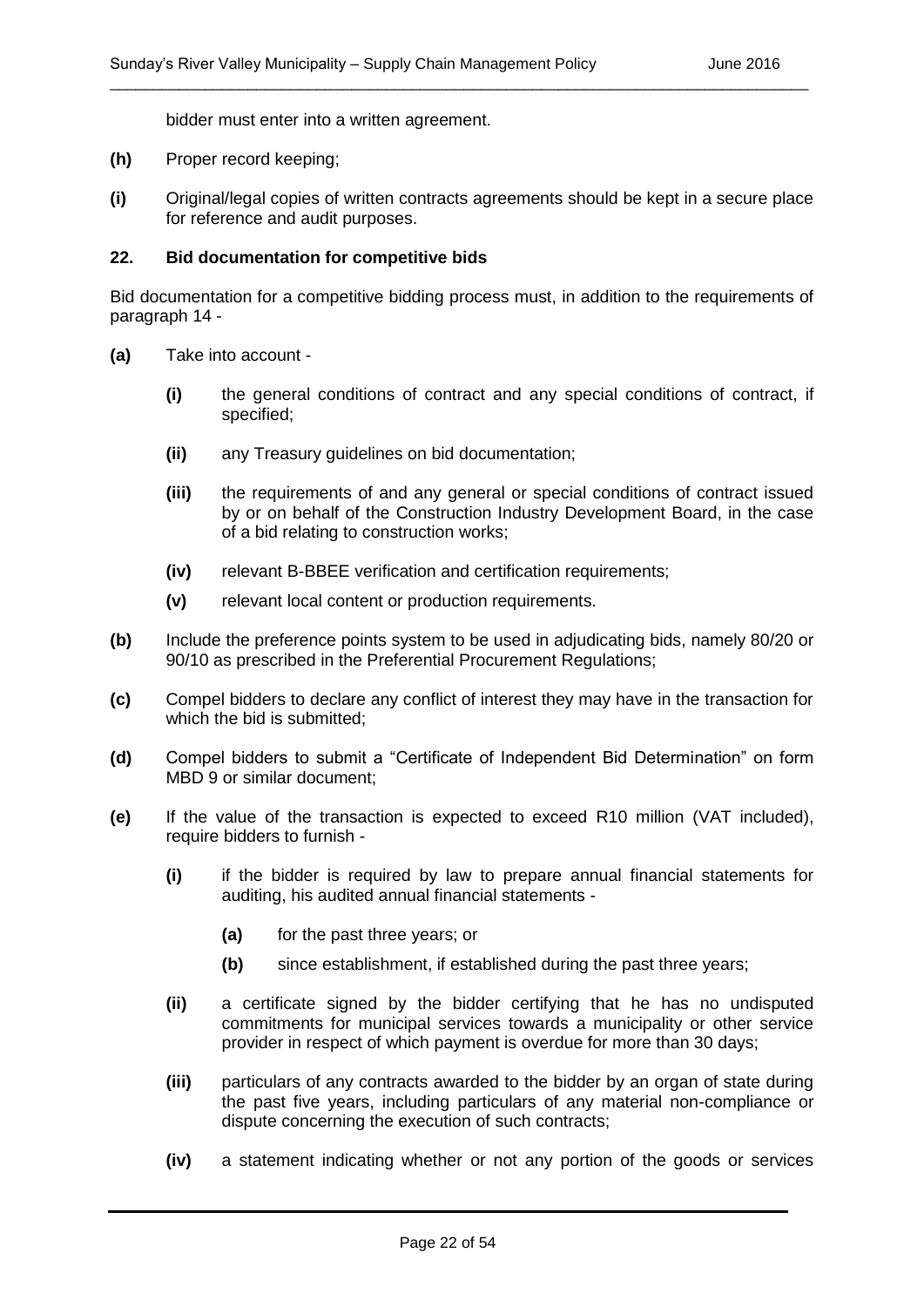bidder must enter into a written agreement.

**(h)** Proper record keeping;

**(i)** Original/legal copies of written contracts agreements should be kept in a secure place for reference and audit purposes.

### 22. Bid documentation for competitive bids

Bid documentation for a competitive bidding process must, in addition to the requirements of paragraph 14 -

**(a)** Take into account -

- **(i)** the general conditions of contract and any special conditions of contract, if specified;
- **(ii)** any Treasury guidelines on bid documentation;
- **(iii)** the requirements of and any general or special conditions of contract issued by or on behalf of the Construction Industry Development Board, in the case of a bid relating to construction works;
- **(iv)** relevant B-BBEE verification and certification requirements;
- **(v)** relevant local content or production requirements.

**(b)** Include the preference points system to be used in adjudicating bids, namely 80/20 or 90/10 as prescribed in the Preferential Procurement Regulations;

**(c)** Compel bidders to declare any conflict of interest they may have in the transaction for which the bid is submitted;

**(d)** Compel bidders to submit a "Certificate of Independent Bid Determination" on form MBD 9 or similar document;

**(e)** If the value of the transaction is expected to exceed R10 million (VAT included), require bidders to furnish -

- **(i)** if the bidder is required by law to prepare annual financial statements for auditing, his audited annual financial statements -
  - **(a)** for the past three years; or
  - **(b)** since establishment, if established during the past three years;
- **(ii)** a certificate signed by the bidder certifying that he has no undisputed commitments for municipal services towards a municipality or other service provider in respect of which payment is overdue for more than 30 days;
- **(iii)** particulars of any contracts awarded to the bidder by an organ of state during the past five years, including particulars of any material non-compliance or dispute concerning the execution of such contracts;
- **(iv)** a statement indicating whether or not any portion of the goods or services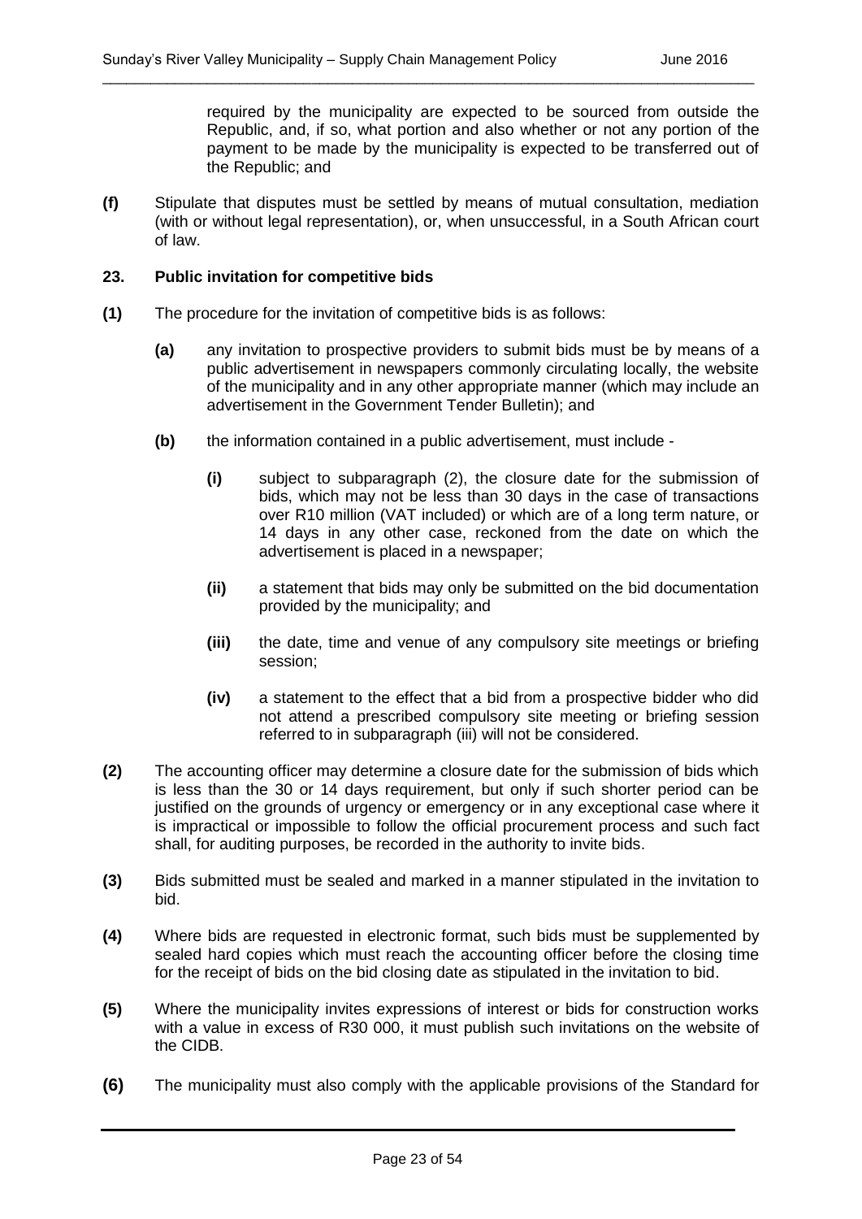required by the municipality are expected to be sourced from outside the Republic, and, if so, what portion and also whether or not any portion of the payment to be made by the municipality is expected to be transferred out of the Republic; and

**(f)** Stipulate that disputes must be settled by means of mutual consultation, mediation (with or without legal representation), or, when unsuccessful, in a South African court of law.

**23. Public invitation for competitive bids**

**(1)** The procedure for the invitation of competitive bids is as follows:

**(a)** any invitation to prospective providers to submit bids must be by means of a public advertisement in newspapers commonly circulating locally, the website of the municipality and in any other appropriate manner (which may include an advertisement in the Government Tender Bulletin); and

**(b)** the information contained in a public advertisement, must include -

**(i)** subject to subparagraph (2), the closure date for the submission of bids, which may not be less than 30 days in the case of transactions over R10 million (VAT included) or which are of a long term nature, or 14 days in any other case, reckoned from the date on which the advertisement is placed in a newspaper;

**(ii)** a statement that bids may only be submitted on the bid documentation provided by the municipality; and

**(iii)** the date, time and venue of any compulsory site meetings or briefing session;

**(iv)** a statement to the effect that a bid from a prospective bidder who did not attend a prescribed compulsory site meeting or briefing session referred to in subparagraph (iii) will not be considered.

**(2)** The accounting officer may determine a closure date for the submission of bids which is less than the 30 or 14 days requirement, but only if such shorter period can be justified on the grounds of urgency or emergency or in any exceptional case where it is impractical or impossible to follow the official procurement process and such fact shall, for auditing purposes, be recorded in the authority to invite bids.

**(3)** Bids submitted must be sealed and marked in a manner stipulated in the invitation to bid.

**(4)** Where bids are requested in electronic format, such bids must be supplemented by sealed hard copies which must reach the accounting officer before the closing time for the receipt of bids on the bid closing date as stipulated in the invitation to bid.

**(5)** Where the municipality invites expressions of interest or bids for construction works with a value in excess of R30 000, it must publish such invitations on the website of the CIDB.

**(6)** The municipality must also comply with the applicable provisions of the Standard for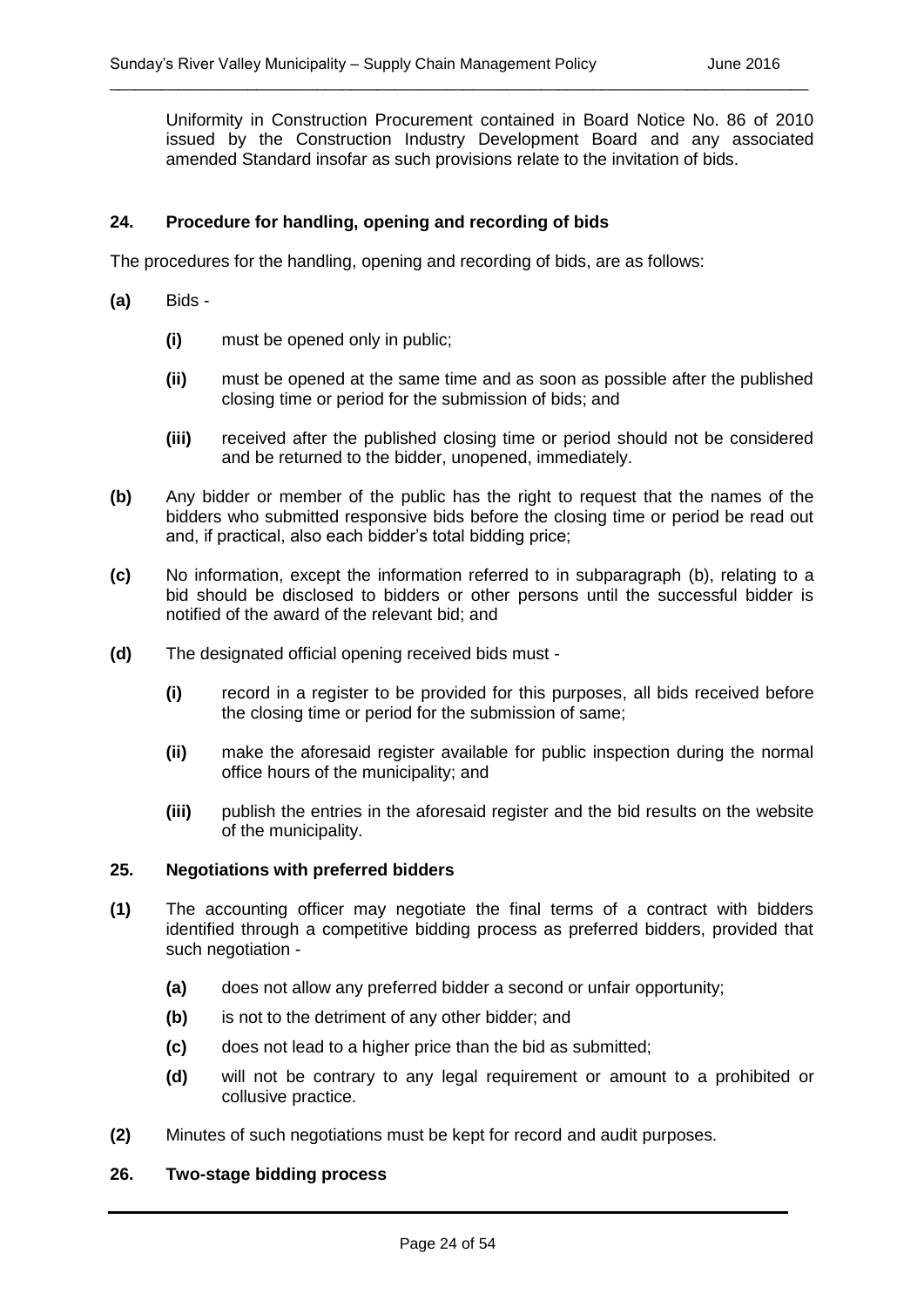Uniformity in Construction Procurement contained in Board Notice No. 86 of 2010 issued by the Construction Industry Development Board and any associated amended Standard insofar as such provisions relate to the invitation of bids.

## 24. Procedure for handling, opening and recording of bids

The procedures for the handling, opening and recording of bids, are as follows:

**(a)** Bids -

- **(i)** must be opened only in public;
- **(ii)** must be opened at the same time and as soon as possible after the published closing time or period for the submission of bids; and
- **(iii)** received after the published closing time or period should not be considered and be returned to the bidder, unopened, immediately.

**(b)** Any bidder or member of the public has the right to request that the names of the bidders who submitted responsive bids before the closing time or period be read out and, if practical, also each bidder's total bidding price;

**(c)** No information, except the information referred to in subparagraph (b), relating to a bid should be disclosed to bidders or other persons until the successful bidder is notified of the award of the relevant bid; and

**(d)** The designated official opening received bids must -

- **(i)** record in a register to be provided for this purposes, all bids received before the closing time or period for the submission of same;
- **(ii)** make the aforesaid register available for public inspection during the normal office hours of the municipality; and
- **(iii)** publish the entries in the aforesaid register and the bid results on the website of the municipality.

## 25. Negotiations with preferred bidders

**(1)** The accounting officer may negotiate the final terms of a contract with bidders identified through a competitive bidding process as preferred bidders, provided that such negotiation -

- **(a)** does not allow any preferred bidder a second or unfair opportunity;
- **(b)** is not to the detriment of any other bidder; and
- **(c)** does not lead to a higher price than the bid as submitted;
- **(d)** will not be contrary to any legal requirement or amount to a prohibited or collusive practice.

**(2)** Minutes of such negotiations must be kept for record and audit purposes.

## 26. Two-stage bidding process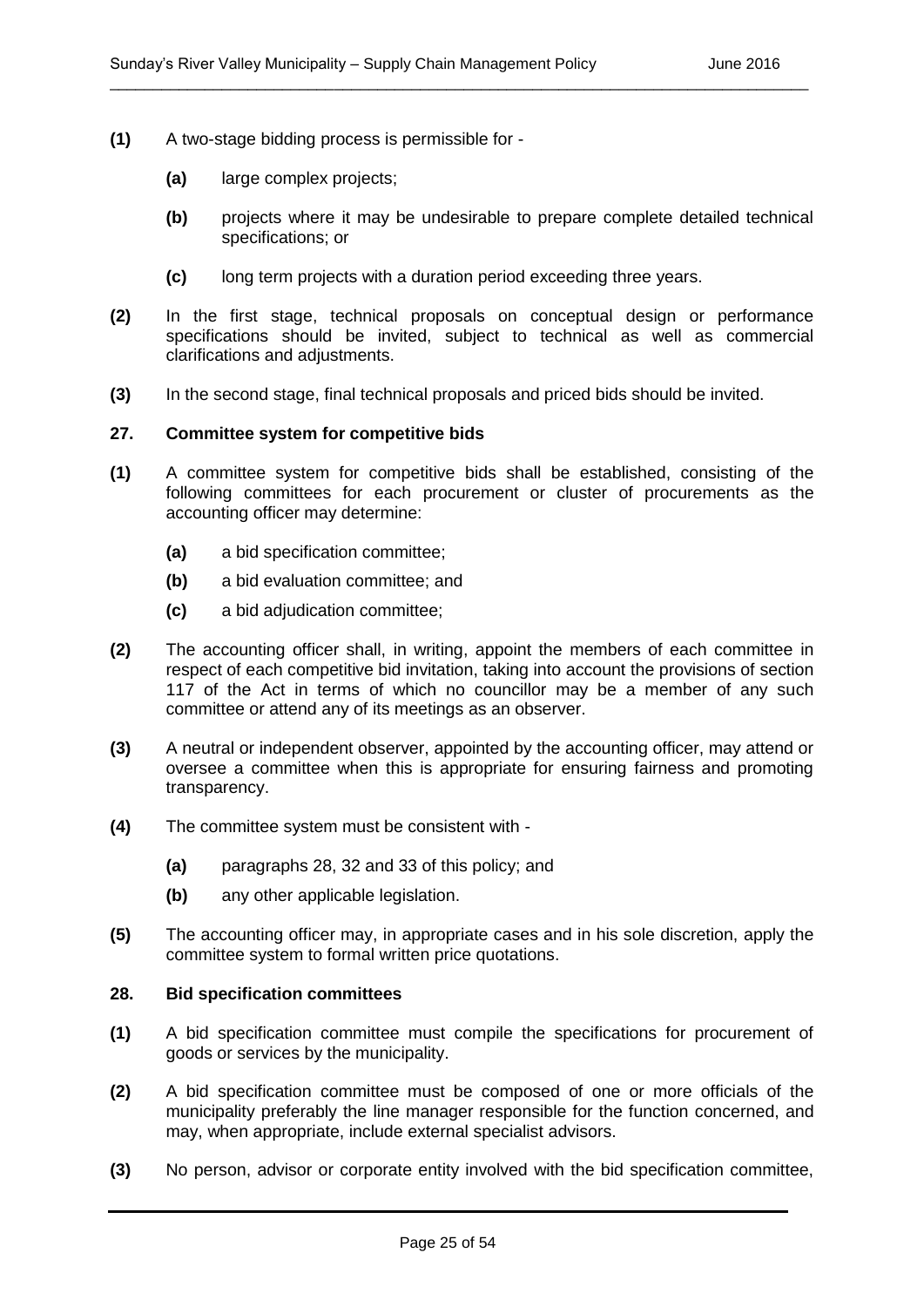**(1)** A two-stage bidding process is permissible for -

- **(a)** large complex projects;
- **(b)** projects where it may be undesirable to prepare complete detailed technical specifications; or
- **(c)** long term projects with a duration period exceeding three years.

**(2)** In the first stage, technical proposals on conceptual design or performance specifications should be invited, subject to technical as well as commercial clarifications and adjustments.

**(3)** In the second stage, final technical proposals and priced bids should be invited.

### 27. Committee system for competitive bids

**(1)** A committee system for competitive bids shall be established, consisting of the following committees for each procurement or cluster of procurements as the accounting officer may determine:

- **(a)** a bid specification committee;
- **(b)** a bid evaluation committee; and
- **(c)** a bid adjudication committee;

**(2)** The accounting officer shall, in writing, appoint the members of each committee in respect of each competitive bid invitation, taking into account the provisions of section 117 of the Act in terms of which no councillor may be a member of any such committee or attend any of its meetings as an observer.

**(3)** A neutral or independent observer, appointed by the accounting officer, may attend or oversee a committee when this is appropriate for ensuring fairness and promoting transparency.

**(4)** The committee system must be consistent with -

- **(a)** paragraphs 28, 32 and 33 of this policy; and
- **(b)** any other applicable legislation.

**(5)** The accounting officer may, in appropriate cases and in his sole discretion, apply the committee system to formal written price quotations.

### 28. Bid specification committees

**(1)** A bid specification committee must compile the specifications for procurement of goods or services by the municipality.

**(2)** A bid specification committee must be composed of one or more officials of the municipality preferably the line manager responsible for the function concerned, and may, when appropriate, include external specialist advisors.

**(3)** No person, advisor or corporate entity involved with the bid specification committee,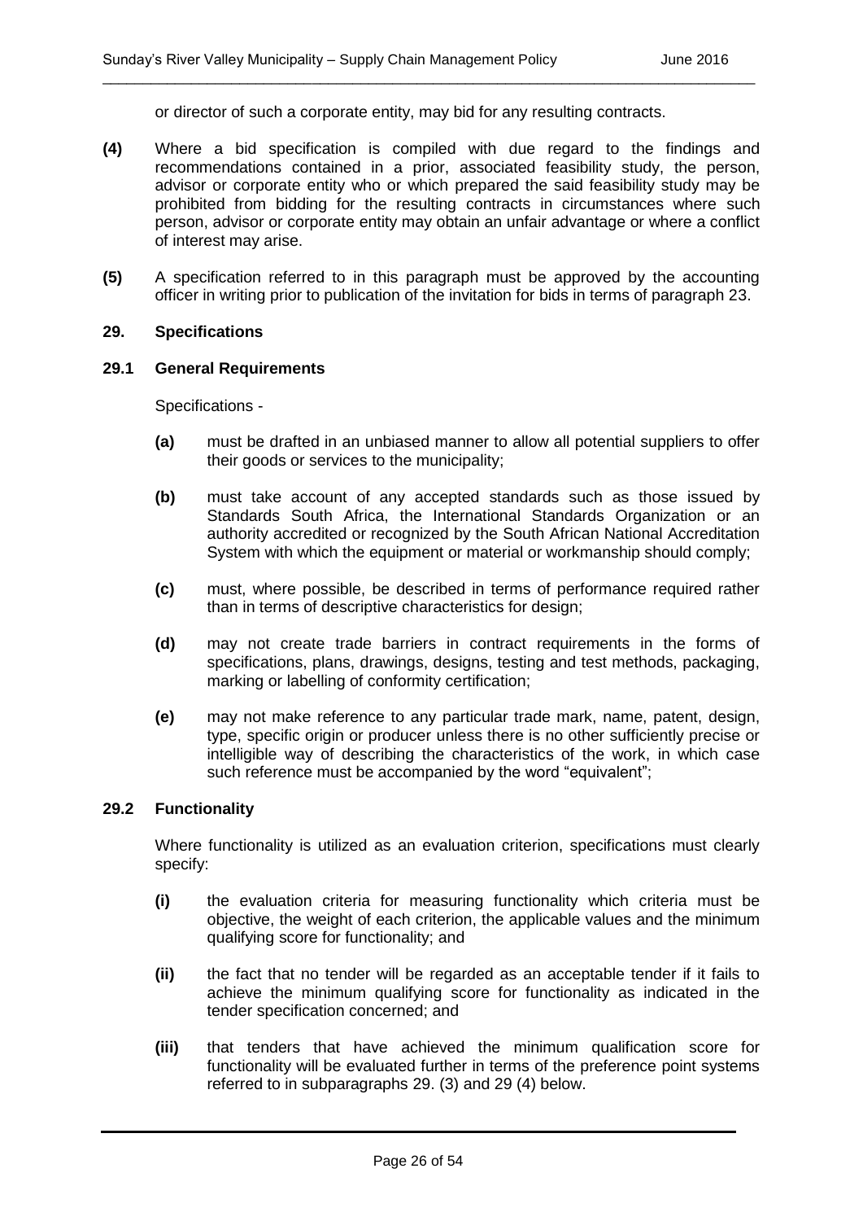or director of such a corporate entity, may bid for any resulting contracts.

**(4)** Where a bid specification is compiled with due regard to the findings and recommendations contained in a prior, associated feasibility study, the person, advisor or corporate entity who or which prepared the said feasibility study may be prohibited from bidding for the resulting contracts in circumstances where such person, advisor or corporate entity may obtain an unfair advantage or where a conflict of interest may arise.

**(5)** A specification referred to in this paragraph must be approved by the accounting officer in writing prior to publication of the invitation for bids in terms of paragraph 23.

### 29. Specifications

#### 29.1 General Requirements

Specifications -

**(a)** must be drafted in an unbiased manner to allow all potential suppliers to offer their goods or services to the municipality;

**(b)** must take account of any accepted standards such as those issued by Standards South Africa, the International Standards Organization or an authority accredited or recognized by the South African National Accreditation System with which the equipment or material or workmanship should comply;

**(c)** must, where possible, be described in terms of performance required rather than in terms of descriptive characteristics for design;

**(d)** may not create trade barriers in contract requirements in the forms of specifications, plans, drawings, designs, testing and test methods, packaging, marking or labelling of conformity certification;

**(e)** may not make reference to any particular trade mark, name, patent, design, type, specific origin or producer unless there is no other sufficiently precise or intelligible way of describing the characteristics of the work, in which case such reference must be accompanied by the word "equivalent";

#### 29.2 Functionality

Where functionality is utilized as an evaluation criterion, specifications must clearly specify:

**(i)** the evaluation criteria for measuring functionality which criteria must be objective, the weight of each criterion, the applicable values and the minimum qualifying score for functionality; and

**(ii)** the fact that no tender will be regarded as an acceptable tender if it fails to achieve the minimum qualifying score for functionality as indicated in the tender specification concerned; and

**(iii)** that tenders that have achieved the minimum qualification score for functionality will be evaluated further in terms of the preference point systems referred to in subparagraphs 29. (3) and 29 (4) below.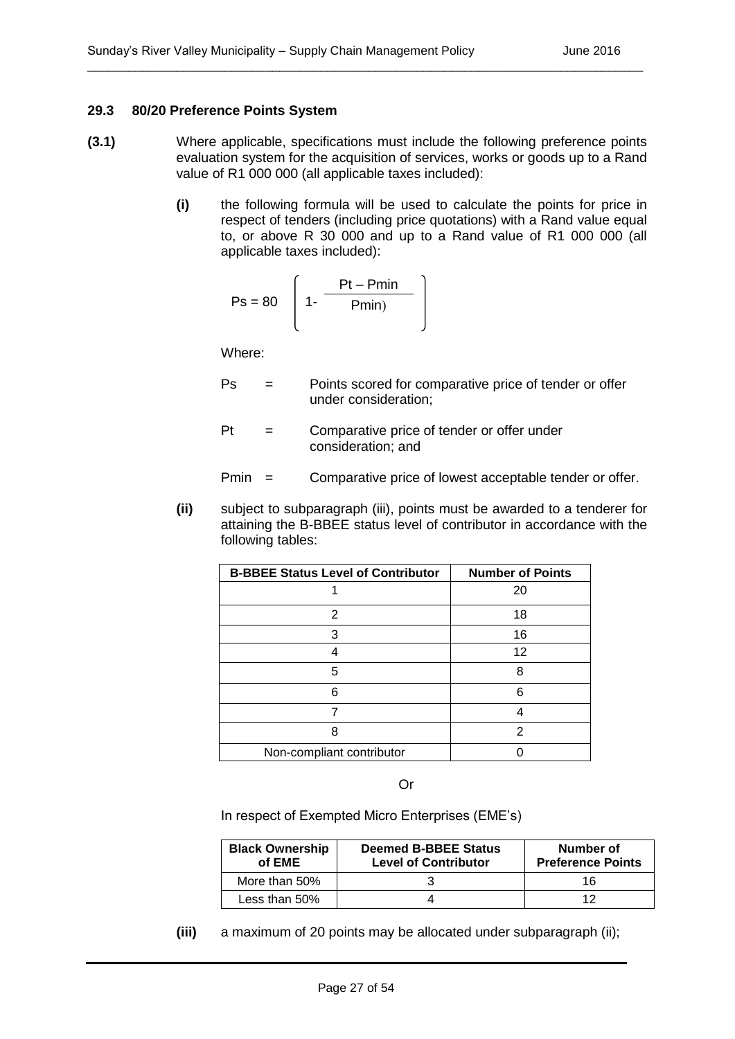### 29.3 80/20 Preference Points System

**(3.1)** Where applicable, specifications must include the following preference points evaluation system for the acquisition of services, works or goods up to a Rand value of R1 000 000 (all applicable taxes included):

**(i)** the following formula will be used to calculate the points for price in respect of tenders (including price quotations) with a Rand value equal to, or above R 30 000 and up to a Rand value of R1 000 000 (all applicable taxes included):

$$Ps = 80 \left( 1 - \frac{Pt - Pmin}{Pmin)} \right)$$

Where:

Ps = Points scored for comparative price of tender or offer under consideration;

Pt = Comparative price of tender or offer under consideration; and

Pmin = Comparative price of lowest acceptable tender or offer.

**(ii)** subject to subparagraph (iii), points must be awarded to a tenderer for attaining the B-BBEE status level of contributor in accordance with the following tables:

| B-BBEE Status Level of Contributor | Number of Points |
|---|---|
| 1 | 20 |
| 2 | 18 |
| 3 | 16 |
| 4 | 12 |
| 5 | 8 |
| 6 | 6 |
| 7 | 4 |
| 8 | 2 |
| Non-compliant contributor | 0 |

Or

In respect of Exempted Micro Enterprises (EME's)

| Black Ownership of EME | Deemed B-BBEE Status Level of Contributor | Number of Preference Points |
|---|---|---|
| More than 50% | 3 | 16 |
| Less than 50% | 4 | 12 |

**(iii)** a maximum of 20 points may be allocated under subparagraph (ii);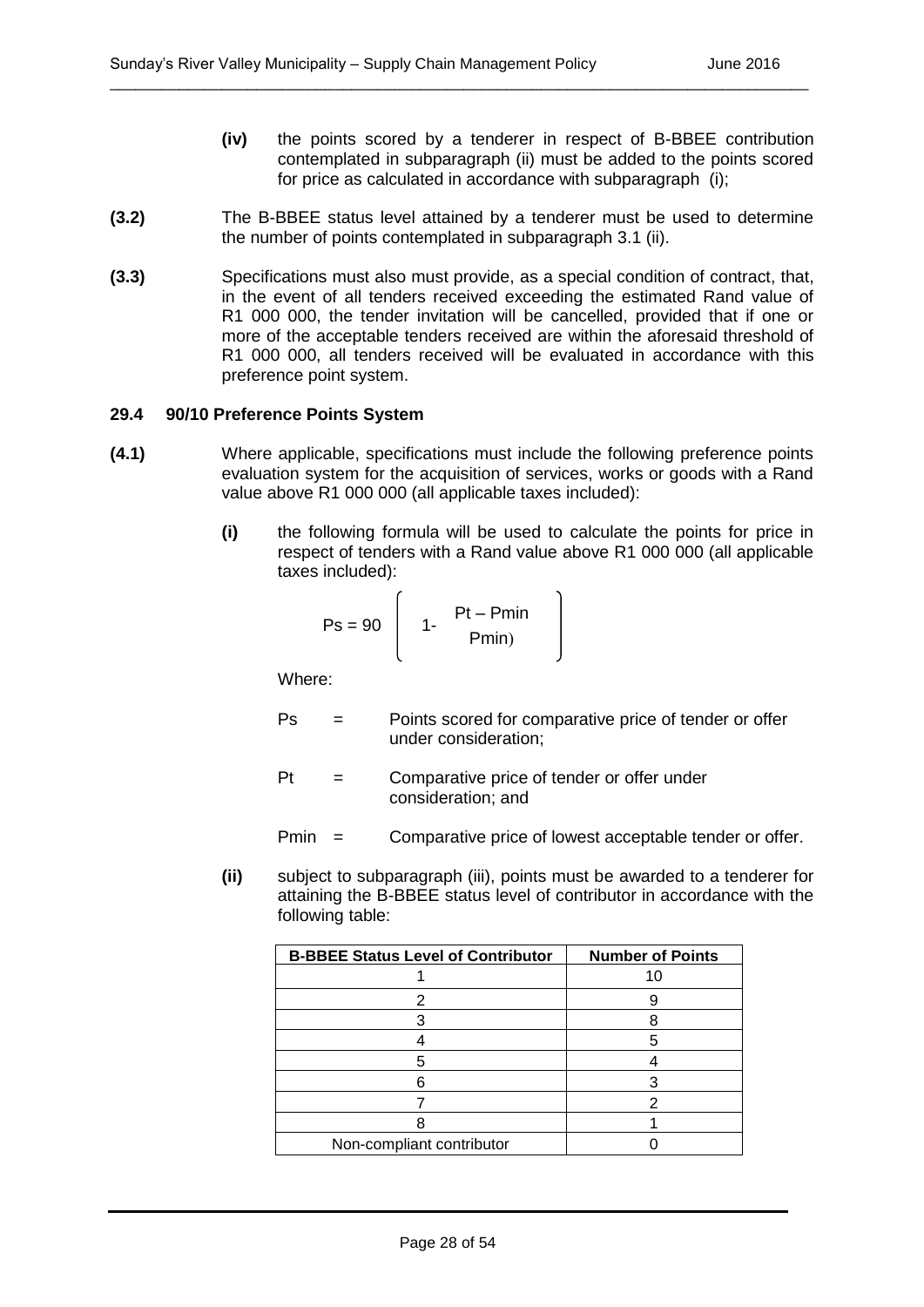**(iv)** the points scored by a tenderer in respect of B-BBEE contribution contemplated in subparagraph (ii) must be added to the points scored for price as calculated in accordance with subparagraph (i);

**(3.2)** The B-BBEE status level attained by a tenderer must be used to determine the number of points contemplated in subparagraph 3.1 (ii).

**(3.3)** Specifications must also must provide, as a special condition of contract, that, in the event of all tenders received exceeding the estimated Rand value of R1 000 000, the tender invitation will be cancelled, provided that if one or more of the acceptable tenders received are within the aforesaid threshold of R1 000 000, all tenders received will be evaluated in accordance with this preference point system.

### 29.4 90/10 Preference Points System

**(4.1)** Where applicable, specifications must include the following preference points evaluation system for the acquisition of services, works or goods with a Rand value above R1 000 000 (all applicable taxes included):

**(i)** the following formula will be used to calculate the points for price in respect of tenders with a Rand value above R1 000 000 (all applicable taxes included):

$$Ps = 90\left(1 - \frac{Pt - Pmin}{Pmin}\right)$$

Where:

Ps = Points scored for comparative price of tender or offer under consideration;

Pt = Comparative price of tender or offer under consideration; and

Pmin = Comparative price of lowest acceptable tender or offer.

**(ii)** subject to subparagraph (iii), points must be awarded to a tenderer for attaining the B-BBEE status level of contributor in accordance with the following table:

| B-BBEE Status Level of Contributor | Number of Points |
|---|---|
| 1 | 10 |
| 2 | 9 |
| 3 | 8 |
| 4 | 5 |
| 5 | 4 |
| 6 | 3 |
| 7 | 2 |
| 8 | 1 |
| Non-compliant contributor | 0 |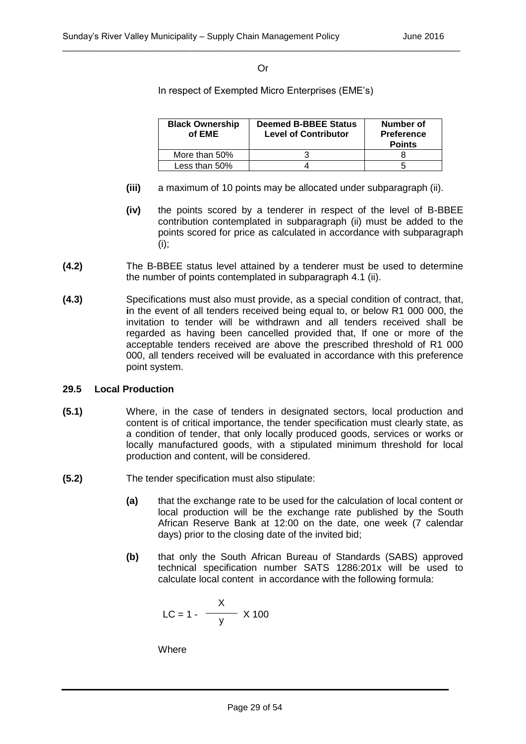Or

In respect of Exempted Micro Enterprises (EME's)

| Black Ownership of EME | Deemed B-BBEE Status Level of Contributor | Number of Preference Points |
|---|---|---|
| More than 50% | 3 | 8 |
| Less than 50% | 4 | 5 |

- **(iii)** a maximum of 10 points may be allocated under subparagraph (ii).
- **(iv)** the points scored by a tenderer in respect of the level of B-BBEE contribution contemplated in subparagraph (ii) must be added to the points scored for price as calculated in accordance with subparagraph (i);

**(4.2)** The B-BBEE status level attained by a tenderer must be used to determine the number of points contemplated in subparagraph 4.1 (ii).

**(4.3)** Specifications must also must provide, as a special condition of contract, that, **i**n the event of all tenders received being equal to, or below R1 000 000, the invitation to tender will be withdrawn and all tenders received shall be regarded as having been cancelled provided that, If one or more of the acceptable tenders received are above the prescribed threshold of R1 000 000, all tenders received will be evaluated in accordance with this preference point system.

**29.5 Local Production**

**(5.1)** Where, in the case of tenders in designated sectors, local production and content is of critical importance, the tender specification must clearly state, as a condition of tender, that only locally produced goods, services or works or locally manufactured goods, with a stipulated minimum threshold for local production and content, will be considered.

**(5.2)** The tender specification must also stipulate:

- **(a)** that the exchange rate to be used for the calculation of local content or local production will be the exchange rate published by the South African Reserve Bank at 12:00 on the date, one week (7 calendar days) prior to the closing date of the invited bid;
- **(b)** that only the South African Bureau of Standards (SABS) approved technical specification number SATS 1286:201x will be used to calculate local content in accordance with the following formula:

$$LC = 1 - \frac{X}{y} \times 100$$

Where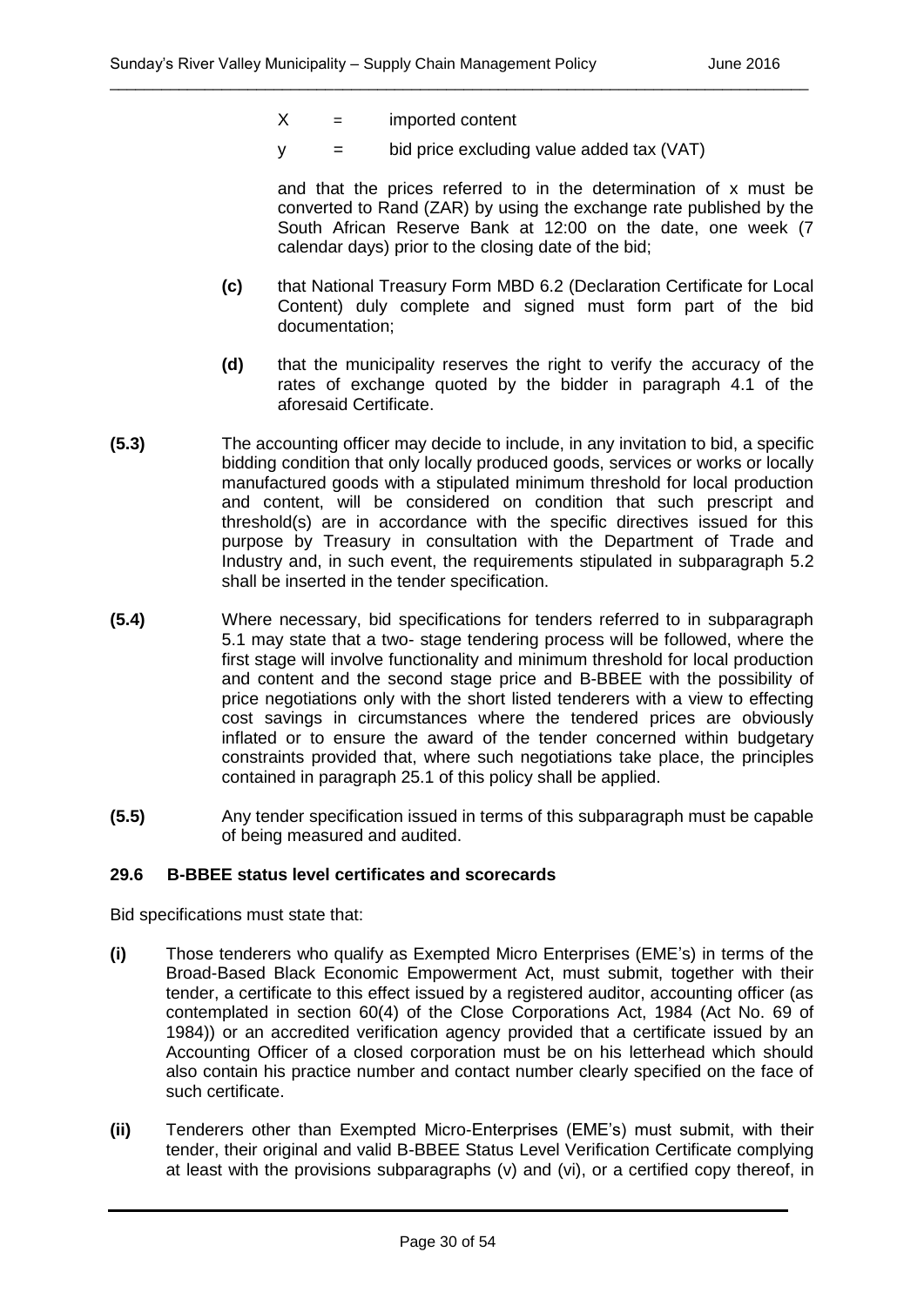$X$ = imported content

$y$ = bid price excluding value added tax (VAT)

and that the prices referred to in the determination of x must be converted to Rand (ZAR) by using the exchange rate published by the South African Reserve Bank at 12:00 on the date, one week (7 calendar days) prior to the closing date of the bid;

**(c)** that National Treasury Form MBD 6.2 (Declaration Certificate for Local Content) duly complete and signed must form part of the bid documentation;

**(d)** that the municipality reserves the right to verify the accuracy of the rates of exchange quoted by the bidder in paragraph 4.1 of the aforesaid Certificate.

**(5.3)** The accounting officer may decide to include, in any invitation to bid, a specific bidding condition that only locally produced goods, services or works or locally manufactured goods with a stipulated minimum threshold for local production and content, will be considered on condition that such prescript and threshold(s) are in accordance with the specific directives issued for this purpose by Treasury in consultation with the Department of Trade and Industry and, in such event, the requirements stipulated in subparagraph 5.2 shall be inserted in the tender specification.

**(5.4)** Where necessary, bid specifications for tenders referred to in subparagraph 5.1 may state that a two- stage tendering process will be followed, where the first stage will involve functionality and minimum threshold for local production and content and the second stage price and B-BBEE with the possibility of price negotiations only with the short listed tenderers with a view to effecting cost savings in circumstances where the tendered prices are obviously inflated or to ensure the award of the tender concerned within budgetary constraints provided that, where such negotiations take place, the principles contained in paragraph 25.1 of this policy shall be applied.

**(5.5)** Any tender specification issued in terms of this subparagraph must be capable of being measured and audited.

### 29.6 B-BBEE status level certificates and scorecards

Bid specifications must state that:

**(i)** Those tenderers who qualify as Exempted Micro Enterprises (EME's) in terms of the Broad-Based Black Economic Empowerment Act, must submit, together with their tender, a certificate to this effect issued by a registered auditor, accounting officer (as contemplated in section 60(4) of the Close Corporations Act, 1984 (Act No. 69 of 1984)) or an accredited verification agency provided that a certificate issued by an Accounting Officer of a closed corporation must be on his letterhead which should also contain his practice number and contact number clearly specified on the face of such certificate.

**(ii)** Tenderers other than Exempted Micro-Enterprises (EME's) must submit, with their tender, their original and valid B-BBEE Status Level Verification Certificate complying at least with the provisions subparagraphs (v) and (vi), or a certified copy thereof, in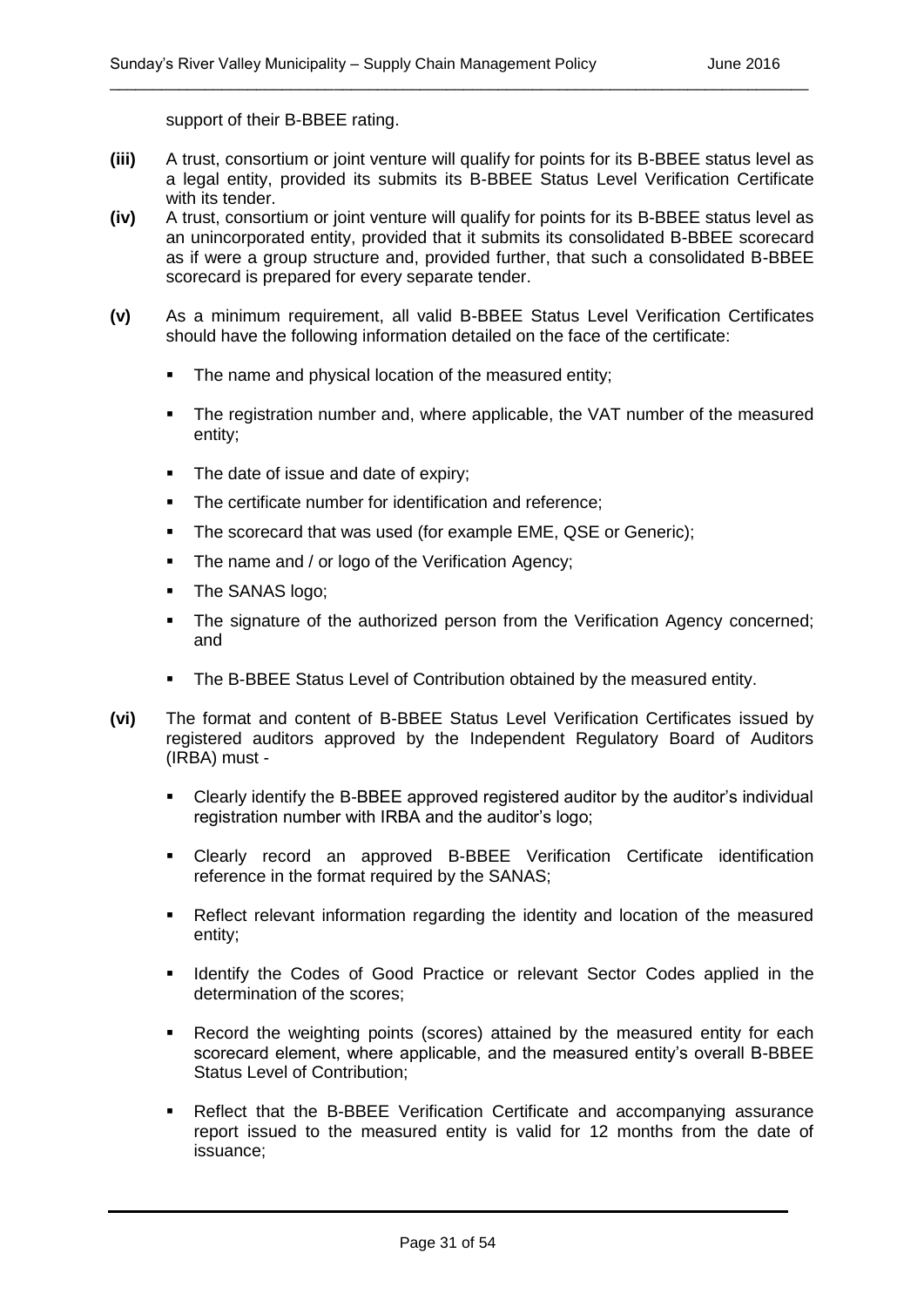support of their B-BBEE rating.

**(iii)** A trust, consortium or joint venture will qualify for points for its B-BBEE status level as a legal entity, provided its submits its B-BBEE Status Level Verification Certificate with its tender.

**(iv)** A trust, consortium or joint venture will qualify for points for its B-BBEE status level as an unincorporated entity, provided that it submits its consolidated B-BBEE scorecard as if were a group structure and, provided further, that such a consolidated B-BBEE scorecard is prepared for every separate tender.

**(v)** As a minimum requirement, all valid B-BBEE Status Level Verification Certificates should have the following information detailed on the face of the certificate:

- The name and physical location of the measured entity;
- The registration number and, where applicable, the VAT number of the measured entity;
- The date of issue and date of expiry;
- The certificate number for identification and reference;
- The scorecard that was used (for example EME, QSE or Generic);
- The name and / or logo of the Verification Agency;
- The SANAS logo;
- The signature of the authorized person from the Verification Agency concerned; and
- The B-BBEE Status Level of Contribution obtained by the measured entity.

**(vi)** The format and content of B-BBEE Status Level Verification Certificates issued by registered auditors approved by the Independent Regulatory Board of Auditors (IRBA) must -

- Clearly identify the B-BBEE approved registered auditor by the auditor's individual registration number with IRBA and the auditor's logo;
- Clearly record an approved B-BBEE Verification Certificate identification reference in the format required by the SANAS;
- Reflect relevant information regarding the identity and location of the measured entity;
- Identify the Codes of Good Practice or relevant Sector Codes applied in the determination of the scores;
- Record the weighting points (scores) attained by the measured entity for each scorecard element, where applicable, and the measured entity's overall B-BBEE Status Level of Contribution;
- Reflect that the B-BBEE Verification Certificate and accompanying assurance report issued to the measured entity is valid for 12 months from the date of issuance;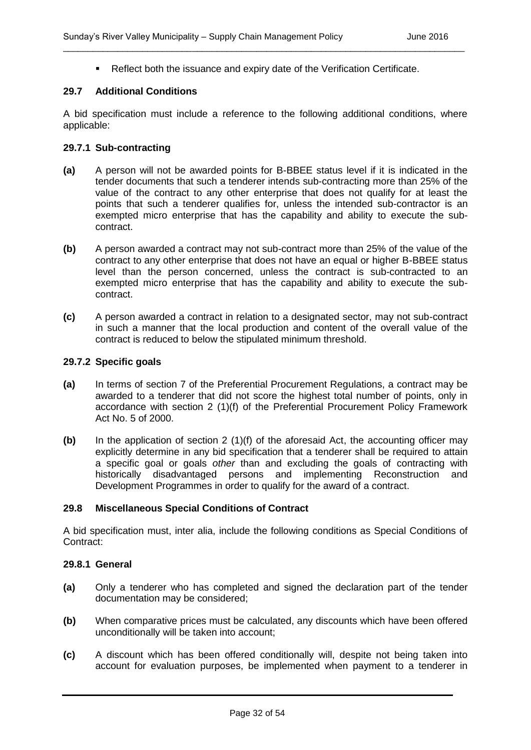- Reflect both the issuance and expiry date of the Verification Certificate.

### 29.7 Additional Conditions

A bid specification must include a reference to the following additional conditions, where applicable:

#### 29.7.1 Sub-contracting

**(a)** A person will not be awarded points for B-BBEE status level if it is indicated in the tender documents that such a tenderer intends sub-contracting more than 25% of the value of the contract to any other enterprise that does not qualify for at least the points that such a tenderer qualifies for, unless the intended sub-contractor is an exempted micro enterprise that has the capability and ability to execute the sub-contract.

**(b)** A person awarded a contract may not sub-contract more than 25% of the value of the contract to any other enterprise that does not have an equal or higher B-BBEE status level than the person concerned, unless the contract is sub-contracted to an exempted micro enterprise that has the capability and ability to execute the sub-contract.

**(c)** A person awarded a contract in relation to a designated sector, may not sub-contract in such a manner that the local production and content of the overall value of the contract is reduced to below the stipulated minimum threshold.

#### 29.7.2 Specific goals

**(a)** In terms of section 7 of the Preferential Procurement Regulations, a contract may be awarded to a tenderer that did not score the highest total number of points, only in accordance with section 2 (1)(f) of the Preferential Procurement Policy Framework Act No. 5 of 2000.

**(b)** In the application of section 2 (1)(f) of the aforesaid Act, the accounting officer may explicitly determine in any bid specification that a tenderer shall be required to attain a specific goal or goals *other* than and excluding the goals of contracting with historically disadvantaged persons and implementing Reconstruction and Development Programmes in order to qualify for the award of a contract.

### 29.8 Miscellaneous Special Conditions of Contract

A bid specification must, inter alia, include the following conditions as Special Conditions of Contract:

#### 29.8.1 General

**(a)** Only a tenderer who has completed and signed the declaration part of the tender documentation may be considered;

**(b)** When comparative prices must be calculated, any discounts which have been offered unconditionally will be taken into account;

**(c)** A discount which has been offered conditionally will, despite not being taken into account for evaluation purposes, be implemented when payment to a tenderer in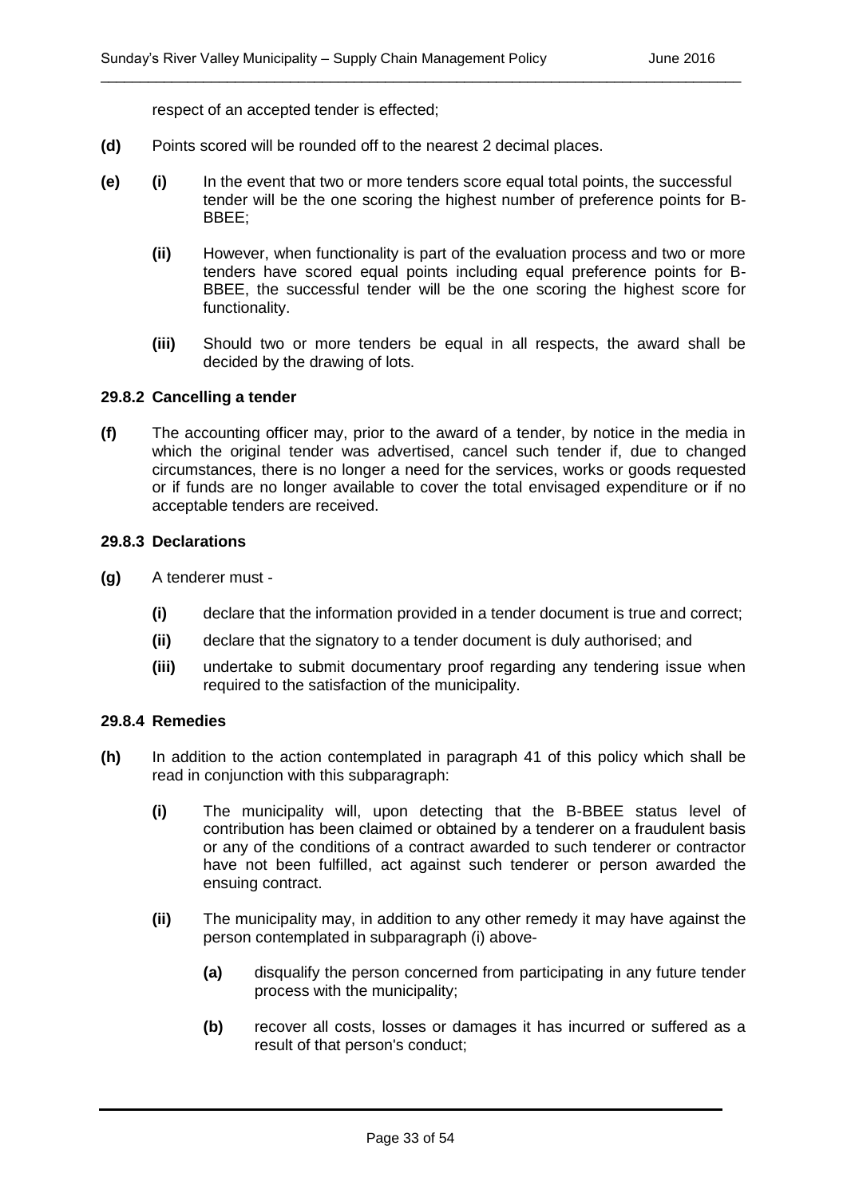respect of an accepted tender is effected;

**(d)** Points scored will be rounded off to the nearest 2 decimal places.

**(e)** **(i)** In the event that two or more tenders score equal total points, the successful tender will be the one scoring the highest number of preference points for B-BBEE;

**(ii)** However, when functionality is part of the evaluation process and two or more tenders have scored equal points including equal preference points for B-BBEE, the successful tender will be the one scoring the highest score for functionality.

**(iii)** Should two or more tenders be equal in all respects, the award shall be decided by the drawing of lots.

#### 29.8.2 Cancelling a tender

**(f)** The accounting officer may, prior to the award of a tender, by notice in the media in which the original tender was advertised, cancel such tender if, due to changed circumstances, there is no longer a need for the services, works or goods requested or if funds are no longer available to cover the total envisaged expenditure or if no acceptable tenders are received.

#### 29.8.3 Declarations

**(g)** A tenderer must -

**(i)** declare that the information provided in a tender document is true and correct;

**(ii)** declare that the signatory to a tender document is duly authorised; and

**(iii)** undertake to submit documentary proof regarding any tendering issue when required to the satisfaction of the municipality.

#### 29.8.4 Remedies

**(h)** In addition to the action contemplated in paragraph 41 of this policy which shall be read in conjunction with this subparagraph:

**(i)** The municipality will, upon detecting that the B-BBEE status level of contribution has been claimed or obtained by a tenderer on a fraudulent basis or any of the conditions of a contract awarded to such tenderer or contractor have not been fulfilled, act against such tenderer or person awarded the ensuing contract.

**(ii)** The municipality may, in addition to any other remedy it may have against the person contemplated in subparagraph (i) above-

**(a)** disqualify the person concerned from participating in any future tender process with the municipality;

**(b)** recover all costs, losses or damages it has incurred or suffered as a result of that person's conduct;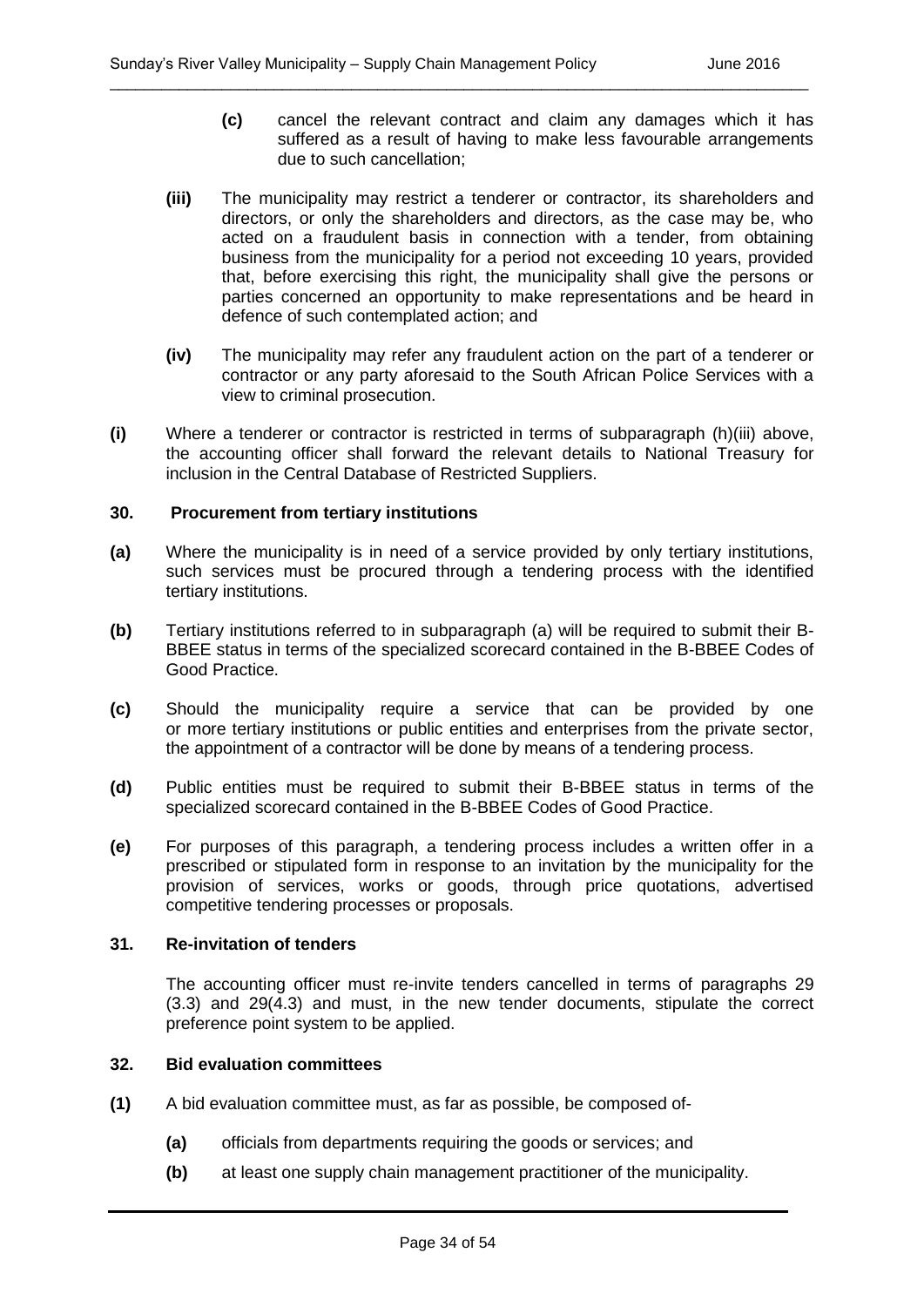**(c)** cancel the relevant contract and claim any damages which it has suffered as a result of having to make less favourable arrangements due to such cancellation;

**(iii)** The municipality may restrict a tenderer or contractor, its shareholders and directors, or only the shareholders and directors, as the case may be, who acted on a fraudulent basis in connection with a tender, from obtaining business from the municipality for a period not exceeding 10 years, provided that, before exercising this right, the municipality shall give the persons or parties concerned an opportunity to make representations and be heard in defence of such contemplated action; and

**(iv)** The municipality may refer any fraudulent action on the part of a tenderer or contractor or any party aforesaid to the South African Police Services with a view to criminal prosecution.

**(i)** Where a tenderer or contractor is restricted in terms of subparagraph (h)(iii) above, the accounting officer shall forward the relevant details to National Treasury for inclusion in the Central Database of Restricted Suppliers.

### 30. Procurement from tertiary institutions

**(a)** Where the municipality is in need of a service provided by only tertiary institutions, such services must be procured through a tendering process with the identified tertiary institutions.

**(b)** Tertiary institutions referred to in subparagraph (a) will be required to submit their B-BBEE status in terms of the specialized scorecard contained in the B-BBEE Codes of Good Practice.

**(c)** Should the municipality require a service that can be provided by one or more tertiary institutions or public entities and enterprises from the private sector, the appointment of a contractor will be done by means of a tendering process.

**(d)** Public entities must be required to submit their B-BBEE status in terms of the specialized scorecard contained in the B-BBEE Codes of Good Practice.

**(e)** For purposes of this paragraph, a tendering process includes a written offer in a prescribed or stipulated form in response to an invitation by the municipality for the provision of services, works or goods, through price quotations, advertised competitive tendering processes or proposals.

### 31. Re-invitation of tenders

The accounting officer must re-invite tenders cancelled in terms of paragraphs 29 (3.3) and 29(4.3) and must, in the new tender documents, stipulate the correct preference point system to be applied.

### 32. Bid evaluation committees

**(1)** A bid evaluation committee must, as far as possible, be composed of-

**(a)** officials from departments requiring the goods or services; and

**(b)** at least one supply chain management practitioner of the municipality.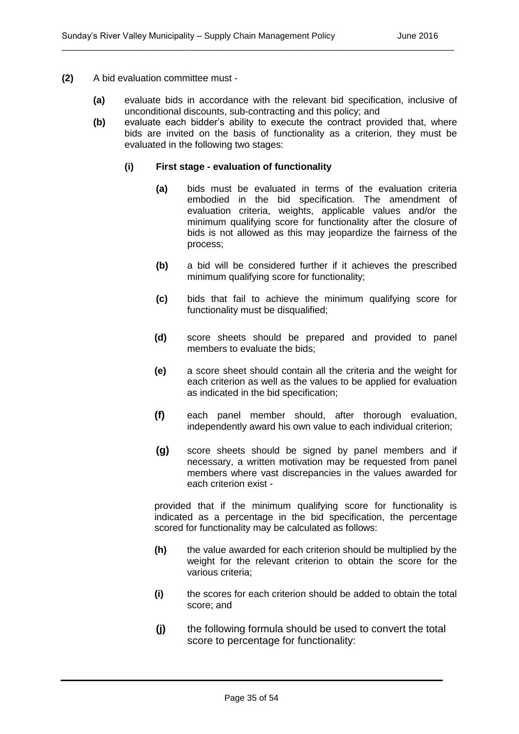**(2)** A bid evaluation committee must -

**(a)** evaluate bids in accordance with the relevant bid specification, inclusive of unconditional discounts, sub-contracting and this policy; and

**(b)** evaluate each bidder's ability to execute the contract provided that, where bids are invited on the basis of functionality as a criterion, they must be evaluated in the following two stages:

**(i) First stage - evaluation of functionality**

**(a)** bids must be evaluated in terms of the evaluation criteria embodied in the bid specification. The amendment of evaluation criteria, weights, applicable values and/or the minimum qualifying score for functionality after the closure of bids is not allowed as this may jeopardize the fairness of the process;

**(b)** a bid will be considered further if it achieves the prescribed minimum qualifying score for functionality;

**(c)** bids that fail to achieve the minimum qualifying score for functionality must be disqualified;

**(d)** score sheets should be prepared and provided to panel members to evaluate the bids;

**(e)** a score sheet should contain all the criteria and the weight for each criterion as well as the values to be applied for evaluation as indicated in the bid specification;

**(f)** each panel member should, after thorough evaluation, independently award his own value to each individual criterion;

**(g)** score sheets should be signed by panel members and if necessary, a written motivation may be requested from panel members where vast discrepancies in the values awarded for each criterion exist -

provided that if the minimum qualifying score for functionality is indicated as a percentage in the bid specification, the percentage scored for functionality may be calculated as follows:

**(h)** the value awarded for each criterion should be multiplied by the weight for the relevant criterion to obtain the score for the various criteria;

**(i)** the scores for each criterion should be added to obtain the total score; and

**(j)** the following formula should be used to convert the total score to percentage for functionality: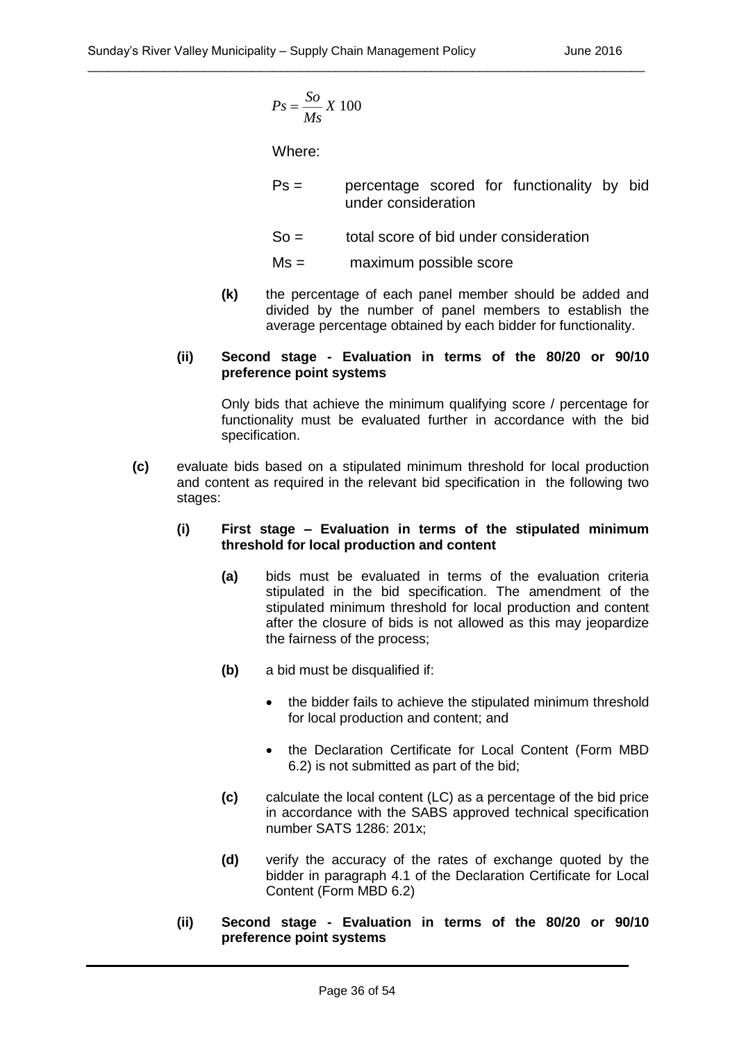$$Ps = \frac{So}{Ms} X\ 100$$

Where:

Ps = percentage scored for functionality by bid under consideration

So = total score of bid under consideration

Ms = maximum possible score

**(k)** the percentage of each panel member should be added and divided by the number of panel members to establish the average percentage obtained by each bidder for functionality.

**(ii) Second stage - Evaluation in terms of the 80/20 or 90/10 preference point systems**

Only bids that achieve the minimum qualifying score / percentage for functionality must be evaluated further in accordance with the bid specification.

**(c)** evaluate bids based on a stipulated minimum threshold for local production and content as required in the relevant bid specification in the following two stages:

**(i) First stage – Evaluation in terms of the stipulated minimum threshold for local production and content**

**(a)** bids must be evaluated in terms of the evaluation criteria stipulated in the bid specification. The amendment of the stipulated minimum threshold for local production and content after the closure of bids is not allowed as this may jeopardize the fairness of the process;

**(b)** a bid must be disqualified if:

- the bidder fails to achieve the stipulated minimum threshold for local production and content; and
- the Declaration Certificate for Local Content (Form MBD 6.2) is not submitted as part of the bid;

**(c)** calculate the local content (LC) as a percentage of the bid price in accordance with the SABS approved technical specification number SATS 1286: 201x;

**(d)** verify the accuracy of the rates of exchange quoted by the bidder in paragraph 4.1 of the Declaration Certificate for Local Content (Form MBD 6.2)

**(ii) Second stage - Evaluation in terms of the 80/20 or 90/10 preference point systems**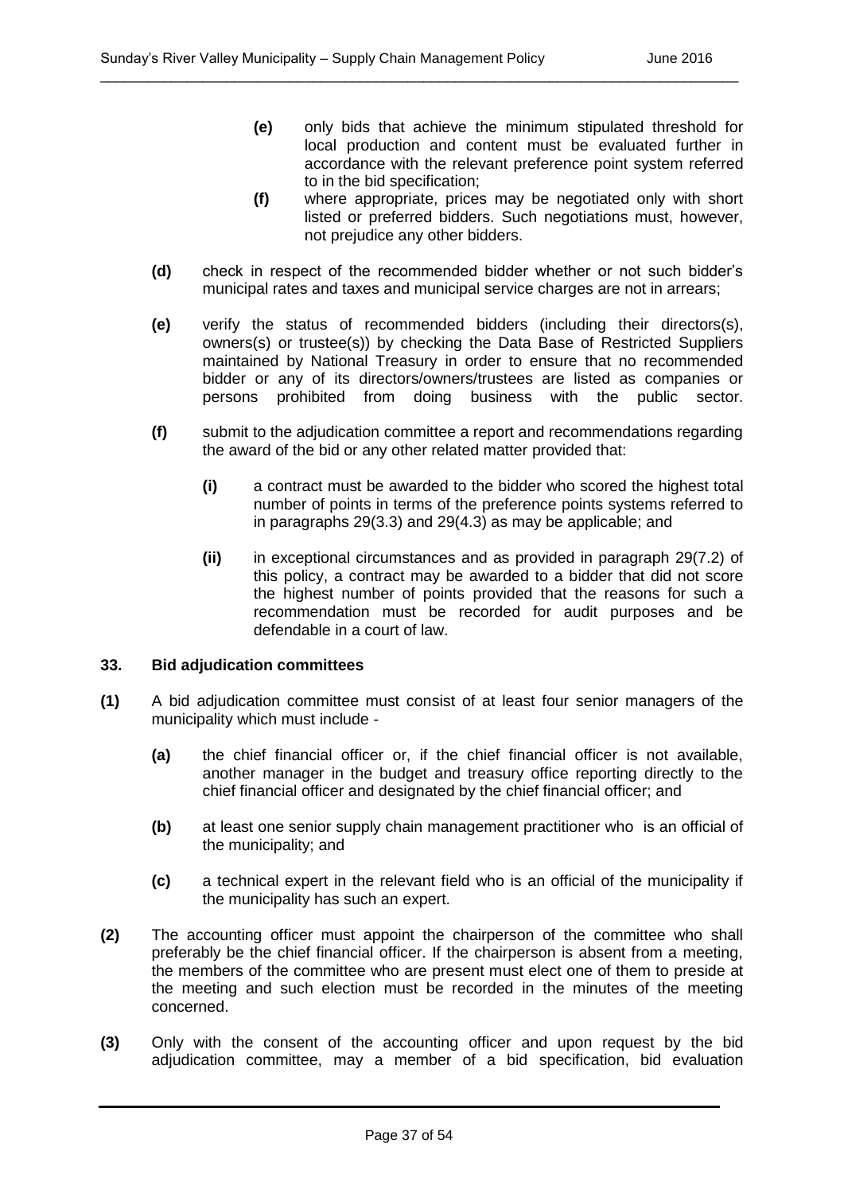- **(e)** only bids that achieve the minimum stipulated threshold for local production and content must be evaluated further in accordance with the relevant preference point system referred to in the bid specification;
- **(f)** where appropriate, prices may be negotiated only with short listed or preferred bidders. Such negotiations must, however, not prejudice any other bidders.

**(d)** check in respect of the recommended bidder whether or not such bidder's municipal rates and taxes and municipal service charges are not in arrears;

**(e)** verify the status of recommended bidders (including their directors(s), owners(s) or trustee(s)) by checking the Data Base of Restricted Suppliers maintained by National Treasury in order to ensure that no recommended bidder or any of its directors/owners/trustees are listed as companies or persons prohibited from doing business with the public sector.

**(f)** submit to the adjudication committee a report and recommendations regarding the award of the bid or any other related matter provided that:

- **(i)** a contract must be awarded to the bidder who scored the highest total number of points in terms of the preference points systems referred to in paragraphs 29(3.3) and 29(4.3) as may be applicable; and
- **(ii)** in exceptional circumstances and as provided in paragraph 29(7.2) of this policy, a contract may be awarded to a bidder that did not score the highest number of points provided that the reasons for such a recommendation must be recorded for audit purposes and be defendable in a court of law.

### 33. Bid adjudication committees

**(1)** A bid adjudication committee must consist of at least four senior managers of the municipality which must include -

- **(a)** the chief financial officer or, if the chief financial officer is not available, another manager in the budget and treasury office reporting directly to the chief financial officer and designated by the chief financial officer; and
- **(b)** at least one senior supply chain management practitioner who is an official of the municipality; and
- **(c)** a technical expert in the relevant field who is an official of the municipality if the municipality has such an expert.

**(2)** The accounting officer must appoint the chairperson of the committee who shall preferably be the chief financial officer. If the chairperson is absent from a meeting, the members of the committee who are present must elect one of them to preside at the meeting and such election must be recorded in the minutes of the meeting concerned.

**(3)** Only with the consent of the accounting officer and upon request by the bid adjudication committee, may a member of a bid specification, bid evaluation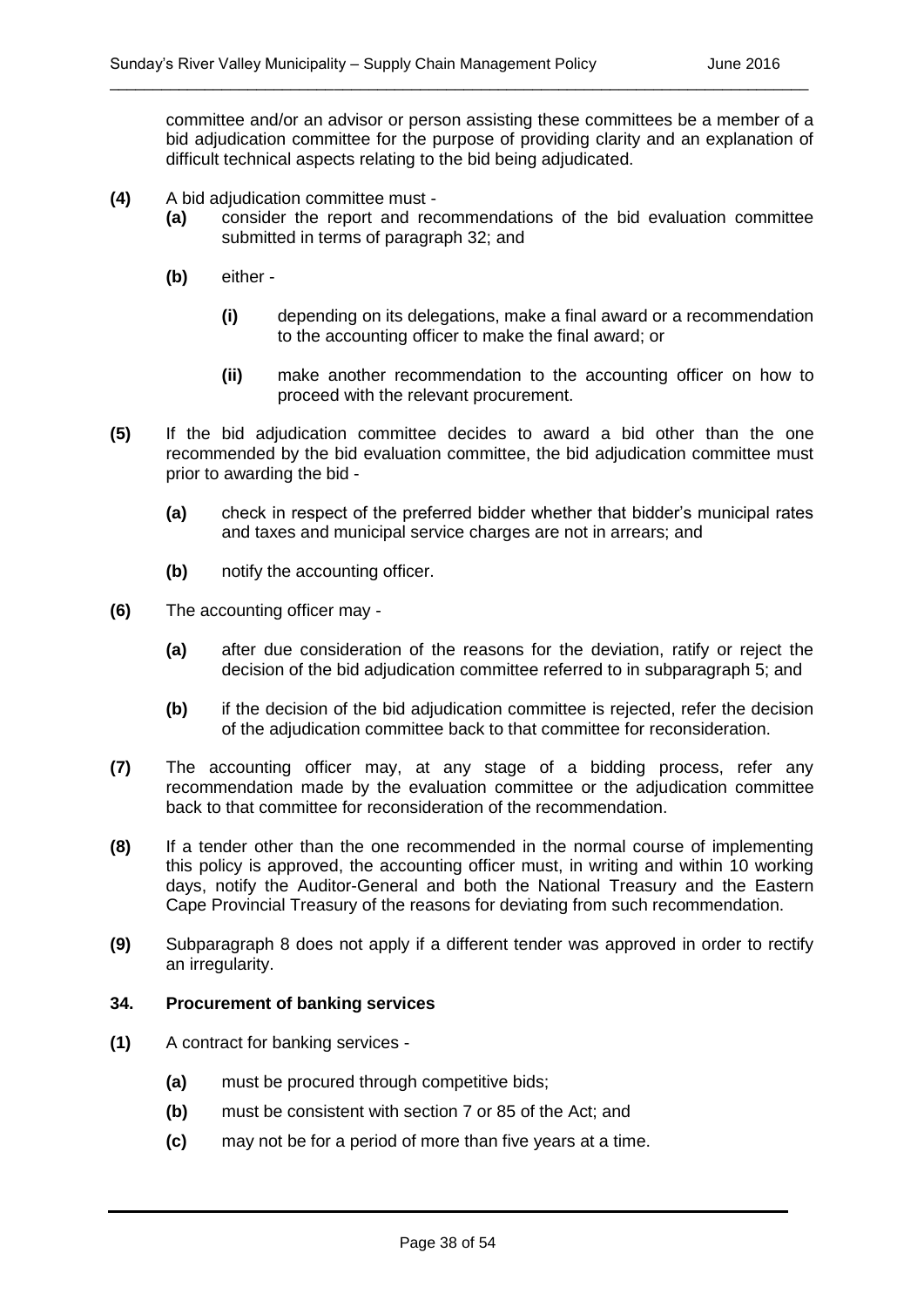committee and/or an advisor or person assisting these committees be a member of a bid adjudication committee for the purpose of providing clarity and an explanation of difficult technical aspects relating to the bid being adjudicated.

**(4)** A bid adjudication committee must -

**(a)** consider the report and recommendations of the bid evaluation committee submitted in terms of paragraph 32; and

**(b)** either -

**(i)** depending on its delegations, make a final award or a recommendation to the accounting officer to make the final award; or

**(ii)** make another recommendation to the accounting officer on how to proceed with the relevant procurement.

**(5)** If the bid adjudication committee decides to award a bid other than the one recommended by the bid evaluation committee, the bid adjudication committee must prior to awarding the bid -

**(a)** check in respect of the preferred bidder whether that bidder's municipal rates and taxes and municipal service charges are not in arrears; and

**(b)** notify the accounting officer.

**(6)** The accounting officer may -

**(a)** after due consideration of the reasons for the deviation, ratify or reject the decision of the bid adjudication committee referred to in subparagraph 5; and

**(b)** if the decision of the bid adjudication committee is rejected, refer the decision of the adjudication committee back to that committee for reconsideration.

**(7)** The accounting officer may, at any stage of a bidding process, refer any recommendation made by the evaluation committee or the adjudication committee back to that committee for reconsideration of the recommendation.

**(8)** If a tender other than the one recommended in the normal course of implementing this policy is approved, the accounting officer must, in writing and within 10 working days, notify the Auditor-General and both the National Treasury and the Eastern Cape Provincial Treasury of the reasons for deviating from such recommendation.

**(9)** Subparagraph 8 does not apply if a different tender was approved in order to rectify an irregularity.

### 34. Procurement of banking services

**(1)** A contract for banking services -

**(a)** must be procured through competitive bids;

**(b)** must be consistent with section 7 or 85 of the Act; and

**(c)** may not be for a period of more than five years at a time.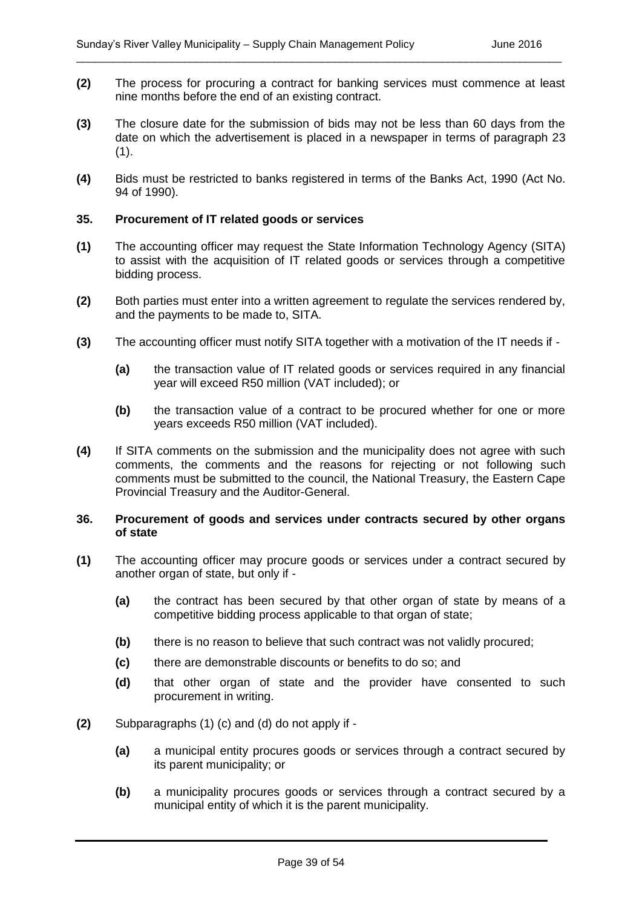**(2)** The process for procuring a contract for banking services must commence at least nine months before the end of an existing contract.

**(3)** The closure date for the submission of bids may not be less than 60 days from the date on which the advertisement is placed in a newspaper in terms of paragraph 23 (1).

**(4)** Bids must be restricted to banks registered in terms of the Banks Act, 1990 (Act No. 94 of 1990).

### 35. Procurement of IT related goods or services

**(1)** The accounting officer may request the State Information Technology Agency (SITA) to assist with the acquisition of IT related goods or services through a competitive bidding process.

**(2)** Both parties must enter into a written agreement to regulate the services rendered by, and the payments to be made to, SITA.

**(3)** The accounting officer must notify SITA together with a motivation of the IT needs if -

- **(a)** the transaction value of IT related goods or services required in any financial year will exceed R50 million (VAT included); or
- **(b)** the transaction value of a contract to be procured whether for one or more years exceeds R50 million (VAT included).

**(4)** If SITA comments on the submission and the municipality does not agree with such comments, the comments and the reasons for rejecting or not following such comments must be submitted to the council, the National Treasury, the Eastern Cape Provincial Treasury and the Auditor-General.

### 36. Procurement of goods and services under contracts secured by other organs of state

**(1)** The accounting officer may procure goods or services under a contract secured by another organ of state, but only if -

- **(a)** the contract has been secured by that other organ of state by means of a competitive bidding process applicable to that organ of state;
- **(b)** there is no reason to believe that such contract was not validly procured;
- **(c)** there are demonstrable discounts or benefits to do so; and
- **(d)** that other organ of state and the provider have consented to such procurement in writing.

**(2)** Subparagraphs (1) (c) and (d) do not apply if -

- **(a)** a municipal entity procures goods or services through a contract secured by its parent municipality; or
- **(b)** a municipality procures goods or services through a contract secured by a municipal entity of which it is the parent municipality.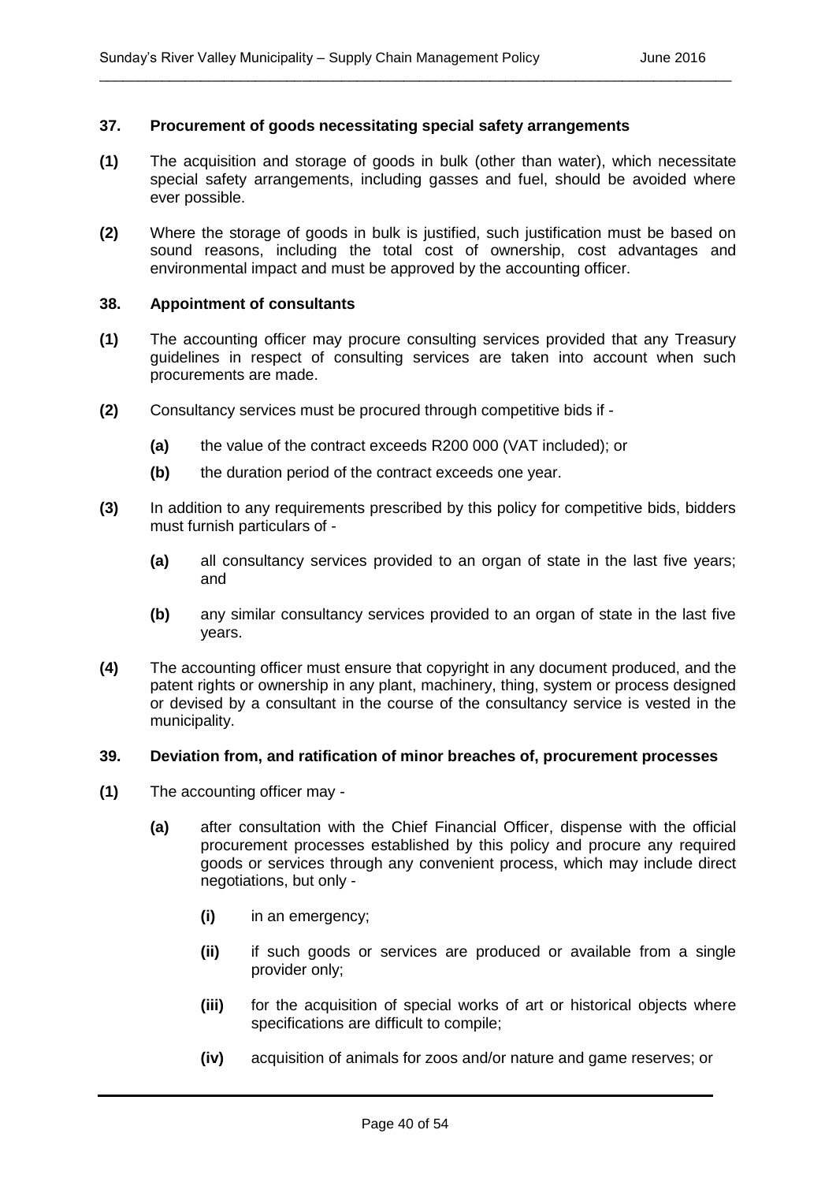### 37. Procurement of goods necessitating special safety arrangements

**(1)** The acquisition and storage of goods in bulk (other than water), which necessitate special safety arrangements, including gasses and fuel, should be avoided where ever possible.

**(2)** Where the storage of goods in bulk is justified, such justification must be based on sound reasons, including the total cost of ownership, cost advantages and environmental impact and must be approved by the accounting officer.

### 38. Appointment of consultants

**(1)** The accounting officer may procure consulting services provided that any Treasury guidelines in respect of consulting services are taken into account when such procurements are made.

**(2)** Consultancy services must be procured through competitive bids if -

- **(a)** the value of the contract exceeds R200 000 (VAT included); or
- **(b)** the duration period of the contract exceeds one year.

**(3)** In addition to any requirements prescribed by this policy for competitive bids, bidders must furnish particulars of -

- **(a)** all consultancy services provided to an organ of state in the last five years; and
- **(b)** any similar consultancy services provided to an organ of state in the last five years.

**(4)** The accounting officer must ensure that copyright in any document produced, and the patent rights or ownership in any plant, machinery, thing, system or process designed or devised by a consultant in the course of the consultancy service is vested in the municipality.

### 39. Deviation from, and ratification of minor breaches of, procurement processes

**(1)** The accounting officer may -

- **(a)** after consultation with the Chief Financial Officer, dispense with the official procurement processes established by this policy and procure any required goods or services through any convenient process, which may include direct negotiations, but only -
  - **(i)** in an emergency;
  - **(ii)** if such goods or services are produced or available from a single provider only;
  - **(iii)** for the acquisition of special works of art or historical objects where specifications are difficult to compile;
  - **(iv)** acquisition of animals for zoos and/or nature and game reserves; or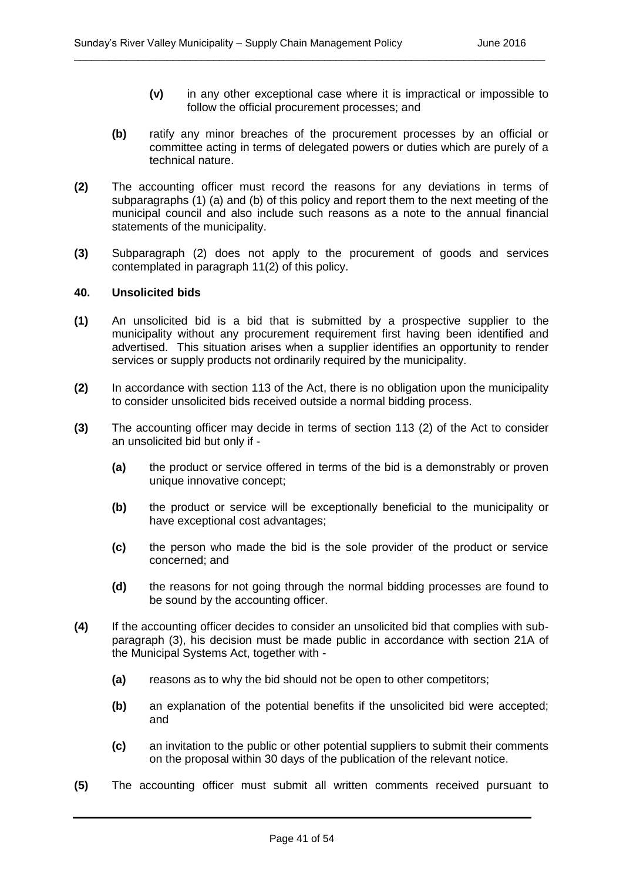- **(v)** in any other exceptional case where it is impractical or impossible to follow the official procurement processes; and

**(b)** ratify any minor breaches of the procurement processes by an official or committee acting in terms of delegated powers or duties which are purely of a technical nature.

**(2)** The accounting officer must record the reasons for any deviations in terms of subparagraphs (1) (a) and (b) of this policy and report them to the next meeting of the municipal council and also include such reasons as a note to the annual financial statements of the municipality.

**(3)** Subparagraph (2) does not apply to the procurement of goods and services contemplated in paragraph 11(2) of this policy.

**40. Unsolicited bids**

**(1)** An unsolicited bid is a bid that is submitted by a prospective supplier to the municipality without any procurement requirement first having been identified and advertised. This situation arises when a supplier identifies an opportunity to render services or supply products not ordinarily required by the municipality.

**(2)** In accordance with section 113 of the Act, there is no obligation upon the municipality to consider unsolicited bids received outside a normal bidding process.

**(3)** The accounting officer may decide in terms of section 113 (2) of the Act to consider an unsolicited bid but only if -

- **(a)** the product or service offered in terms of the bid is a demonstrably or proven unique innovative concept;
- **(b)** the product or service will be exceptionally beneficial to the municipality or have exceptional cost advantages;
- **(c)** the person who made the bid is the sole provider of the product or service concerned; and
- **(d)** the reasons for not going through the normal bidding processes are found to be sound by the accounting officer.

**(4)** If the accounting officer decides to consider an unsolicited bid that complies with sub-paragraph (3), his decision must be made public in accordance with section 21A of the Municipal Systems Act, together with -

- **(a)** reasons as to why the bid should not be open to other competitors;
- **(b)** an explanation of the potential benefits if the unsolicited bid were accepted; and
- **(c)** an invitation to the public or other potential suppliers to submit their comments on the proposal within 30 days of the publication of the relevant notice.

**(5)** The accounting officer must submit all written comments received pursuant to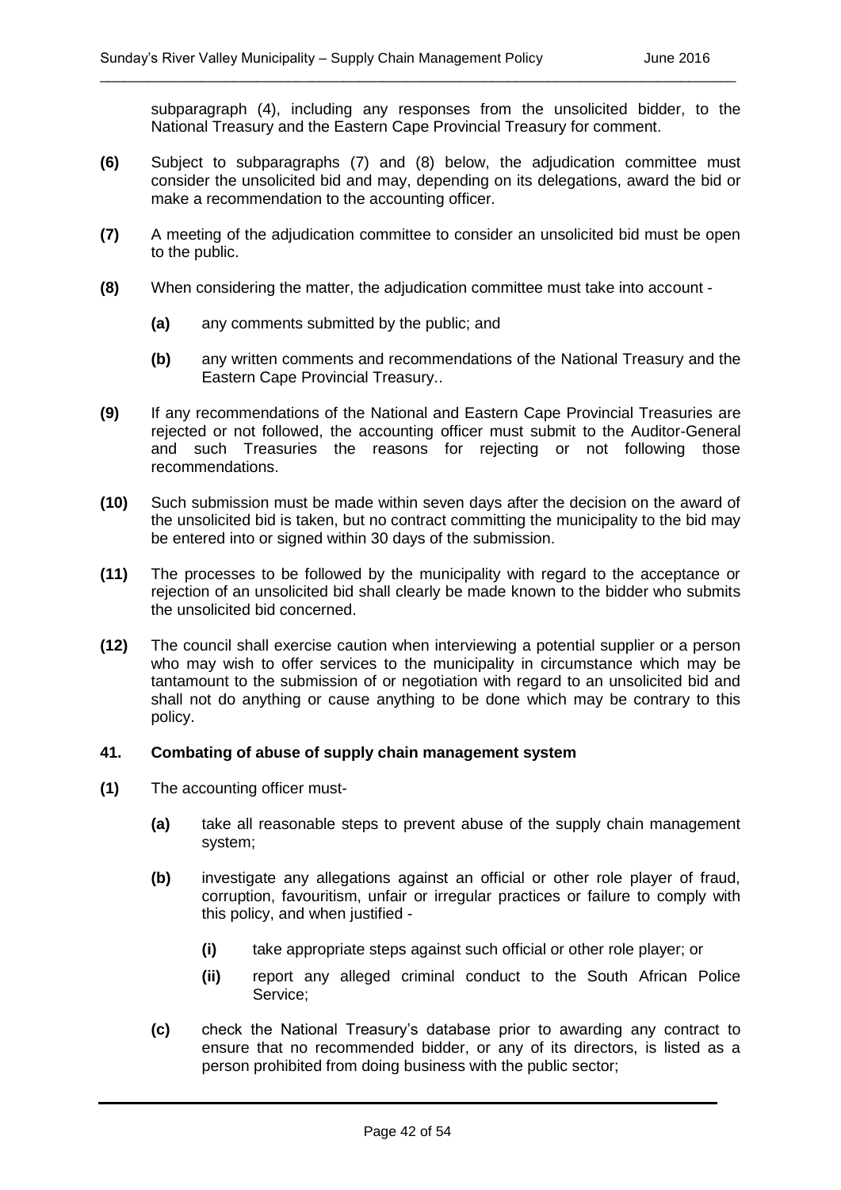subparagraph (4), including any responses from the unsolicited bidder, to the National Treasury and the Eastern Cape Provincial Treasury for comment.

**(6)** Subject to subparagraphs (7) and (8) below, the adjudication committee must consider the unsolicited bid and may, depending on its delegations, award the bid or make a recommendation to the accounting officer.

**(7)** A meeting of the adjudication committee to consider an unsolicited bid must be open to the public.

**(8)** When considering the matter, the adjudication committee must take into account -

- **(a)** any comments submitted by the public; and
- **(b)** any written comments and recommendations of the National Treasury and the Eastern Cape Provincial Treasury..

**(9)** If any recommendations of the National and Eastern Cape Provincial Treasuries are rejected or not followed, the accounting officer must submit to the Auditor-General and such Treasuries the reasons for rejecting or not following those recommendations.

**(10)** Such submission must be made within seven days after the decision on the award of the unsolicited bid is taken, but no contract committing the municipality to the bid may be entered into or signed within 30 days of the submission.

**(11)** The processes to be followed by the municipality with regard to the acceptance or rejection of an unsolicited bid shall clearly be made known to the bidder who submits the unsolicited bid concerned.

**(12)** The council shall exercise caution when interviewing a potential supplier or a person who may wish to offer services to the municipality in circumstance which may be tantamount to the submission of or negotiation with regard to an unsolicited bid and shall not do anything or cause anything to be done which may be contrary to this policy.

### 41. Combating of abuse of supply chain management system

**(1)** The accounting officer must-

- **(a)** take all reasonable steps to prevent abuse of the supply chain management system;
- **(b)** investigate any allegations against an official or other role player of fraud, corruption, favouritism, unfair or irregular practices or failure to comply with this policy, and when justified -
  - **(i)** take appropriate steps against such official or other role player; or
  - **(ii)** report any alleged criminal conduct to the South African Police Service;
- **(c)** check the National Treasury's database prior to awarding any contract to ensure that no recommended bidder, or any of its directors, is listed as a person prohibited from doing business with the public sector;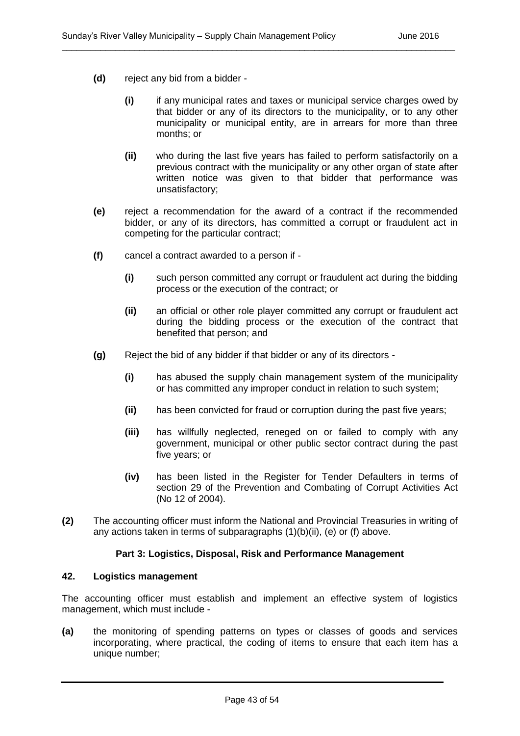**(d)** reject any bid from a bidder -

**(i)** if any municipal rates and taxes or municipal service charges owed by that bidder or any of its directors to the municipality, or to any other municipality or municipal entity, are in arrears for more than three months; or

**(ii)** who during the last five years has failed to perform satisfactorily on a previous contract with the municipality or any other organ of state after written notice was given to that bidder that performance was unsatisfactory;

**(e)** reject a recommendation for the award of a contract if the recommended bidder, or any of its directors, has committed a corrupt or fraudulent act in competing for the particular contract;

**(f)** cancel a contract awarded to a person if -

**(i)** such person committed any corrupt or fraudulent act during the bidding process or the execution of the contract; or

**(ii)** an official or other role player committed any corrupt or fraudulent act during the bidding process or the execution of the contract that benefited that person; and

**(g)** Reject the bid of any bidder if that bidder or any of its directors -

**(i)** has abused the supply chain management system of the municipality or has committed any improper conduct in relation to such system;

**(ii)** has been convicted for fraud or corruption during the past five years;

**(iii)** has willfully neglected, reneged on or failed to comply with any government, municipal or other public sector contract during the past five years; or

**(iv)** has been listed in the Register for Tender Defaulters in terms of section 29 of the Prevention and Combating of Corrupt Activities Act (No 12 of 2004).

**(2)** The accounting officer must inform the National and Provincial Treasuries in writing of any actions taken in terms of subparagraphs (1)(b)(ii), (e) or (f) above.

## Part 3: Logistics, Disposal, Risk and Performance Management

### 42. Logistics management

The accounting officer must establish and implement an effective system of logistics management, which must include -

**(a)** the monitoring of spending patterns on types or classes of goods and services incorporating, where practical, the coding of items to ensure that each item has a unique number;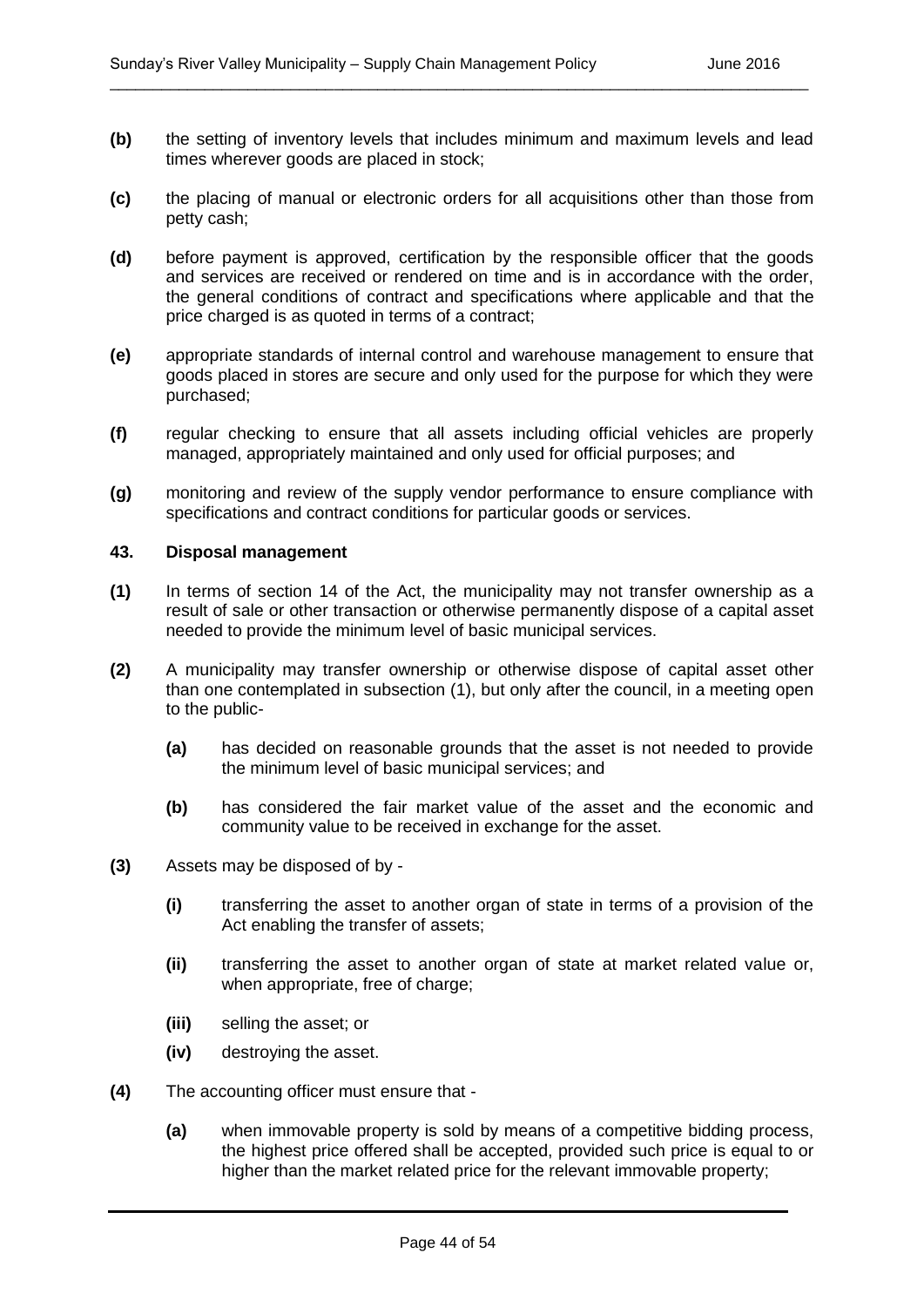**(b)** the setting of inventory levels that includes minimum and maximum levels and lead times wherever goods are placed in stock;

**(c)** the placing of manual or electronic orders for all acquisitions other than those from petty cash;

**(d)** before payment is approved, certification by the responsible officer that the goods and services are received or rendered on time and is in accordance with the order, the general conditions of contract and specifications where applicable and that the price charged is as quoted in terms of a contract;

**(e)** appropriate standards of internal control and warehouse management to ensure that goods placed in stores are secure and only used for the purpose for which they were purchased;

**(f)** regular checking to ensure that all assets including official vehicles are properly managed, appropriately maintained and only used for official purposes; and

**(g)** monitoring and review of the supply vendor performance to ensure compliance with specifications and contract conditions for particular goods or services.

#### 43. Disposal management

**(1)** In terms of section 14 of the Act, the municipality may not transfer ownership as a result of sale or other transaction or otherwise permanently dispose of a capital asset needed to provide the minimum level of basic municipal services.

**(2)** A municipality may transfer ownership or otherwise dispose of capital asset other than one contemplated in subsection (1), but only after the council, in a meeting open to the public-

- **(a)** has decided on reasonable grounds that the asset is not needed to provide the minimum level of basic municipal services; and
- **(b)** has considered the fair market value of the asset and the economic and community value to be received in exchange for the asset.

**(3)** Assets may be disposed of by -

- **(i)** transferring the asset to another organ of state in terms of a provision of the Act enabling the transfer of assets;
- **(ii)** transferring the asset to another organ of state at market related value or, when appropriate, free of charge;
- **(iii)** selling the asset; or
- **(iv)** destroying the asset.

**(4)** The accounting officer must ensure that -

- **(a)** when immovable property is sold by means of a competitive bidding process, the highest price offered shall be accepted, provided such price is equal to or higher than the market related price for the relevant immovable property;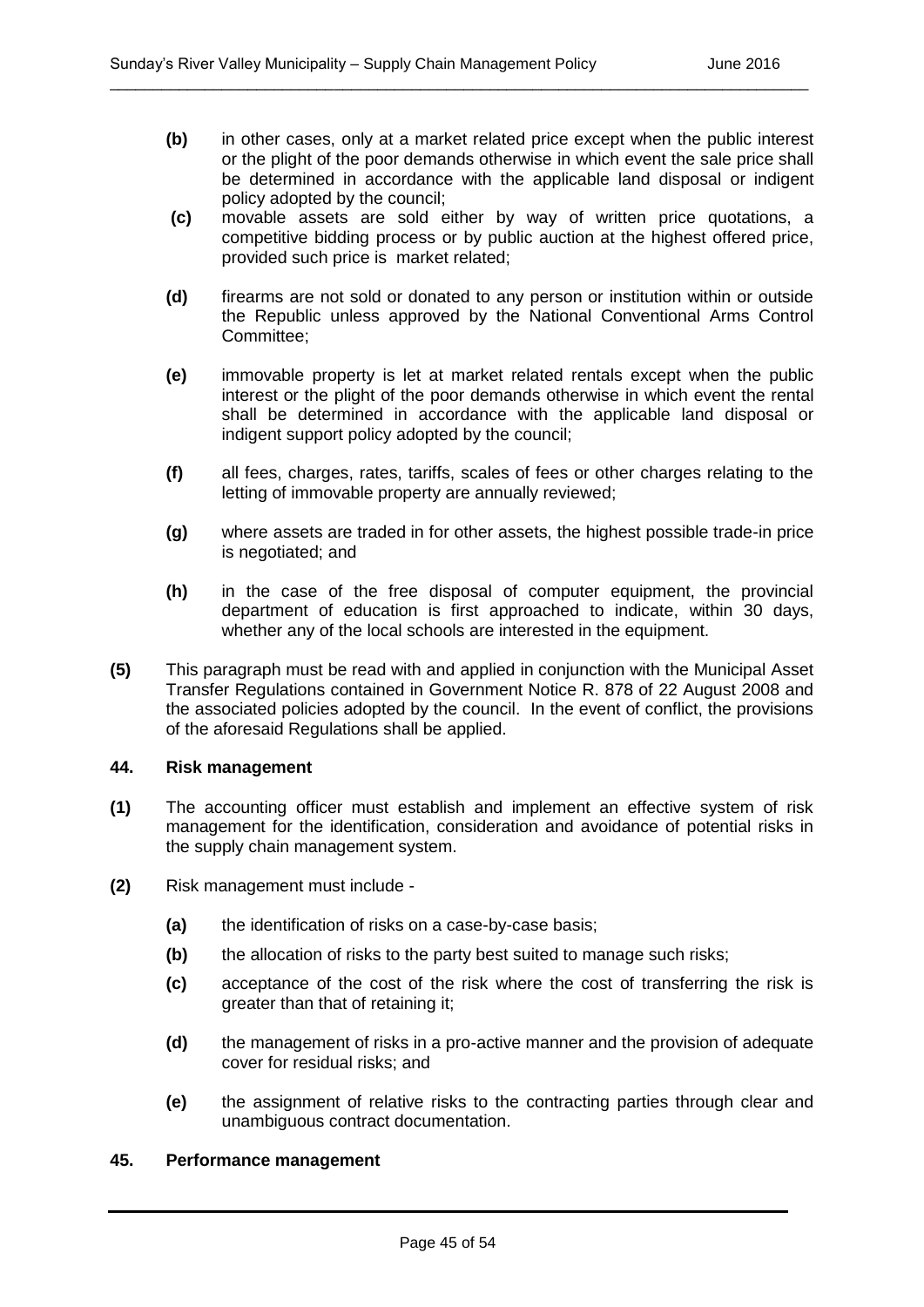**(b)** in other cases, only at a market related price except when the public interest or the plight of the poor demands otherwise in which event the sale price shall be determined in accordance with the applicable land disposal or indigent policy adopted by the council;

**(c)** movable assets are sold either by way of written price quotations, a competitive bidding process or by public auction at the highest offered price, provided such price is market related;

**(d)** firearms are not sold or donated to any person or institution within or outside the Republic unless approved by the National Conventional Arms Control Committee;

**(e)** immovable property is let at market related rentals except when the public interest or the plight of the poor demands otherwise in which event the rental shall be determined in accordance with the applicable land disposal or indigent support policy adopted by the council;

**(f)** all fees, charges, rates, tariffs, scales of fees or other charges relating to the letting of immovable property are annually reviewed;

**(g)** where assets are traded in for other assets, the highest possible trade-in price is negotiated; and

**(h)** in the case of the free disposal of computer equipment, the provincial department of education is first approached to indicate, within 30 days, whether any of the local schools are interested in the equipment.

**(5)** This paragraph must be read with and applied in conjunction with the Municipal Asset Transfer Regulations contained in Government Notice R. 878 of 22 August 2008 and the associated policies adopted by the council. In the event of conflict, the provisions of the aforesaid Regulations shall be applied.

### 44. Risk management

**(1)** The accounting officer must establish and implement an effective system of risk management for the identification, consideration and avoidance of potential risks in the supply chain management system.

**(2)** Risk management must include -

**(a)** the identification of risks on a case-by-case basis;

**(b)** the allocation of risks to the party best suited to manage such risks;

**(c)** acceptance of the cost of the risk where the cost of transferring the risk is greater than that of retaining it;

**(d)** the management of risks in a pro-active manner and the provision of adequate cover for residual risks; and

**(e)** the assignment of relative risks to the contracting parties through clear and unambiguous contract documentation.

### 45. Performance management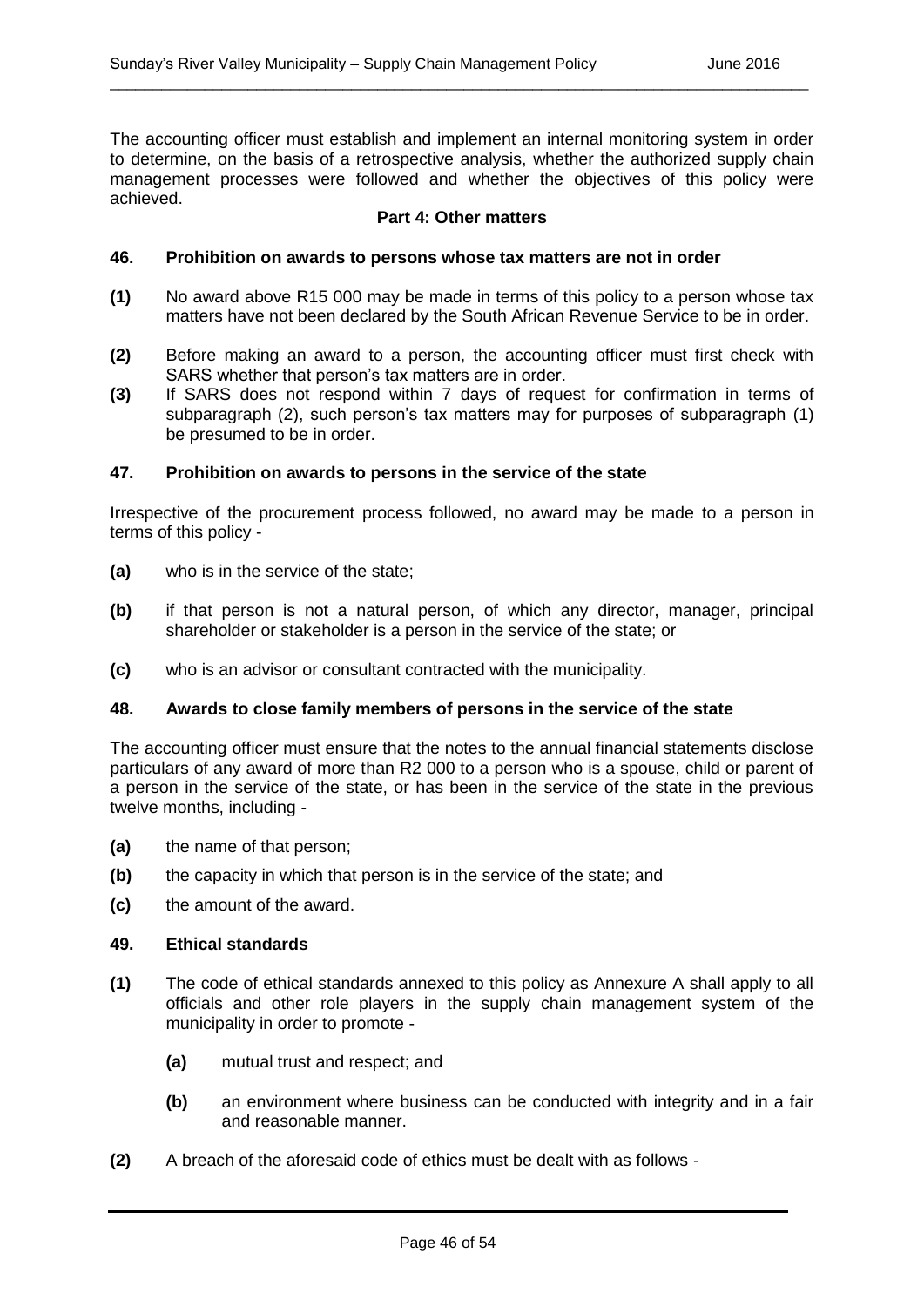The accounting officer must establish and implement an internal monitoring system in order to determine, on the basis of a retrospective analysis, whether the authorized supply chain management processes were followed and whether the objectives of this policy were achieved.

## Part 4: Other matters

### 46. Prohibition on awards to persons whose tax matters are not in order

**(1)** No award above R15 000 may be made in terms of this policy to a person whose tax matters have not been declared by the South African Revenue Service to be in order.

**(2)** Before making an award to a person, the accounting officer must first check with SARS whether that person's tax matters are in order.

**(3)** If SARS does not respond within 7 days of request for confirmation in terms of subparagraph (2), such person's tax matters may for purposes of subparagraph (1) be presumed to be in order.

### 47. Prohibition on awards to persons in the service of the state

Irrespective of the procurement process followed, no award may be made to a person in terms of this policy -

**(a)** who is in the service of the state;

**(b)** if that person is not a natural person, of which any director, manager, principal shareholder or stakeholder is a person in the service of the state; or

**(c)** who is an advisor or consultant contracted with the municipality.

### 48. Awards to close family members of persons in the service of the state

The accounting officer must ensure that the notes to the annual financial statements disclose particulars of any award of more than R2 000 to a person who is a spouse, child or parent of a person in the service of the state, or has been in the service of the state in the previous twelve months, including -

**(a)** the name of that person;

**(b)** the capacity in which that person is in the service of the state; and

**(c)** the amount of the award.

### 49. Ethical standards

**(1)** The code of ethical standards annexed to this policy as Annexure A shall apply to all officials and other role players in the supply chain management system of the municipality in order to promote -

- **(a)** mutual trust and respect; and
- **(b)** an environment where business can be conducted with integrity and in a fair and reasonable manner.

**(2)** A breach of the aforesaid code of ethics must be dealt with as follows -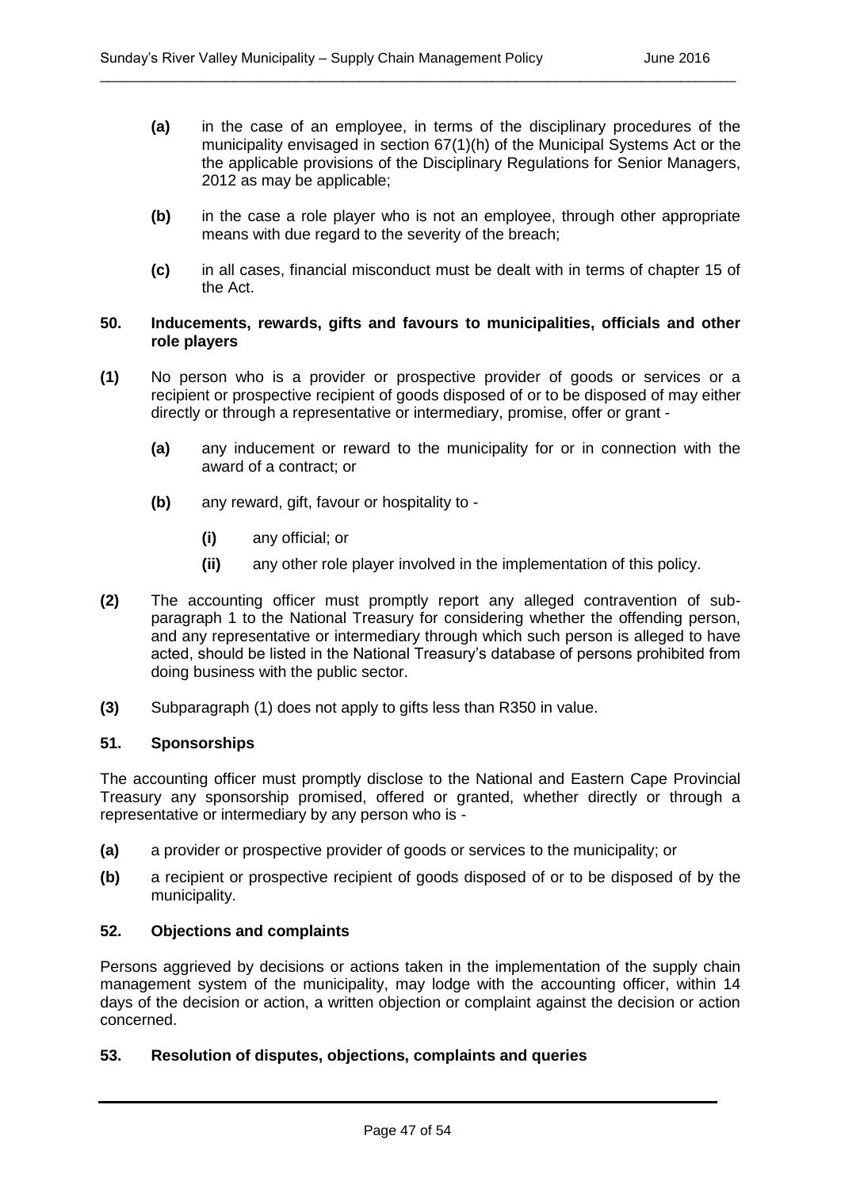**(a)** in the case of an employee, in terms of the disciplinary procedures of the municipality envisaged in section 67(1)(h) of the Municipal Systems Act or the the applicable provisions of the Disciplinary Regulations for Senior Managers, 2012 as may be applicable;

**(b)** in the case a role player who is not an employee, through other appropriate means with due regard to the severity of the breach;

**(c)** in all cases, financial misconduct must be dealt with in terms of chapter 15 of the Act.

### 50. Inducements, rewards, gifts and favours to municipalities, officials and other role players

**(1)** No person who is a provider or prospective provider of goods or services or a recipient or prospective recipient of goods disposed of or to be disposed of may either directly or through a representative or intermediary, promise, offer or grant -

**(a)** any inducement or reward to the municipality for or in connection with the award of a contract; or

**(b)** any reward, gift, favour or hospitality to -

**(i)** any official; or

**(ii)** any other role player involved in the implementation of this policy.

**(2)** The accounting officer must promptly report any alleged contravention of sub-paragraph 1 to the National Treasury for considering whether the offending person, and any representative or intermediary through which such person is alleged to have acted, should be listed in the National Treasury's database of persons prohibited from doing business with the public sector.

**(3)** Subparagraph (1) does not apply to gifts less than R350 in value.

### 51. Sponsorships

The accounting officer must promptly disclose to the National and Eastern Cape Provincial Treasury any sponsorship promised, offered or granted, whether directly or through a representative or intermediary by any person who is -

**(a)** a provider or prospective provider of goods or services to the municipality; or

**(b)** a recipient or prospective recipient of goods disposed of or to be disposed of by the municipality.

### 52. Objections and complaints

Persons aggrieved by decisions or actions taken in the implementation of the supply chain management system of the municipality, may lodge with the accounting officer, within 14 days of the decision or action, a written objection or complaint against the decision or action concerned.

### 53. Resolution of disputes, objections, complaints and queries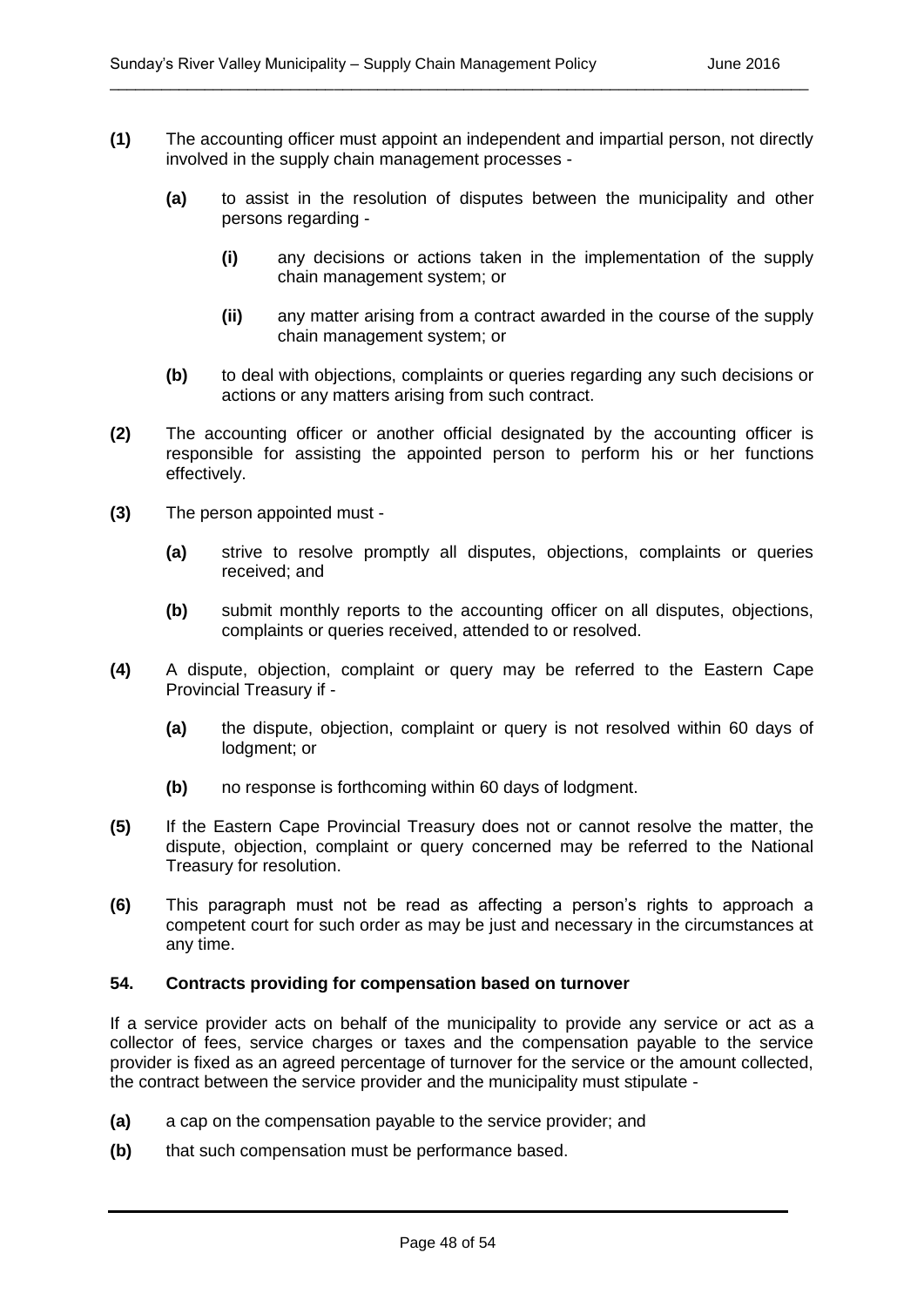**(1)** The accounting officer must appoint an independent and impartial person, not directly involved in the supply chain management processes -

> **(a)** to assist in the resolution of disputes between the municipality and other persons regarding -
>
> > **(i)** any decisions or actions taken in the implementation of the supply chain management system; or
> >
> > **(ii)** any matter arising from a contract awarded in the course of the supply chain management system; or
>
> **(b)** to deal with objections, complaints or queries regarding any such decisions or actions or any matters arising from such contract.

**(2)** The accounting officer or another official designated by the accounting officer is responsible for assisting the appointed person to perform his or her functions effectively.

**(3)** The person appointed must -

> **(a)** strive to resolve promptly all disputes, objections, complaints or queries received; and
>
> **(b)** submit monthly reports to the accounting officer on all disputes, objections, complaints or queries received, attended to or resolved.

**(4)** A dispute, objection, complaint or query may be referred to the Eastern Cape Provincial Treasury if -

> **(a)** the dispute, objection, complaint or query is not resolved within 60 days of lodgment; or
>
> **(b)** no response is forthcoming within 60 days of lodgment.

**(5)** If the Eastern Cape Provincial Treasury does not or cannot resolve the matter, the dispute, objection, complaint or query concerned may be referred to the National Treasury for resolution.

**(6)** This paragraph must not be read as affecting a person's rights to approach a competent court for such order as may be just and necessary in the circumstances at any time.

#### 54. Contracts providing for compensation based on turnover

If a service provider acts on behalf of the municipality to provide any service or act as a collector of fees, service charges or taxes and the compensation payable to the service provider is fixed as an agreed percentage of turnover for the service or the amount collected, the contract between the service provider and the municipality must stipulate -

**(a)** a cap on the compensation payable to the service provider; and

**(b)** that such compensation must be performance based.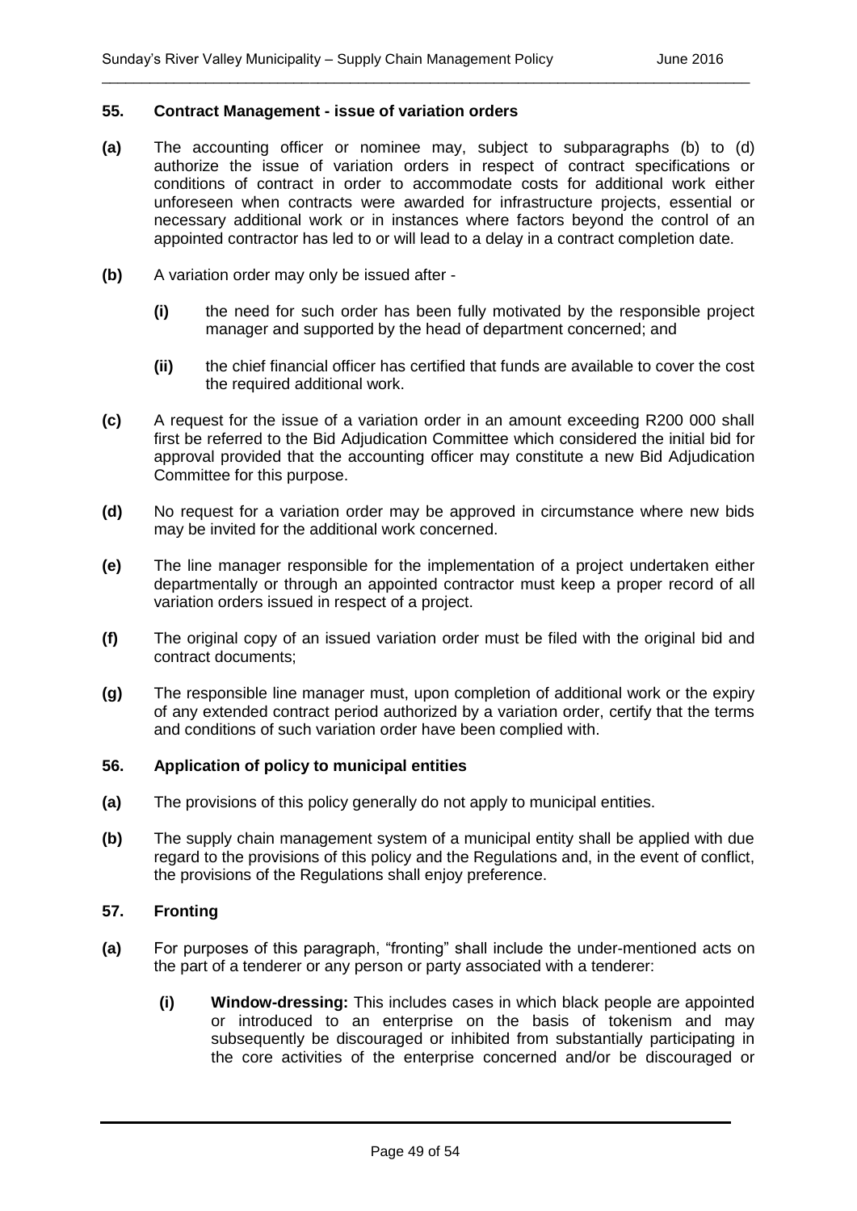### 55. Contract Management - issue of variation orders

**(a)** The accounting officer or nominee may, subject to subparagraphs (b) to (d) authorize the issue of variation orders in respect of contract specifications or conditions of contract in order to accommodate costs for additional work either unforeseen when contracts were awarded for infrastructure projects, essential or necessary additional work or in instances where factors beyond the control of an appointed contractor has led to or will lead to a delay in a contract completion date.

**(b)** A variation order may only be issued after -

> **(i)** the need for such order has been fully motivated by the responsible project manager and supported by the head of department concerned; and
>
> **(ii)** the chief financial officer has certified that funds are available to cover the cost the required additional work.

**(c)** A request for the issue of a variation order in an amount exceeding R200 000 shall first be referred to the Bid Adjudication Committee which considered the initial bid for approval provided that the accounting officer may constitute a new Bid Adjudication Committee for this purpose.

**(d)** No request for a variation order may be approved in circumstance where new bids may be invited for the additional work concerned.

**(e)** The line manager responsible for the implementation of a project undertaken either departmentally or through an appointed contractor must keep a proper record of all variation orders issued in respect of a project.

**(f)** The original copy of an issued variation order must be filed with the original bid and contract documents;

**(g)** The responsible line manager must, upon completion of additional work or the expiry of any extended contract period authorized by a variation order, certify that the terms and conditions of such variation order have been complied with.

### 56. Application of policy to municipal entities

**(a)** The provisions of this policy generally do not apply to municipal entities.

**(b)** The supply chain management system of a municipal entity shall be applied with due regard to the provisions of this policy and the Regulations and, in the event of conflict, the provisions of the Regulations shall enjoy preference.

### 57. Fronting

**(a)** For purposes of this paragraph, "fronting" shall include the under-mentioned acts on the part of a tenderer or any person or party associated with a tenderer:

> **(i)** **Window-dressing:** This includes cases in which black people are appointed or introduced to an enterprise on the basis of tokenism and may subsequently be discouraged or inhibited from substantially participating in the core activities of the enterprise concerned and/or be discouraged or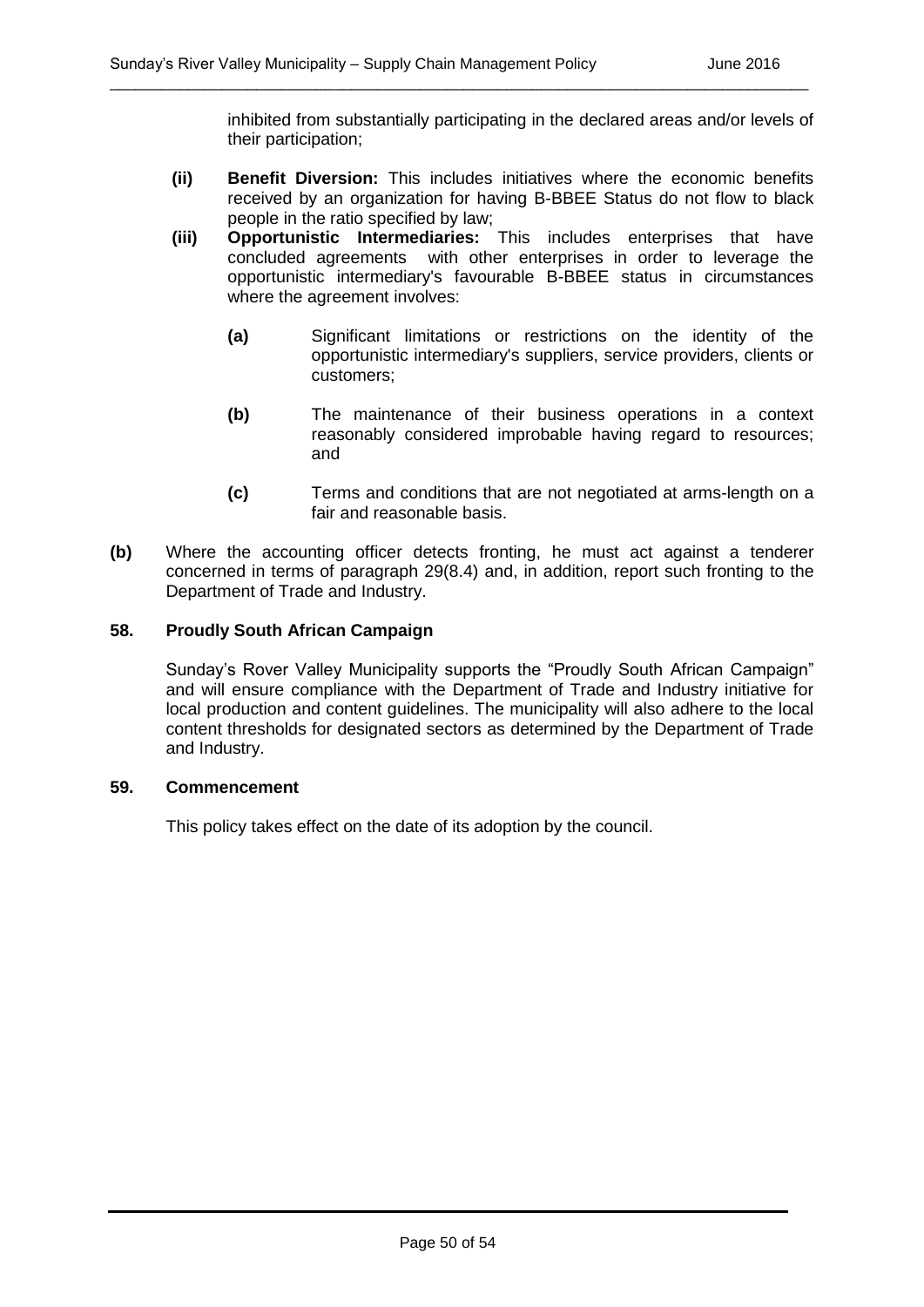inhibited from substantially participating in the declared areas and/or levels of their participation;

**(ii)** **Benefit Diversion:** This includes initiatives where the economic benefits received by an organization for having B-BBEE Status do not flow to black people in the ratio specified by law;

**(iii)** **Opportunistic Intermediaries:** This includes enterprises that have concluded agreements with other enterprises in order to leverage the opportunistic intermediary's favourable B-BBEE status in circumstances where the agreement involves:

**(a)** Significant limitations or restrictions on the identity of the opportunistic intermediary's suppliers, service providers, clients or customers;

**(b)** The maintenance of their business operations in a context reasonably considered improbable having regard to resources; and

**(c)** Terms and conditions that are not negotiated at arms-length on a fair and reasonable basis.

**(b)** Where the accounting officer detects fronting, he must act against a tenderer concerned in terms of paragraph 29(8.4) and, in addition, report such fronting to the Department of Trade and Industry.

## 58. Proudly South African Campaign

Sunday's Rover Valley Municipality supports the "Proudly South African Campaign" and will ensure compliance with the Department of Trade and Industry initiative for local production and content guidelines. The municipality will also adhere to the local content thresholds for designated sectors as determined by the Department of Trade and Industry.

## 59. Commencement

This policy takes effect on the date of its adoption by the council.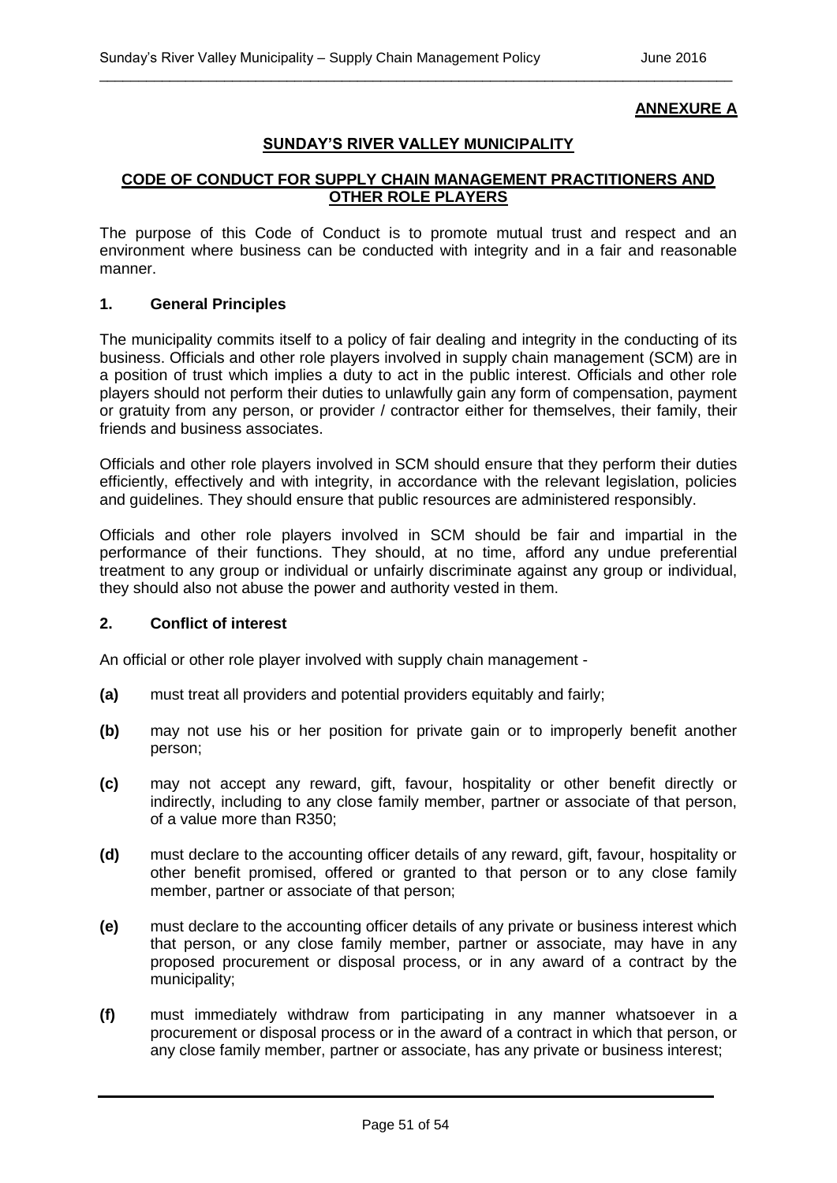**ANNEXURE A**

**SUNDAY'S RIVER VALLEY MUNICIPALITY**

**CODE OF CONDUCT FOR SUPPLY CHAIN MANAGEMENT PRACTITIONERS AND OTHER ROLE PLAYERS**

The purpose of this Code of Conduct is to promote mutual trust and respect and an environment where business can be conducted with integrity and in a fair and reasonable manner.

**1. General Principles**

The municipality commits itself to a policy of fair dealing and integrity in the conducting of its business. Officials and other role players involved in supply chain management (SCM) are in a position of trust which implies a duty to act in the public interest. Officials and other role players should not perform their duties to unlawfully gain any form of compensation, payment or gratuity from any person, or provider / contractor either for themselves, their family, their friends and business associates.

Officials and other role players involved in SCM should ensure that they perform their duties efficiently, effectively and with integrity, in accordance with the relevant legislation, policies and guidelines. They should ensure that public resources are administered responsibly.

Officials and other role players involved in SCM should be fair and impartial in the performance of their functions. They should, at no time, afford any undue preferential treatment to any group or individual or unfairly discriminate against any group or individual, they should also not abuse the power and authority vested in them.

**2. Conflict of interest**

An official or other role player involved with supply chain management -

**(a)** must treat all providers and potential providers equitably and fairly;

**(b)** may not use his or her position for private gain or to improperly benefit another person;

**(c)** may not accept any reward, gift, favour, hospitality or other benefit directly or indirectly, including to any close family member, partner or associate of that person, of a value more than R350;

**(d)** must declare to the accounting officer details of any reward, gift, favour, hospitality or other benefit promised, offered or granted to that person or to any close family member, partner or associate of that person;

**(e)** must declare to the accounting officer details of any private or business interest which that person, or any close family member, partner or associate, may have in any proposed procurement or disposal process, or in any award of a contract by the municipality;

**(f)** must immediately withdraw from participating in any manner whatsoever in a procurement or disposal process or in the award of a contract in which that person, or any close family member, partner or associate, has any private or business interest;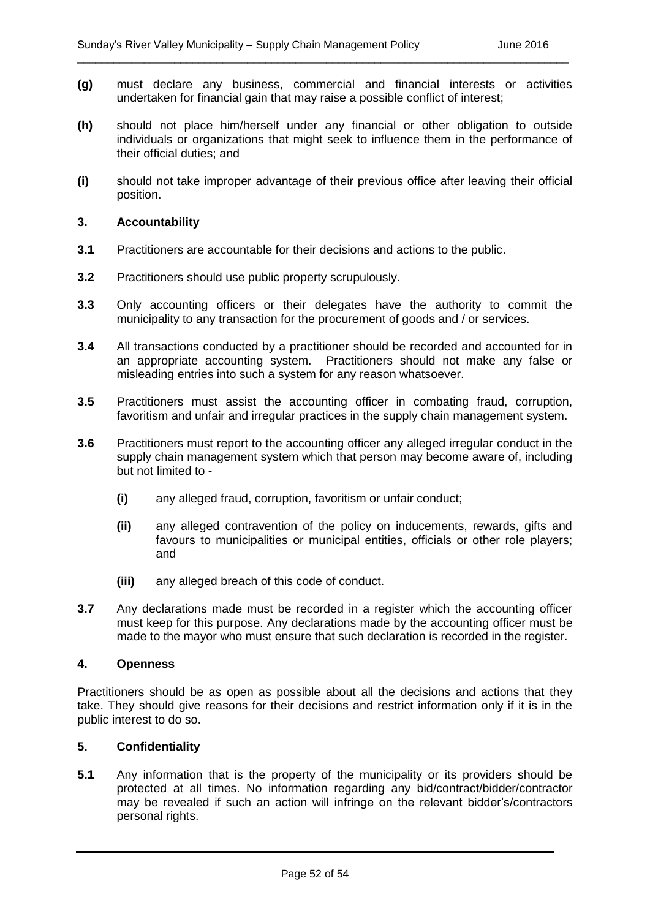**(g)** must declare any business, commercial and financial interests or activities undertaken for financial gain that may raise a possible conflict of interest;

**(h)** should not place him/herself under any financial or other obligation to outside individuals or organizations that might seek to influence them in the performance of their official duties; and

**(i)** should not take improper advantage of their previous office after leaving their official position.

### 3. Accountability

**3.1** Practitioners are accountable for their decisions and actions to the public.

**3.2** Practitioners should use public property scrupulously.

**3.3** Only accounting officers or their delegates have the authority to commit the municipality to any transaction for the procurement of goods and / or services.

**3.4** All transactions conducted by a practitioner should be recorded and accounted for in an appropriate accounting system. Practitioners should not make any false or misleading entries into such a system for any reason whatsoever.

**3.5** Practitioners must assist the accounting officer in combating fraud, corruption, favoritism and unfair and irregular practices in the supply chain management system.

**3.6** Practitioners must report to the accounting officer any alleged irregular conduct in the supply chain management system which that person may become aware of, including but not limited to -

- **(i)** any alleged fraud, corruption, favoritism or unfair conduct;
- **(ii)** any alleged contravention of the policy on inducements, rewards, gifts and favours to municipalities or municipal entities, officials or other role players; and
- **(iii)** any alleged breach of this code of conduct.

**3.7** Any declarations made must be recorded in a register which the accounting officer must keep for this purpose. Any declarations made by the accounting officer must be made to the mayor who must ensure that such declaration is recorded in the register.

### 4. Openness

Practitioners should be as open as possible about all the decisions and actions that they take. They should give reasons for their decisions and restrict information only if it is in the public interest to do so.

### 5. Confidentiality

**5.1** Any information that is the property of the municipality or its providers should be protected at all times. No information regarding any bid/contract/bidder/contractor may be revealed if such an action will infringe on the relevant bidder's/contractors personal rights.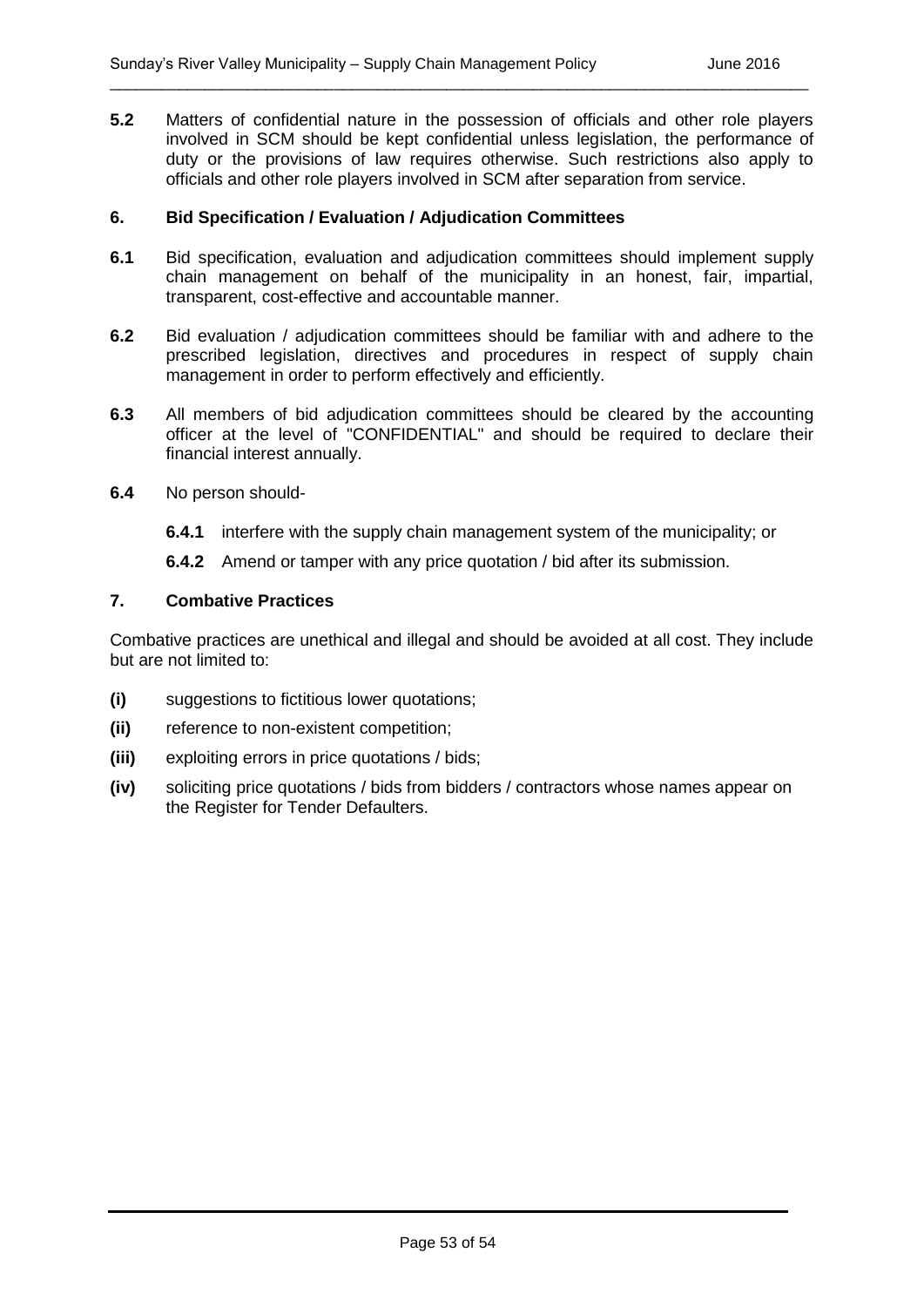**5.2** Matters of confidential nature in the possession of officials and other role players involved in SCM should be kept confidential unless legislation, the performance of duty or the provisions of law requires otherwise. Such restrictions also apply to officials and other role players involved in SCM after separation from service.

### 6. Bid Specification / Evaluation / Adjudication Committees

**6.1** Bid specification, evaluation and adjudication committees should implement supply chain management on behalf of the municipality in an honest, fair, impartial, transparent, cost-effective and accountable manner.

**6.2** Bid evaluation / adjudication committees should be familiar with and adhere to the prescribed legislation, directives and procedures in respect of supply chain management in order to perform effectively and efficiently.

**6.3** All members of bid adjudication committees should be cleared by the accounting officer at the level of "CONFIDENTIAL" and should be required to declare their financial interest annually.

**6.4** No person should-

- **6.4.1** interfere with the supply chain management system of the municipality; or
- **6.4.2** Amend or tamper with any price quotation / bid after its submission.

### 7. Combative Practices

Combative practices are unethical and illegal and should be avoided at all cost. They include but are not limited to:

- **(i)** suggestions to fictitious lower quotations;
- **(ii)** reference to non-existent competition;
- **(iii)** exploiting errors in price quotations / bids;
- **(iv)** soliciting price quotations / bids from bidders / contractors whose names appear on the Register for Tender Defaulters.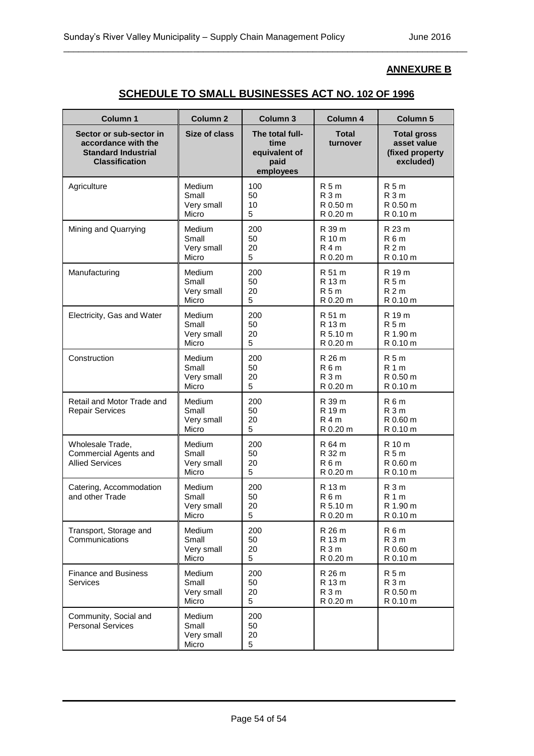**ANNEXURE B**

## SCHEDULE TO SMALL BUSINESSES ACT NO. 102 OF 1996

| Column 1 | Column 2 | Column 3 | Column 4 | Column 5 |
|---|---|---|---|---|
| **Sector or sub-sector in accordance with the Standard Industrial Classification** | **Size of class** | **The total full-time equivalent of paid employees** | **Total turnover** | **Total gross asset value (fixed property excluded)** |
| Agriculture | Medium<br>Small<br>Very small<br>Micro | 100<br>50<br>10<br>5 | R 5 m<br>R 3 m<br>R 0.50 m<br>R 0.20 m | R 5 m<br>R 3 m<br>R 0.50 m<br>R 0.10 m |
| Mining and Quarrying | Medium<br>Small<br>Very small<br>Micro | 200<br>50<br>20<br>5 | R 39 m<br>R 10 m<br>R 4 m<br>R 0.20 m | R 23 m<br>R 6 m<br>R 2 m<br>R 0.10 m |
| Manufacturing | Medium<br>Small<br>Very small<br>Micro | 200<br>50<br>20<br>5 | R 51 m<br>R 13 m<br>R 5 m<br>R 0.20 m | R 19 m<br>R 5 m<br>R 2 m<br>R 0.10 m |
| Electricity, Gas and Water | Medium<br>Small<br>Very small<br>Micro | 200<br>50<br>20<br>5 | R 51 m<br>R 13 m<br>R 5.10 m<br>R 0.20 m | R 19 m<br>R 5 m<br>R 1.90 m<br>R 0.10 m |
| Construction | Medium<br>Small<br>Very small<br>Micro | 200<br>50<br>20<br>5 | R 26 m<br>R 6 m<br>R 3 m<br>R 0.20 m | R 5 m<br>R 1 m<br>R 0.50 m<br>R 0.10 m |
| Retail and Motor Trade and Repair Services | Medium<br>Small<br>Very small<br>Micro | 200<br>50<br>20<br>5 | R 39 m<br>R 19 m<br>R 4 m<br>R 0.20 m | R 6 m<br>R 3 m<br>R 0.60 m<br>R 0.10 m |
| Wholesale Trade, Commercial Agents and Allied Services | Medium<br>Small<br>Very small<br>Micro | 200<br>50<br>20<br>5 | R 64 m<br>R 32 m<br>R 6 m<br>R 0.20 m | R 10 m<br>R 5 m<br>R 0.60 m<br>R 0.10 m |
| Catering, Accommodation and other Trade | Medium<br>Small<br>Very small<br>Micro | 200<br>50<br>20<br>5 | R 13 m<br>R 6 m<br>R 5.10 m<br>R 0.20 m | R 3 m<br>R 1 m<br>R 1.90 m<br>R 0.10 m |
| Transport, Storage and Communications | Medium<br>Small<br>Very small<br>Micro | 200<br>50<br>20<br>5 | R 26 m<br>R 13 m<br>R 3 m<br>R 0.20 m | R 6 m<br>R 3 m<br>R 0.60 m<br>R 0.10 m |
| Finance and Business Services | Medium<br>Small<br>Very small<br>Micro | 200<br>50<br>20<br>5 | R 26 m<br>R 13 m<br>R 3 m<br>R 0.20 m | R 5 m<br>R 3 m<br>R 0.50 m<br>R 0.10 m |
| Community, Social and Personal Services | Medium<br>Small<br>Very small<br>Micro | 200<br>50<br>20<br>5 | | |